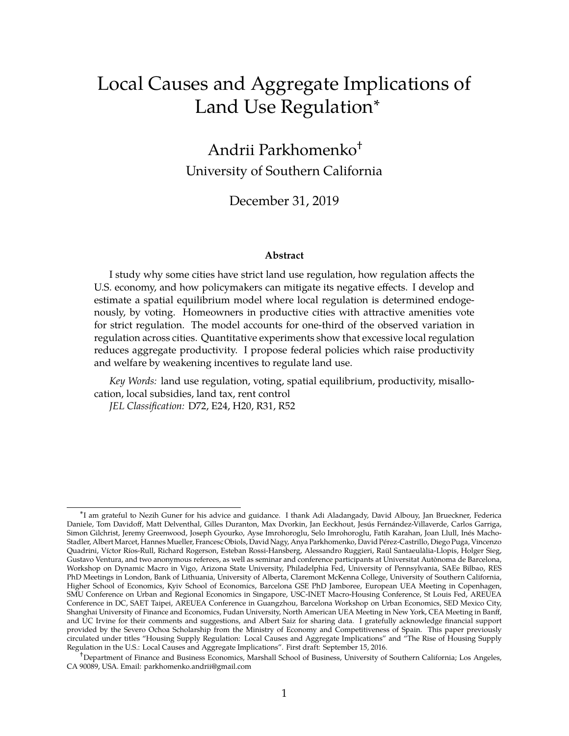# Local Causes and Aggregate Implications of Land Use Regulation*

Andrii Parkhomenko†

University of Southern California

December 31, 2019

## Abstract

I study why some cities have strict land use regulation, how regulation affects the U.S. economy, and how policymakers can mitigate its negative effects. I develop and estimate a spatial equilibrium model where local regulation is determined endogenously, by voting. Homeowners in productive cities with attractive amenities vote for strict regulation. The model accounts for one-third of the observed variation in regulation across cities. Quantitative experiments show that excessive local regulation reduces aggregate productivity. I propose federal policies which raise productivity and welfare by weakening incentives to regulate land use.

*Key Words:* land use regulation, voting, spatial equilibrium, productivity, misallocation, local subsidies, land tax, rent control

*JEL Classification:* D72, E24, H20, R31, R52

---

*I am grateful to Nezih Guner for his advice and guidance. I thank Adi Aladangady, David Albouy, Jan Brueckner, Federica Daniele, Tom Davidoff, Matt Delventhal, Gilles Duranton, Max Dvorkin, Jan Eeckhout, Jesús Fernández-Villaverde, Carlos Garriga, Simon Gilchrist, Jeremy Greenwood, Joseph Gyourko, Ayse Imrohoroglu, Selo Imrohoroglu, Fatih Karahan, Joan Llull, Inés Macho-Stadler, Albert Marcet, Hannes Mueller, Francesc Obiols, David Nagy, Anya Parkhomenko, David Pérez-Castrillo, Diego Puga, Vincenzo Quadrini, Víctor Ríos-Rull, Richard Rogerson, Esteban Rossi-Hansberg, Alessandro Ruggieri, Raül Santaeulàlia-Llopis, Holger Sieg, Gustavo Ventura, and two anonymous referees, as well as seminar and conference participants at Universitat Autònoma de Barcelona, Workshop on Dynamic Macro in Vigo, Arizona State University, Philadelphia Fed, University of Pennsylvania, SAEe Bilbao, RES PhD Meetings in London, Bank of Lithuania, University of Alberta, Claremont McKenna College, University of Southern California, Higher School of Economics, Kyiv School of Economics, Barcelona GSE PhD Jamboree, European UEA Meeting in Copenhagen, SMU Conference on Urban and Regional Economics in Singapore, USC-INET Macro-Housing Conference, St Louis Fed, AREUEA Conference in DC, SAET Taipei, AREUEA Conference in Guangzhou, Barcelona Workshop on Urban Economics, SED Mexico City, Shanghai University of Finance and Economics, Fudan University, North American UEA Meeting in New York, CEA Meeting in Banff, and UC Irvine for their comments and suggestions, and Albert Saiz for sharing data. I gratefully acknowledge financial support provided by the Severo Ochoa Scholarship from the Ministry of Economy and Competitiveness of Spain. This paper previously circulated under titles "Housing Supply Regulation: Local Causes and Aggregate Implications" and "The Rise of Housing Supply Regulation in the U.S.: Local Causes and Aggregate Implications". First draft: September 15, 2016.

†Department of Finance and Business Economics, Marshall School of Business, University of Southern California; Los Angeles, CA 90089, USA. Email: parkhomenko.andrii@gmail.com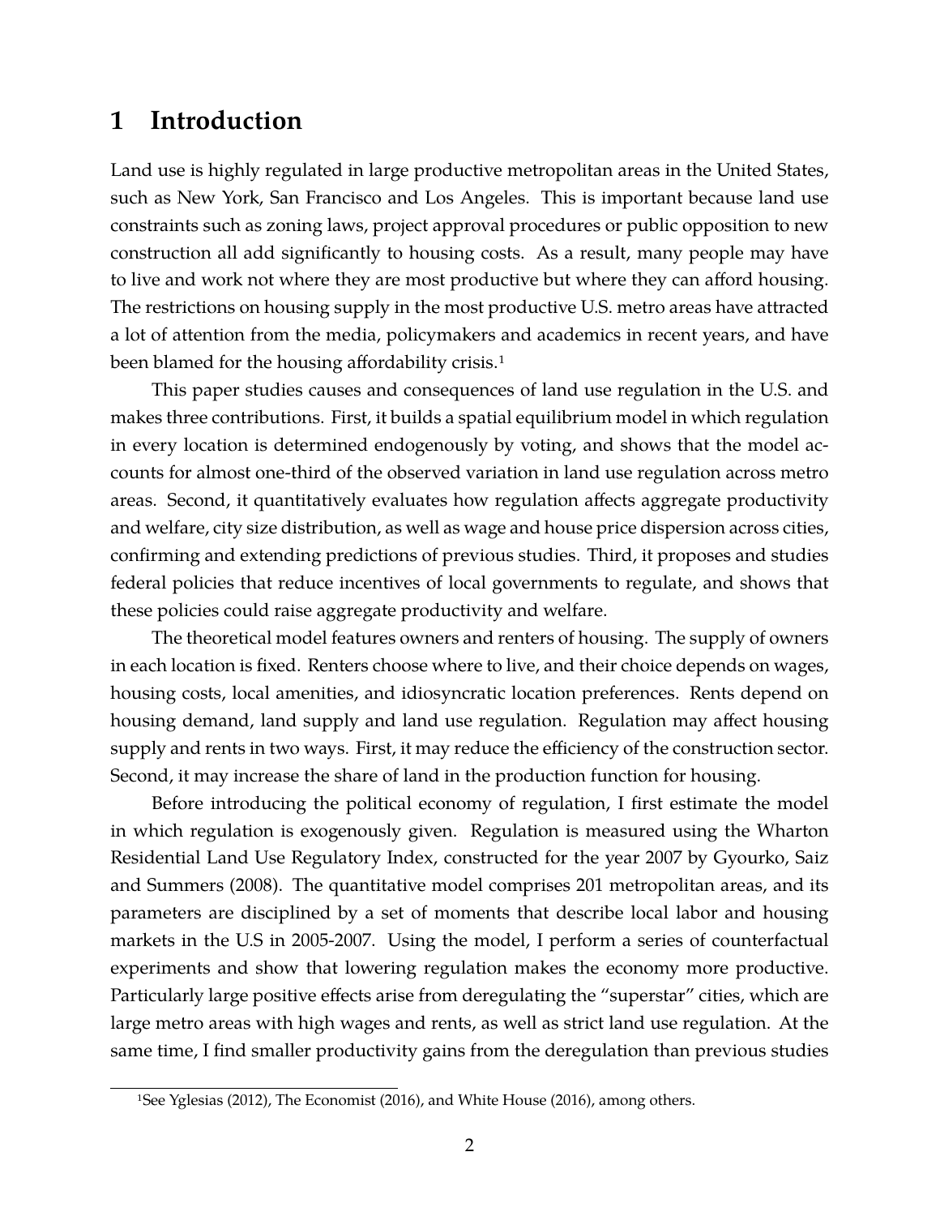# 1 Introduction

Land use is highly regulated in large productive metropolitan areas in the United States, such as New York, San Francisco and Los Angeles. This is important because land use constraints such as zoning laws, project approval procedures or public opposition to new construction all add significantly to housing costs. As a result, many people may have to live and work not where they are most productive but where they can afford housing. The restrictions on housing supply in the most productive U.S. metro areas have attracted a lot of attention from the media, policymakers and academics in recent years, and have been blamed for the housing affordability crisis.[1]

This paper studies causes and consequences of land use regulation in the U.S. and makes three contributions. First, it builds a spatial equilibrium model in which regulation in every location is determined endogenously by voting, and shows that the model accounts for almost one-third of the observed variation in land use regulation across metro areas. Second, it quantitatively evaluates how regulation affects aggregate productivity and welfare, city size distribution, as well as wage and house price dispersion across cities, confirming and extending predictions of previous studies. Third, it proposes and studies federal policies that reduce incentives of local governments to regulate, and shows that these policies could raise aggregate productivity and welfare.

The theoretical model features owners and renters of housing. The supply of owners in each location is fixed. Renters choose where to live, and their choice depends on wages, housing costs, local amenities, and idiosyncratic location preferences. Rents depend on housing demand, land supply and land use regulation. Regulation may affect housing supply and rents in two ways. First, it may reduce the efficiency of the construction sector. Second, it may increase the share of land in the production function for housing.

Before introducing the political economy of regulation, I first estimate the model in which regulation is exogenously given. Regulation is measured using the Wharton Residential Land Use Regulatory Index, constructed for the year 2007 by Gyourko, Saiz and Summers (2008). The quantitative model comprises 201 metropolitan areas, and its parameters are disciplined by a set of moments that describe local labor and housing markets in the U.S in 2005-2007. Using the model, I perform a series of counterfactual experiments and show that lowering regulation makes the economy more productive. Particularly large positive effects arise from deregulating the "superstar" cities, which are large metro areas with high wages and rents, as well as strict land use regulation. At the same time, I find smaller productivity gains from the deregulation than previous studies

[1] See Yglesias (2012), The Economist (2016), and White House (2016), among others.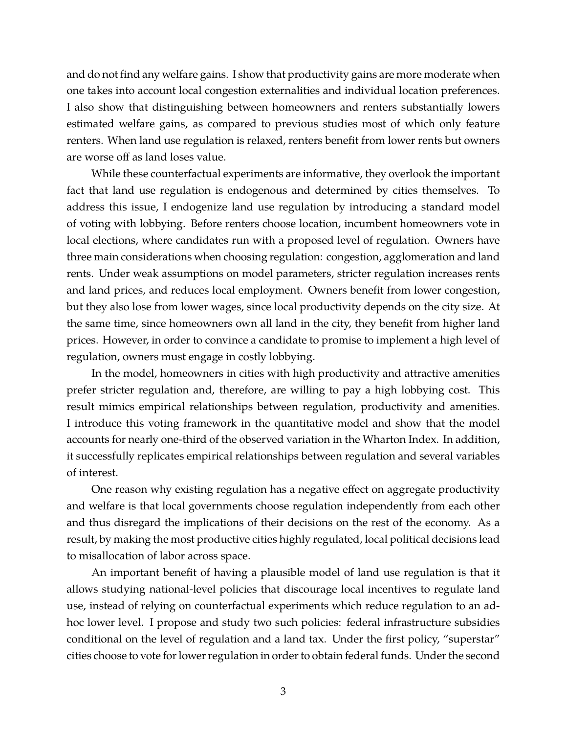and do not find any welfare gains. I show that productivity gains are more moderate when one takes into account local congestion externalities and individual location preferences. I also show that distinguishing between homeowners and renters substantially lowers estimated welfare gains, as compared to previous studies most of which only feature renters. When land use regulation is relaxed, renters benefit from lower rents but owners are worse off as land loses value.

While these counterfactual experiments are informative, they overlook the important fact that land use regulation is endogenous and determined by cities themselves. To address this issue, I endogenize land use regulation by introducing a standard model of voting with lobbying. Before renters choose location, incumbent homeowners vote in local elections, where candidates run with a proposed level of regulation. Owners have three main considerations when choosing regulation: congestion, agglomeration and land rents. Under weak assumptions on model parameters, stricter regulation increases rents and land prices, and reduces local employment. Owners benefit from lower congestion, but they also lose from lower wages, since local productivity depends on the city size. At the same time, since homeowners own all land in the city, they benefit from higher land prices. However, in order to convince a candidate to promise to implement a high level of regulation, owners must engage in costly lobbying.

In the model, homeowners in cities with high productivity and attractive amenities prefer stricter regulation and, therefore, are willing to pay a high lobbying cost. This result mimics empirical relationships between regulation, productivity and amenities. I introduce this voting framework in the quantitative model and show that the model accounts for nearly one-third of the observed variation in the Wharton Index. In addition, it successfully replicates empirical relationships between regulation and several variables of interest.

One reason why existing regulation has a negative effect on aggregate productivity and welfare is that local governments choose regulation independently from each other and thus disregard the implications of their decisions on the rest of the economy. As a result, by making the most productive cities highly regulated, local political decisions lead to misallocation of labor across space.

An important benefit of having a plausible model of land use regulation is that it allows studying national-level policies that discourage local incentives to regulate land use, instead of relying on counterfactual experiments which reduce regulation to an ad-hoc lower level. I propose and study two such policies: federal infrastructure subsidies conditional on the level of regulation and a land tax. Under the first policy, "superstar" cities choose to vote for lower regulation in order to obtain federal funds. Under the second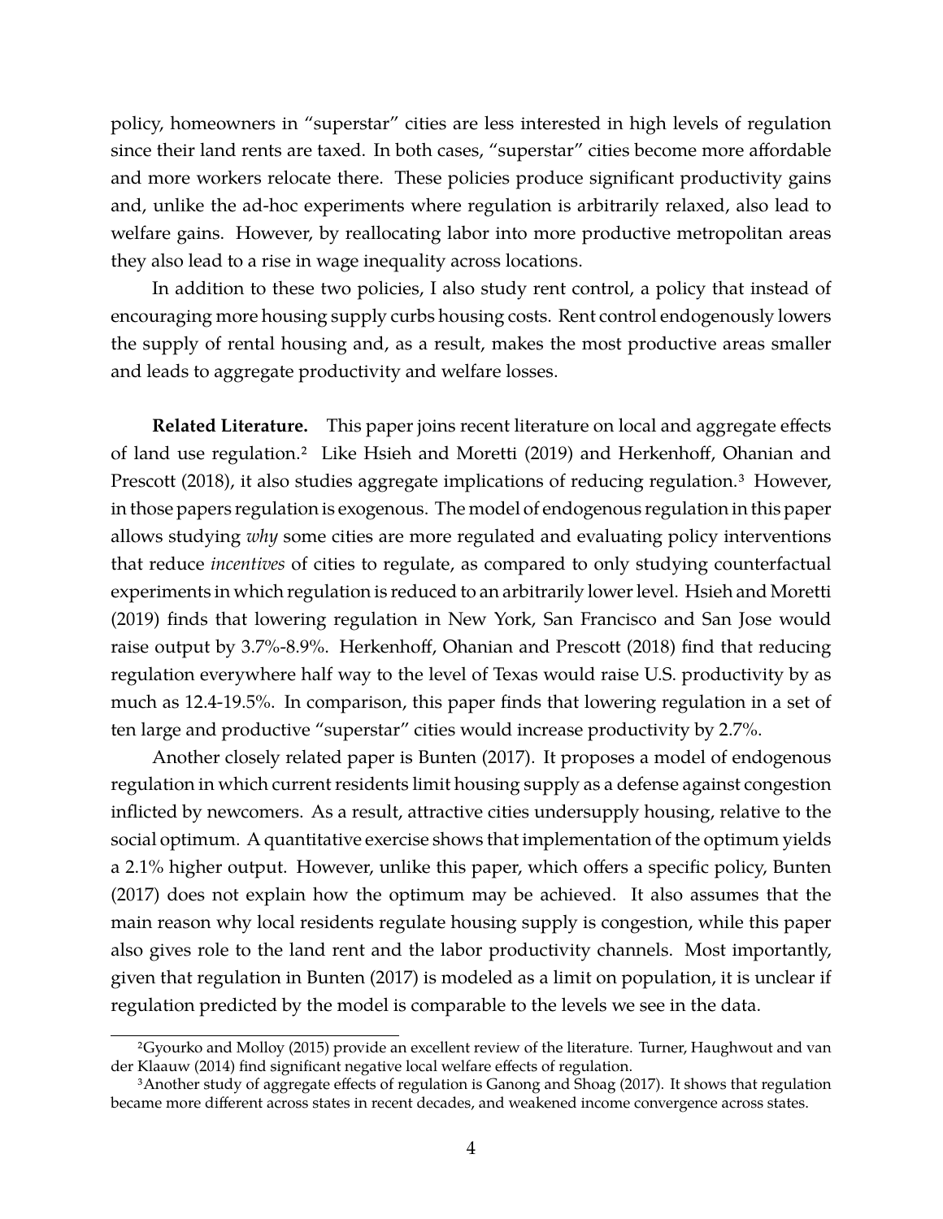policy, homeowners in "superstar" cities are less interested in high levels of regulation since their land rents are taxed. In both cases, "superstar" cities become more affordable and more workers relocate there. These policies produce significant productivity gains and, unlike the ad-hoc experiments where regulation is arbitrarily relaxed, also lead to welfare gains. However, by reallocating labor into more productive metropolitan areas they also lead to a rise in wage inequality across locations.

In addition to these two policies, I also study rent control, a policy that instead of encouraging more housing supply curbs housing costs. Rent control endogenously lowers the supply of rental housing and, as a result, makes the most productive areas smaller and leads to aggregate productivity and welfare losses.

**Related Literature.** This paper joins recent literature on local and aggregate effects of land use regulation.[2] Like Hsieh and Moretti (2019) and Herkenhoff, Ohanian and Prescott (2018), it also studies aggregate implications of reducing regulation.[3] However, in those papers regulation is exogenous. The model of endogenous regulation in this paper allows studying *why* some cities are more regulated and evaluating policy interventions that reduce *incentives* of cities to regulate, as compared to only studying counterfactual experiments in which regulation is reduced to an arbitrarily lower level. Hsieh and Moretti (2019) finds that lowering regulation in New York, San Francisco and San Jose would raise output by 3.7%-8.9%. Herkenhoff, Ohanian and Prescott (2018) find that reducing regulation everywhere half way to the level of Texas would raise U.S. productivity by as much as 12.4-19.5%. In comparison, this paper finds that lowering regulation in a set of ten large and productive "superstar" cities would increase productivity by 2.7%.

Another closely related paper is Bunten (2017). It proposes a model of endogenous regulation in which current residents limit housing supply as a defense against congestion inflicted by newcomers. As a result, attractive cities undersupply housing, relative to the social optimum. A quantitative exercise shows that implementation of the optimum yields a 2.1% higher output. However, unlike this paper, which offers a specific policy, Bunten (2017) does not explain how the optimum may be achieved. It also assumes that the main reason why local residents regulate housing supply is congestion, while this paper also gives role to the land rent and the labor productivity channels. Most importantly, given that regulation in Bunten (2017) is modeled as a limit on population, it is unclear if regulation predicted by the model is comparable to the levels we see in the data.

[2] Gyourko and Molloy (2015) provide an excellent review of the literature. Turner, Haughwout and van der Klaauw (2014) find significant negative local welfare effects of regulation.

[3] Another study of aggregate effects of regulation is Ganong and Shoag (2017). It shows that regulation became more different across states in recent decades, and weakened income convergence across states.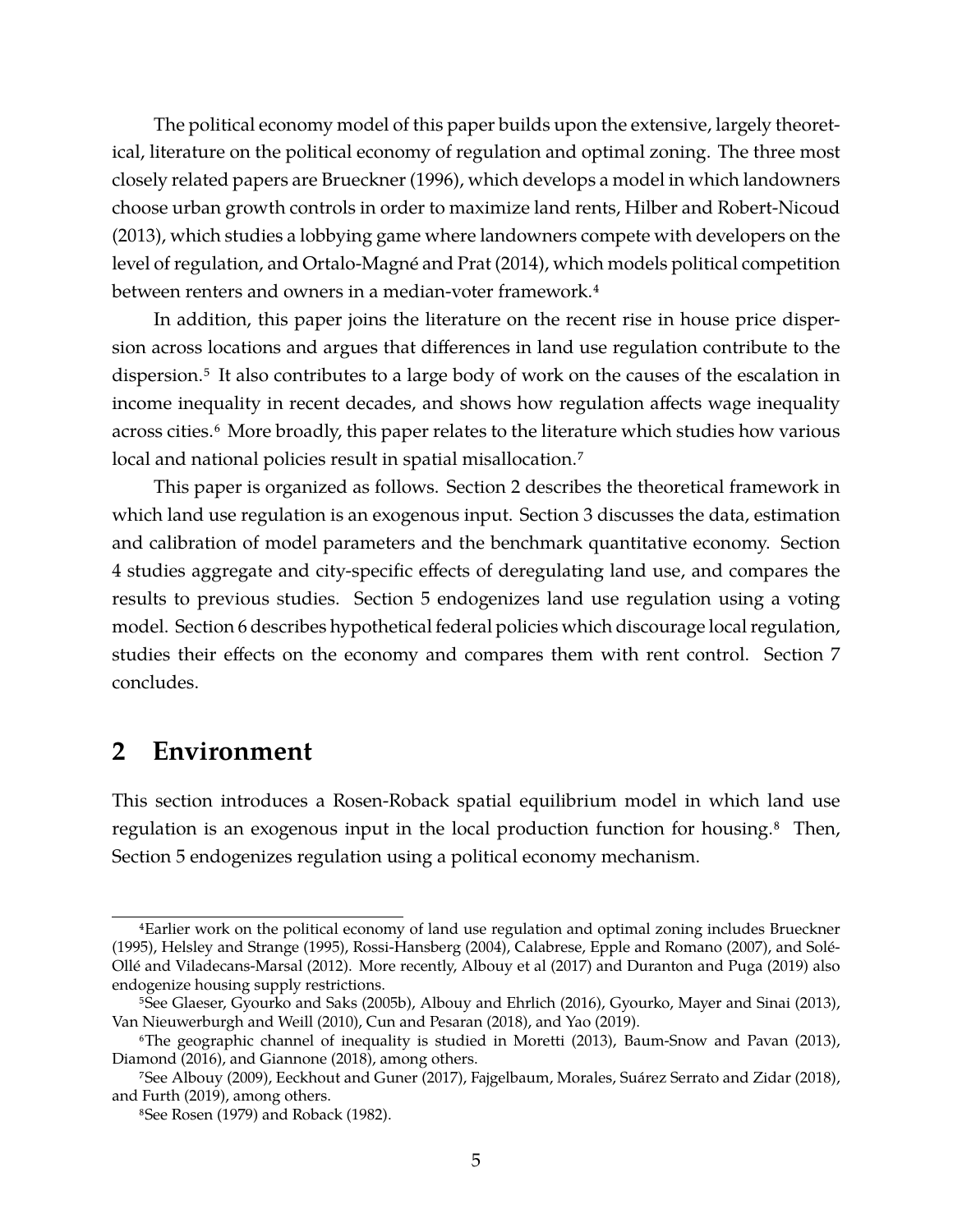The political economy model of this paper builds upon the extensive, largely theoretical, literature on the political economy of regulation and optimal zoning. The three most closely related papers are Brueckner (1996), which develops a model in which landowners choose urban growth controls in order to maximize land rents, Hilber and Robert-Nicoud (2013), which studies a lobbying game where landowners compete with developers on the level of regulation, and Ortalo-Magné and Prat (2014), which models political competition between renters and owners in a median-voter framework.[4]

In addition, this paper joins the literature on the recent rise in house price dispersion across locations and argues that differences in land use regulation contribute to the dispersion.[5] It also contributes to a large body of work on the causes of the escalation in income inequality in recent decades, and shows how regulation affects wage inequality across cities.[6] More broadly, this paper relates to the literature which studies how various local and national policies result in spatial misallocation.[7]

This paper is organized as follows. Section 2 describes the theoretical framework in which land use regulation is an exogenous input. Section 3 discusses the data, estimation and calibration of model parameters and the benchmark quantitative economy. Section 4 studies aggregate and city-specific effects of deregulating land use, and compares the results to previous studies. Section 5 endogenizes land use regulation using a voting model. Section 6 describes hypothetical federal policies which discourage local regulation, studies their effects on the economy and compares them with rent control. Section 7 concludes.

## 2 Environment

This section introduces a Rosen-Roback spatial equilibrium model in which land use regulation is an exogenous input in the local production function for housing.[8] Then, Section 5 endogenizes regulation using a political economy mechanism.

---

[4]Earlier work on the political economy of land use regulation and optimal zoning includes Brueckner (1995), Helsley and Strange (1995), Rossi-Hansberg (2004), Calabrese, Epple and Romano (2007), and Solé-Ollé and Viladecans-Marsal (2012). More recently, Albouy et al (2017) and Duranton and Puga (2019) also endogenize housing supply restrictions.

[5]See Glaeser, Gyourko and Saks (2005b), Albouy and Ehrlich (2016), Gyourko, Mayer and Sinai (2013), Van Nieuwerburgh and Weill (2010), Cun and Pesaran (2018), and Yao (2019).

[6]The geographic channel of inequality is studied in Moretti (2013), Baum-Snow and Pavan (2013), Diamond (2016), and Giannone (2018), among others.

[7]See Albouy (2009), Eeckhout and Guner (2017), Fajgelbaum, Morales, Suárez Serrato and Zidar (2018), and Furth (2019), among others.

[8]See Rosen (1979) and Roback (1982).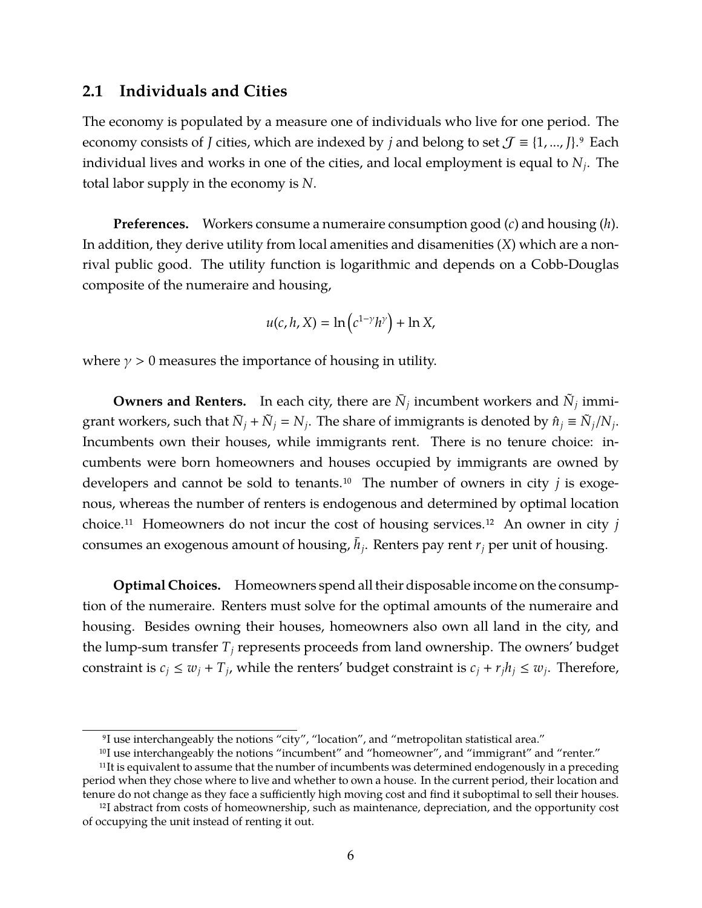## 2.1 Individuals and Cities

The economy is populated by a measure one of individuals who live for one period. The economy consists of $J$ cities, which are indexed by $j$ and belong to set $\mathcal{J} \equiv \{1, ..., J\}$.[9] Each individual lives and works in one of the cities, and local employment is equal to $N_j$. The total labor supply in the economy is $N$.

**Preferences.** Workers consume a numeraire consumption good ($c$) and housing ($h$). In addition, they derive utility from local amenities and disamenities ($X$) which are a non-rival public good. The utility function is logarithmic and depends on a Cobb-Douglas composite of the numeraire and housing,

$$u(c, h, X) = \ln\left(c^{1-\gamma} h^{\gamma}\right) + \ln X,$$

where $\gamma > 0$ measures the importance of housing in utility.

**Owners and Renters.** In each city, there are $\bar{N}_j$ incumbent workers and $\tilde{N}_j$ immigrant workers, such that $\bar{N}_j + \tilde{N}_j = N_j$. The share of immigrants is denoted by $\hat{n}_j \equiv \tilde{N}_j / N_j$. Incumbents own their houses, while immigrants rent. There is no tenure choice: incumbents were born homeowners and houses occupied by immigrants are owned by developers and cannot be sold to tenants.[10] The number of owners in city $j$ is exogenous, whereas the number of renters is endogenous and determined by optimal location choice.[11] Homeowners do not incur the cost of housing services.[12] An owner in city $j$ consumes an exogenous amount of housing, $\bar{h}_j$. Renters pay rent $r_j$ per unit of housing.

**Optimal Choices.** Homeowners spend all their disposable income on the consumption of the numeraire. Renters must solve for the optimal amounts of the numeraire and housing. Besides owning their houses, homeowners also own all land in the city, and the lump-sum transfer $T_j$ represents proceeds from land ownership. The owners' budget constraint is $c_j \leq w_j + T_j$, while the renters' budget constraint is $c_j + r_j h_j \leq w_j$. Therefore,

---

[9] I use interchangeably the notions "city", "location", and "metropolitan statistical area."

[10] I use interchangeably the notions "incumbent" and "homeowner", and "immigrant" and "renter."

[11] It is equivalent to assume that the number of incumbents was determined endogenously in a preceding period when they chose where to live and whether to own a house. In the current period, their location and tenure do not change as they face a sufficiently high moving cost and find it suboptimal to sell their houses.

[12] I abstract from costs of homeownership, such as maintenance, depreciation, and the opportunity cost of occupying the unit instead of renting it out.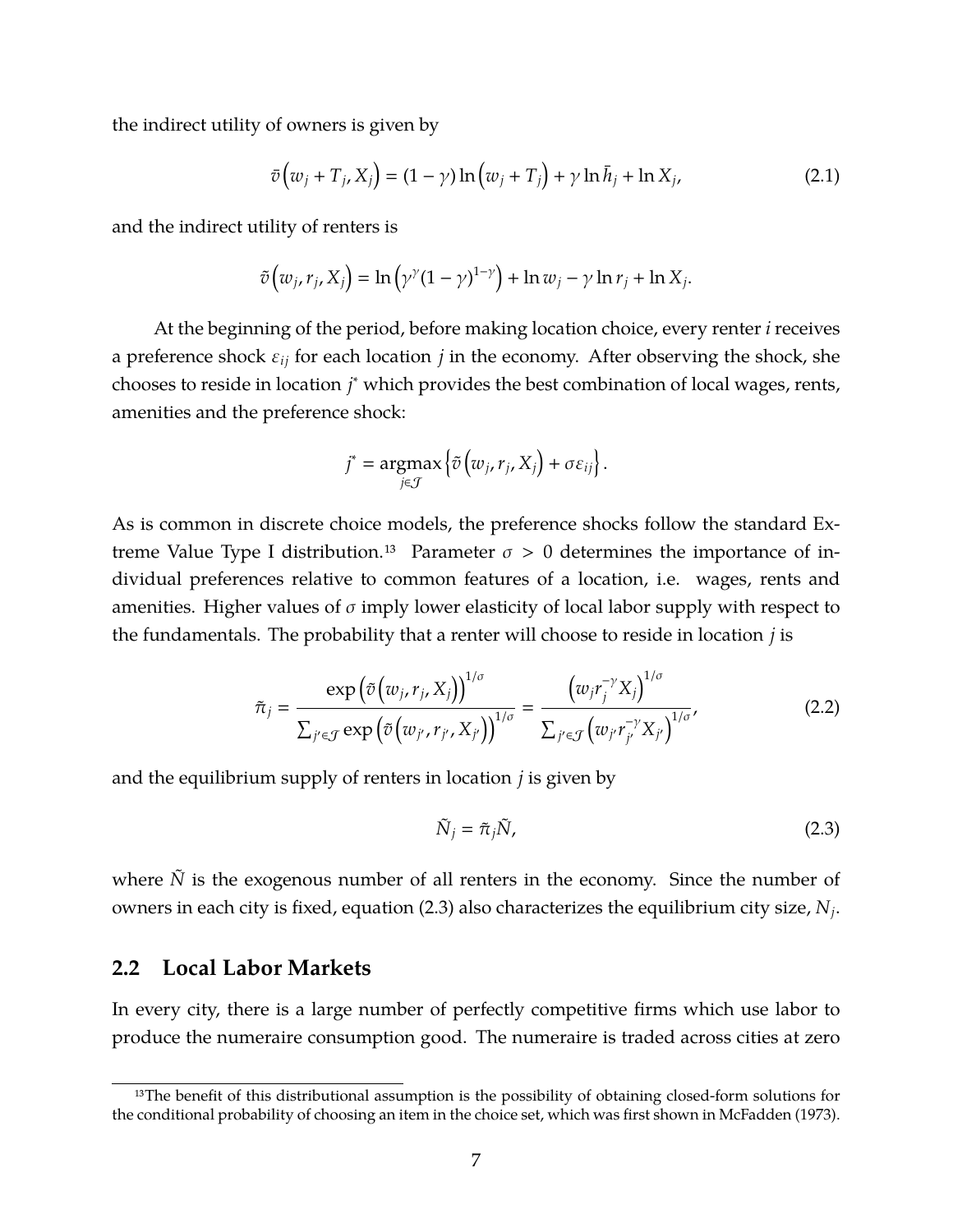the indirect utility of owners is given by

$$\bar{v}\left(w_j + T_j, X_j\right) = (1-\gamma)\ln\left(w_j + T_j\right) + \gamma \ln \bar{h}_j + \ln X_j, \tag{2.1}$$

and the indirect utility of renters is

$$\tilde{v}\left(w_j, r_j, X_j\right) = \ln\left(\gamma^{\gamma}(1-\gamma)^{1-\gamma}\right) + \ln w_j - \gamma \ln r_j + \ln X_j.$$

At the beginning of the period, before making location choice, every renter $i$ receives a preference shock $\varepsilon_{ij}$ for each location $j$ in the economy. After observing the shock, she chooses to reside in location $j^*$ which provides the best combination of local wages, rents, amenities and the preference shock:

$$j^* = \underset{j \in \mathcal{J}}{\operatorname{argmax}} \left\{ \tilde{v}\left(w_j, r_j, X_j\right) + \sigma \varepsilon_{ij} \right\}.$$

As is common in discrete choice models, the preference shocks follow the standard Extreme Value Type I distribution.[13] Parameter $\sigma > 0$ determines the importance of individual preferences relative to common features of a location, i.e. wages, rents and amenities. Higher values of $\sigma$ imply lower elasticity of local labor supply with respect to the fundamentals. The probability that a renter will choose to reside in location $j$ is

$$\tilde{\pi}_j = \frac{\exp\left(\tilde{v}\left(w_j, r_j, X_j\right)\right)^{1/\sigma}}{\sum_{j' \in \mathcal{J}} \exp\left(\tilde{v}\left(w_{j'}, r_{j'}, X_{j'}\right)\right)^{1/\sigma}} = \frac{\left(w_j r_j^{-\gamma} X_j\right)^{1/\sigma}}{\sum_{j' \in \mathcal{J}} \left(w_{j'} r_{j'}^{-\gamma} X_{j'}\right)^{1/\sigma}}, \tag{2.2}$$

and the equilibrium supply of renters in location $j$ is given by

$$\tilde{N}_j = \tilde{\pi}_j \tilde{N}, \tag{2.3}$$

where $\tilde{N}$ is the exogenous number of all renters in the economy. Since the number of owners in each city is fixed, equation (2.3) also characterizes the equilibrium city size, $N_j$.

## 2.2 Local Labor Markets

In every city, there is a large number of perfectly competitive firms which use labor to produce the numeraire consumption good. The numeraire is traded across cities at zero

[13] The benefit of this distributional assumption is the possibility of obtaining closed-form solutions for the conditional probability of choosing an item in the choice set, which was first shown in McFadden (1973).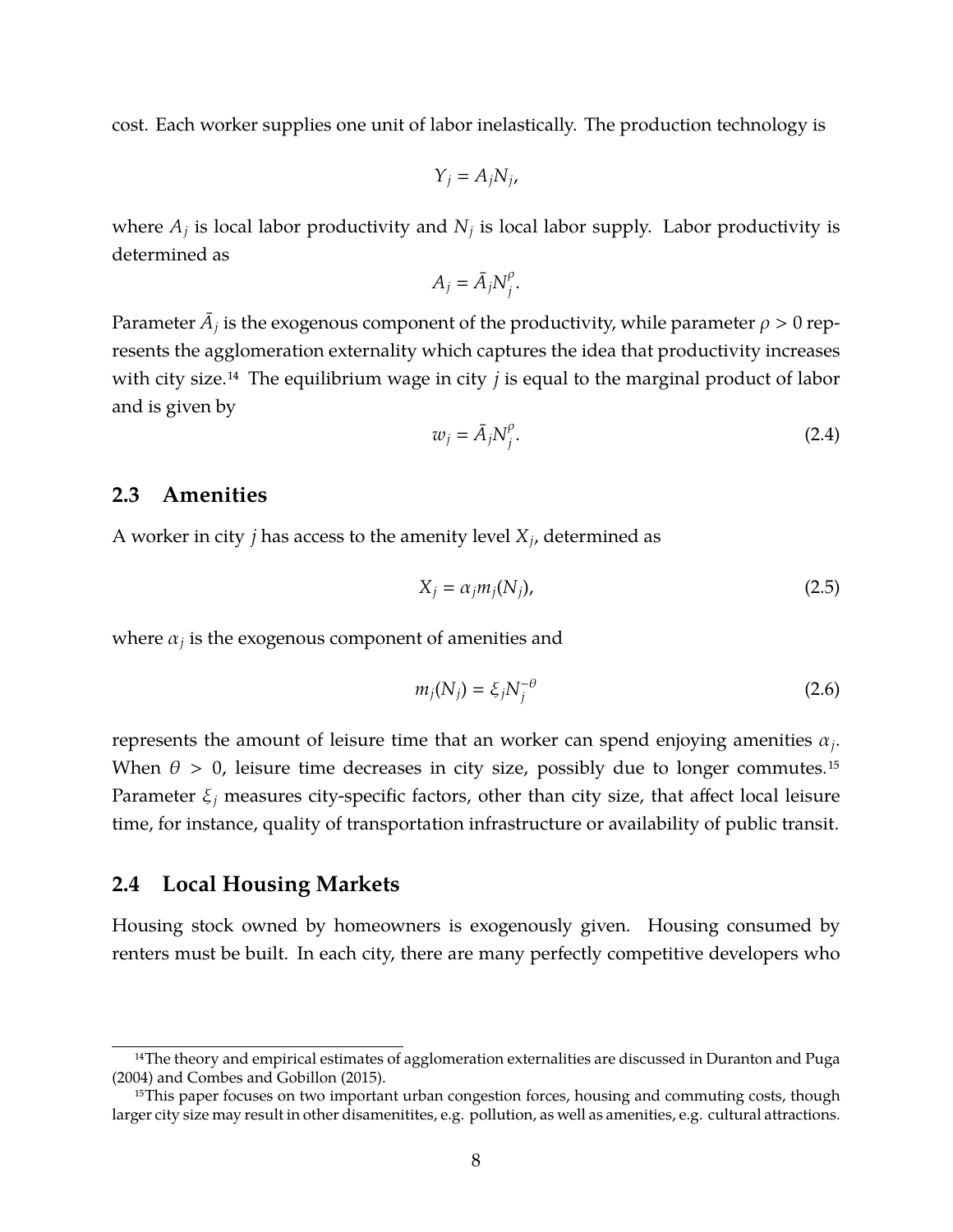cost. Each worker supplies one unit of labor inelastically. The production technology is

$$Y_j = A_j N_j,$$

where $A_j$ is local labor productivity and $N_j$ is local labor supply. Labor productivity is determined as

$$A_j = \bar{A}_j N_j^{\rho}.$$

Parameter $\bar{A}_j$ is the exogenous component of the productivity, while parameter $\rho > 0$ represents the agglomeration externality which captures the idea that productivity increases with city size.[14] The equilibrium wage in city $j$ is equal to the marginal product of labor and is given by

$$w_j = \bar{A}_j N_j^{\rho}. \tag{2.4}$$

## 2.3 Amenities

A worker in city $j$ has access to the amenity level $X_j$, determined as

$$X_j = \alpha_j m_j(N_j), \tag{2.5}$$

where $\alpha_j$ is the exogenous component of amenities and

$$m_j(N_j) = \xi_j N_j^{-\theta} \tag{2.6}$$

represents the amount of leisure time that an worker can spend enjoying amenities $\alpha_j$. When $\theta > 0$, leisure time decreases in city size, possibly due to longer commutes.[15] Parameter $\xi_j$ measures city-specific factors, other than city size, that affect local leisure time, for instance, quality of transportation infrastructure or availability of public transit.

## 2.4 Local Housing Markets

Housing stock owned by homeowners is exogenously given. Housing consumed by renters must be built. In each city, there are many perfectly competitive developers who

---

[14] The theory and empirical estimates of agglomeration externalities are discussed in Duranton and Puga (2004) and Combes and Gobillon (2015).

[15] This paper focuses on two important urban congestion forces, housing and commuting costs, though larger city size may result in other disamenitites, e.g. pollution, as well as amenities, e.g. cultural attractions.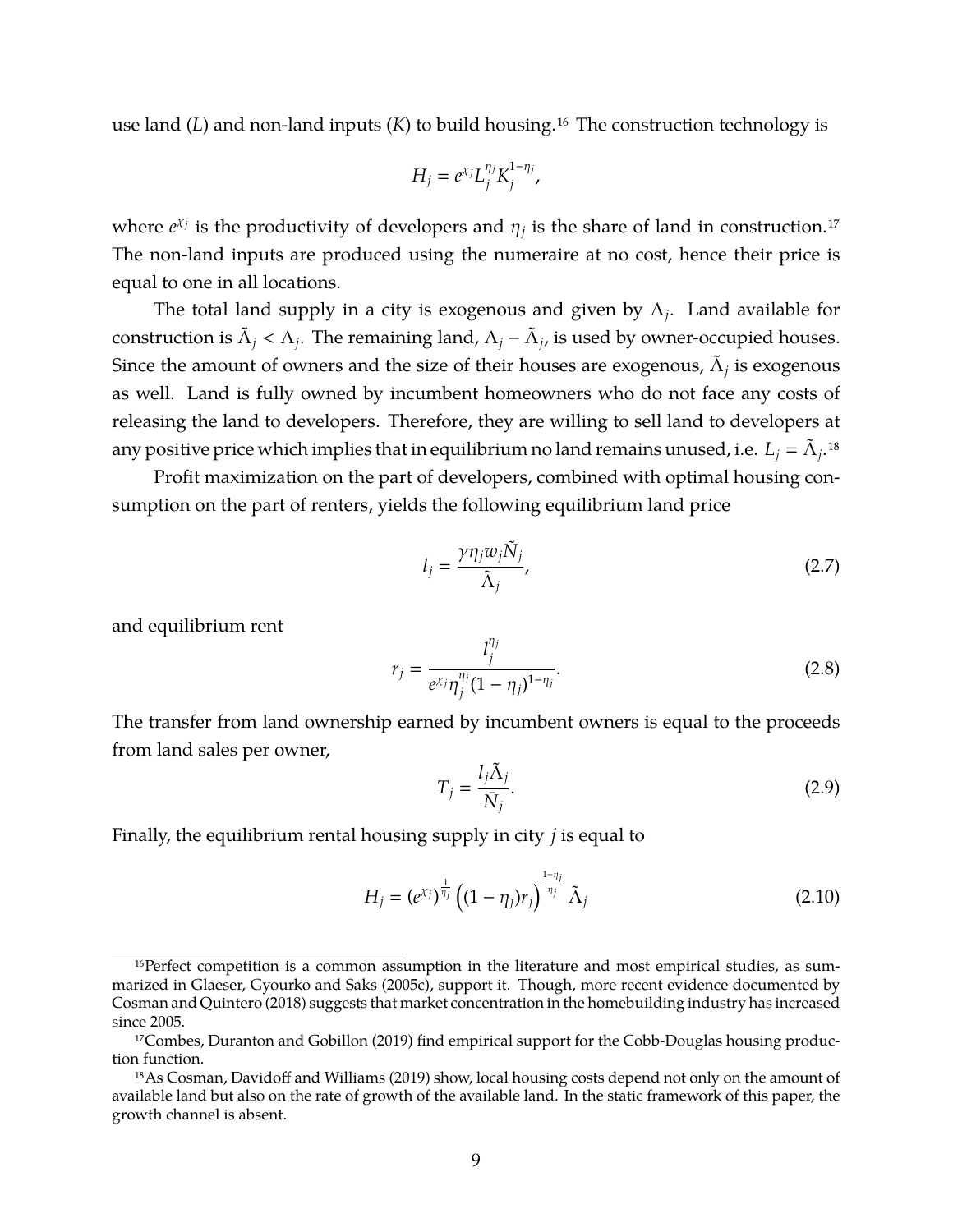use land ($L$) and non-land inputs ($K$) to build housing.[16] The construction technology is

$$H_j = e^{\chi_j} L_j^{\eta_j} K_j^{1-\eta_j},$$

where $e^{\chi_j}$ is the productivity of developers and $\eta_j$ is the share of land in construction.[17] The non-land inputs are produced using the numeraire at no cost, hence their price is equal to one in all locations.

The total land supply in a city is exogenous and given by $\Lambda_j$. Land available for construction is $\tilde{\Lambda}_j < \Lambda_j$. The remaining land, $\Lambda_j - \tilde{\Lambda}_j$, is used by owner-occupied houses. Since the amount of owners and the size of their houses are exogenous, $\tilde{\Lambda}_j$ is exogenous as well. Land is fully owned by incumbent homeowners who do not face any costs of releasing the land to developers. Therefore, they are willing to sell land to developers at any positive price which implies that in equilibrium no land remains unused, i.e. $L_j = \tilde{\Lambda}_j$.[18]

Profit maximization on the part of developers, combined with optimal housing consumption on the part of renters, yields the following equilibrium land price

$$l_j = \frac{\gamma \eta_j w_j \tilde{N}_j}{\tilde{\Lambda}_j}, \tag{2.7}$$

and equilibrium rent

$$r_j = \frac{l_j^{\eta_j}}{e^{\chi_j} \eta_j^{\eta_j} (1-\eta_j)^{1-\eta_j}}. \tag{2.8}$$

The transfer from land ownership earned by incumbent owners is equal to the proceeds from land sales per owner,

$$T_j = \frac{l_j \tilde{\Lambda}_j}{\bar{N}_j}. \tag{2.9}$$

Finally, the equilibrium rental housing supply in city $j$ is equal to

$$H_j = \left(e^{\chi_j}\right)^{\frac{1}{\eta_j}} \left((1-\eta_j) r_j\right)^{\frac{1-\eta_j}{\eta_j}} \tilde{\Lambda}_j \tag{2.10}$$

[16] Perfect competition is a common assumption in the literature and most empirical studies, as summarized in Glaeser, Gyourko and Saks (2005c), support it. Though, more recent evidence documented by Cosman and Quintero (2018) suggests that market concentration in the homebuilding industry has increased since 2005.

[17] Combes, Duranton and Gobillon (2019) find empirical support for the Cobb-Douglas housing production function.

[18] As Cosman, Davidoff and Williams (2019) show, local housing costs depend not only on the amount of available land but also on the rate of growth of the available land. In the static framework of this paper, the growth channel is absent.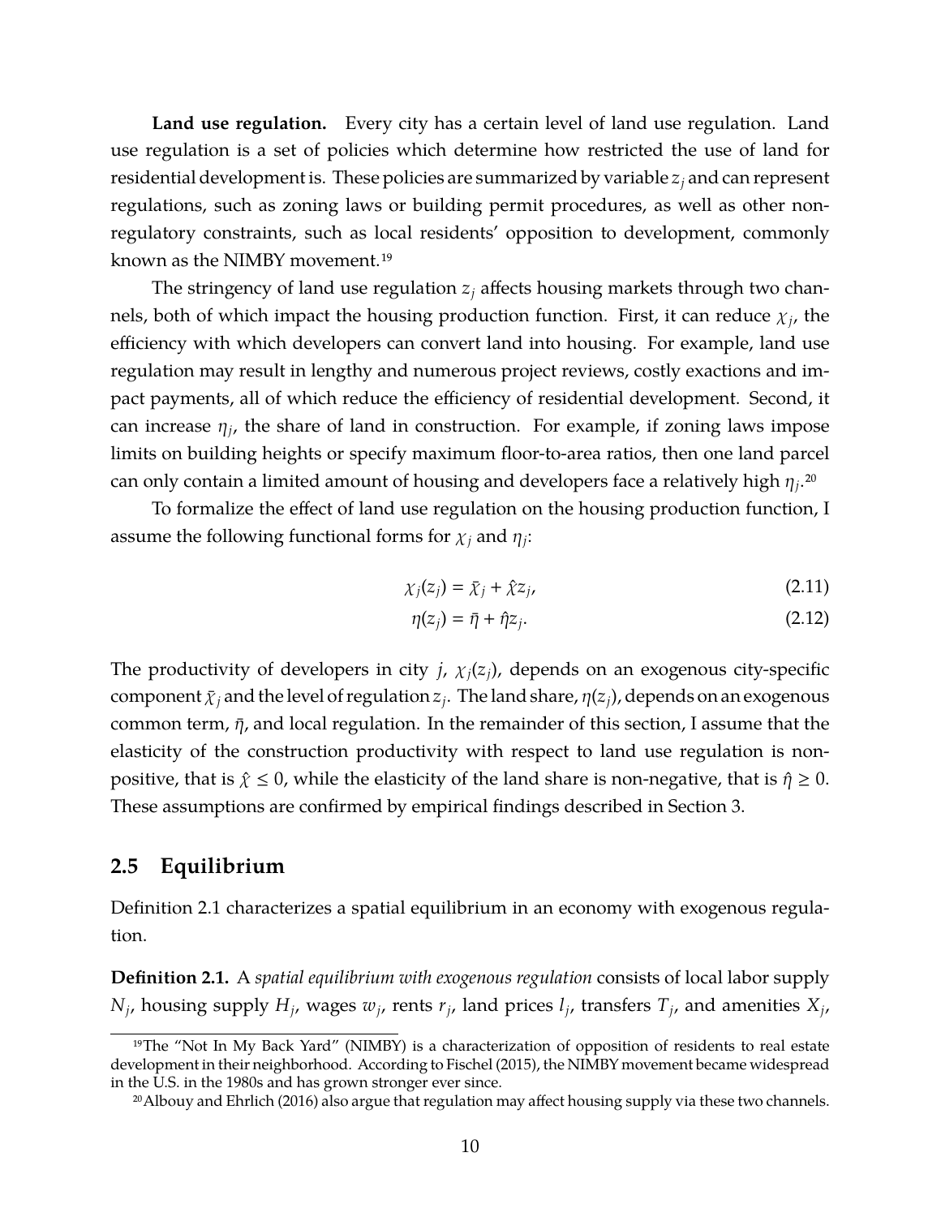**Land use regulation.** Every city has a certain level of land use regulation. Land use regulation is a set of policies which determine how restricted the use of land for residential development is. These policies are summarized by variable $z_j$ and can represent regulations, such as zoning laws or building permit procedures, as well as other non-regulatory constraints, such as local residents' opposition to development, commonly known as the NIMBY movement.[19]

The stringency of land use regulation $z_j$ affects housing markets through two channels, both of which impact the housing production function. First, it can reduce $\chi_j$, the efficiency with which developers can convert land into housing. For example, land use regulation may result in lengthy and numerous project reviews, costly exactions and impact payments, all of which reduce the efficiency of residential development. Second, it can increase $\eta_j$, the share of land in construction. For example, if zoning laws impose limits on building heights or specify maximum floor-to-area ratios, then one land parcel can only contain a limited amount of housing and developers face a relatively high $\eta_j$.[20]

To formalize the effect of land use regulation on the housing production function, I assume the following functional forms for $\chi_j$ and $\eta_j$:

$$\chi_j(z_j) = \bar{\chi}_j + \hat{\chi} z_j, \tag{2.11}$$

$$\eta(z_j) = \bar{\eta} + \hat{\eta} z_j. \tag{2.12}$$

The productivity of developers in city $j$, $\chi_j(z_j)$, depends on an exogenous city-specific component $\bar{\chi}_j$ and the level of regulation $z_j$. The land share, $\eta(z_j)$, depends on an exogenous common term, $\bar{\eta}$, and local regulation. In the remainder of this section, I assume that the elasticity of the construction productivity with respect to land use regulation is non-positive, that is $\hat{\chi} \leq 0$, while the elasticity of the land share is non-negative, that is $\hat{\eta} \geq 0$. These assumptions are confirmed by empirical findings described in Section 3.

## 2.5 Equilibrium

Definition 2.1 characterizes a spatial equilibrium in an economy with exogenous regulation.

**Definition 2.1.** A *spatial equilibrium with exogenous regulation* consists of local labor supply $N_j$, housing supply $H_j$, wages $w_j$, rents $r_j$, land prices $l_j$, transfers $T_j$, and amenities $X_j$,

[19] The "Not In My Back Yard" (NIMBY) is a characterization of opposition of residents to real estate development in their neighborhood. According to Fischel (2015), the NIMBY movement became widespread in the U.S. in the 1980s and has grown stronger ever since.

[20] Albouy and Ehrlich (2016) also argue that regulation may affect housing supply via these two channels.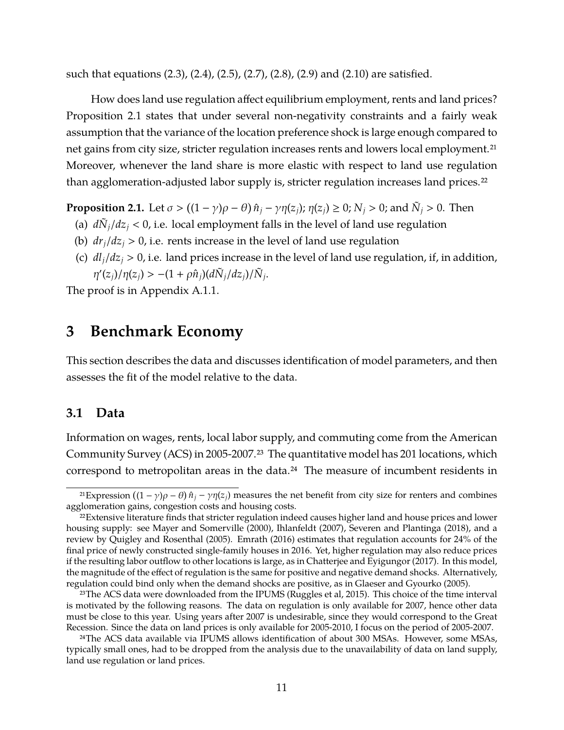such that equations (2.3), (2.4), (2.5), (2.7), (2.8), (2.9) and (2.10) are satisfied.

How does land use regulation affect equilibrium employment, rents and land prices? Proposition 2.1 states that under several non-negativity constraints and a fairly weak assumption that the variance of the location preference shock is large enough compared to net gains from city size, stricter regulation increases rents and lowers local employment.[21] Moreover, whenever the land share is more elastic with respect to land use regulation than agglomeration-adjusted labor supply is, stricter regulation increases land prices.[22]

**Proposition 2.1.** Let $\sigma > ((1-\gamma)\rho - \theta)\,\hat{n}_j - \gamma\eta(z_j)$; $\eta(z_j) \geq 0$; $N_j > 0$; and $\tilde{N}_j > 0$. Then

(a) $d\tilde{N}_j/dz_j < 0$, i.e. local employment falls in the level of land use regulation

(b) $dr_j/dz_j > 0$, i.e. rents increase in the level of land use regulation

(c) $dl_j/dz_j > 0$, i.e. land prices increase in the level of land use regulation, if, in addition, $\eta'(z_j)/\eta(z_j) > -(1+\rho\hat{n}_j)(d\tilde{N}_j/dz_j)/\tilde{N}_j$.

The proof is in Appendix A.1.1.

# 3 Benchmark Economy

This section describes the data and discusses identification of model parameters, and then assesses the fit of the model relative to the data.

## 3.1 Data

Information on wages, rents, local labor supply, and commuting come from the American Community Survey (ACS) in 2005-2007.[23] The quantitative model has 201 locations, which correspond to metropolitan areas in the data.[24] The measure of incumbent residents in

[21]Expression $((1-\gamma)\rho - \theta)\,\hat{n}_j - \gamma\eta(z_j)$ measures the net benefit from city size for renters and combines agglomeration gains, congestion costs and housing costs.

[22]Extensive literature finds that stricter regulation indeed causes higher land and house prices and lower housing supply: see Mayer and Somerville (2000), Ihlanfeldt (2007), Severen and Plantinga (2018), and a review by Quigley and Rosenthal (2005). Emrath (2016) estimates that regulation accounts for 24% of the final price of newly constructed single-family houses in 2016. Yet, higher regulation may also reduce prices if the resulting labor outflow to other locations is large, as in Chatterjee and Eyigungor (2017). In this model, the magnitude of the effect of regulation is the same for positive and negative demand shocks. Alternatively, regulation could bind only when the demand shocks are positive, as in Glaeser and Gyourko (2005).

[23]The ACS data were downloaded from the IPUMS (Ruggles et al, 2015). This choice of the time interval is motivated by the following reasons. The data on regulation is only available for 2007, hence other data must be close to this year. Using years after 2007 is undesirable, since they would correspond to the Great Recession. Since the data on land prices is only available for 2005-2010, I focus on the period of 2005-2007.

[24]The ACS data available via IPUMS allows identification of about 300 MSAs. However, some MSAs, typically small ones, had to be dropped from the analysis due to the unavailability of data on land supply, land use regulation or land prices.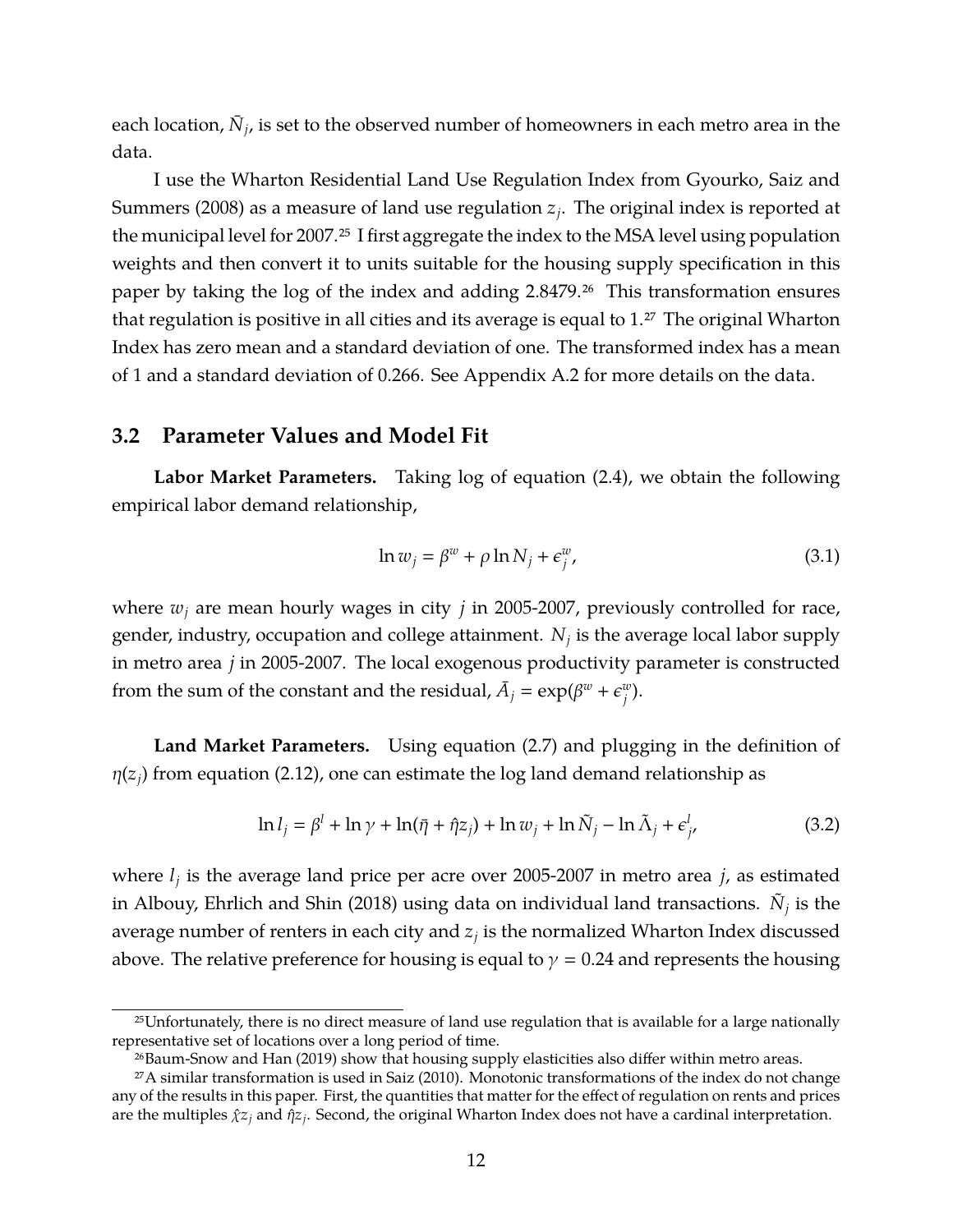each location, $\bar{N}_j$, is set to the observed number of homeowners in each metro area in the data.

I use the Wharton Residential Land Use Regulation Index from Gyourko, Saiz and Summers (2008) as a measure of land use regulation $z_j$. The original index is reported at the municipal level for 2007.[25] I first aggregate the index to the MSA level using population weights and then convert it to units suitable for the housing supply specification in this paper by taking the log of the index and adding 2.8479.[26] This transformation ensures that regulation is positive in all cities and its average is equal to 1.[27] The original Wharton Index has zero mean and a standard deviation of one. The transformed index has a mean of 1 and a standard deviation of 0.266. See Appendix A.2 for more details on the data.

## 3.2 Parameter Values and Model Fit

**Labor Market Parameters.** Taking log of equation (2.4), we obtain the following empirical labor demand relationship,

$$\ln w_j = \beta^w + \rho \ln N_j + \epsilon_j^w, \tag{3.1}$$

where $w_j$ are mean hourly wages in city $j$ in 2005-2007, previously controlled for race, gender, industry, occupation and college attainment. $N_j$ is the average local labor supply in metro area $j$ in 2005-2007. The local exogenous productivity parameter is constructed from the sum of the constant and the residual, $\bar{A}_j = \exp(\beta^w + \epsilon_j^w)$.

**Land Market Parameters.** Using equation (2.7) and plugging in the definition of $\eta(z_j)$ from equation (2.12), one can estimate the log land demand relationship as

$$\ln l_j = \beta^l + \ln \gamma + \ln(\bar{\eta} + \hat{\eta} z_j) + \ln w_j + \ln \tilde{N}_j - \ln \tilde{\Lambda}_j + \epsilon_j^l, \tag{3.2}$$

where $l_j$ is the average land price per acre over 2005-2007 in metro area $j$, as estimated in Albouy, Ehrlich and Shin (2018) using data on individual land transactions. $\tilde{N}_j$ is the average number of renters in each city and $z_j$ is the normalized Wharton Index discussed above. The relative preference for housing is equal to $\gamma = 0.24$ and represents the housing

[25]Unfortunately, there is no direct measure of land use regulation that is available for a large nationally representative set of locations over a long period of time.

[26]Baum-Snow and Han (2019) show that housing supply elasticities also differ within metro areas.

[27]A similar transformation is used in Saiz (2010). Monotonic transformations of the index do not change any of the results in this paper. First, the quantities that matter for the effect of regulation on rents and prices are the multiples $\hat{\chi} z_j$ and $\hat{\eta} z_j$. Second, the original Wharton Index does not have a cardinal interpretation.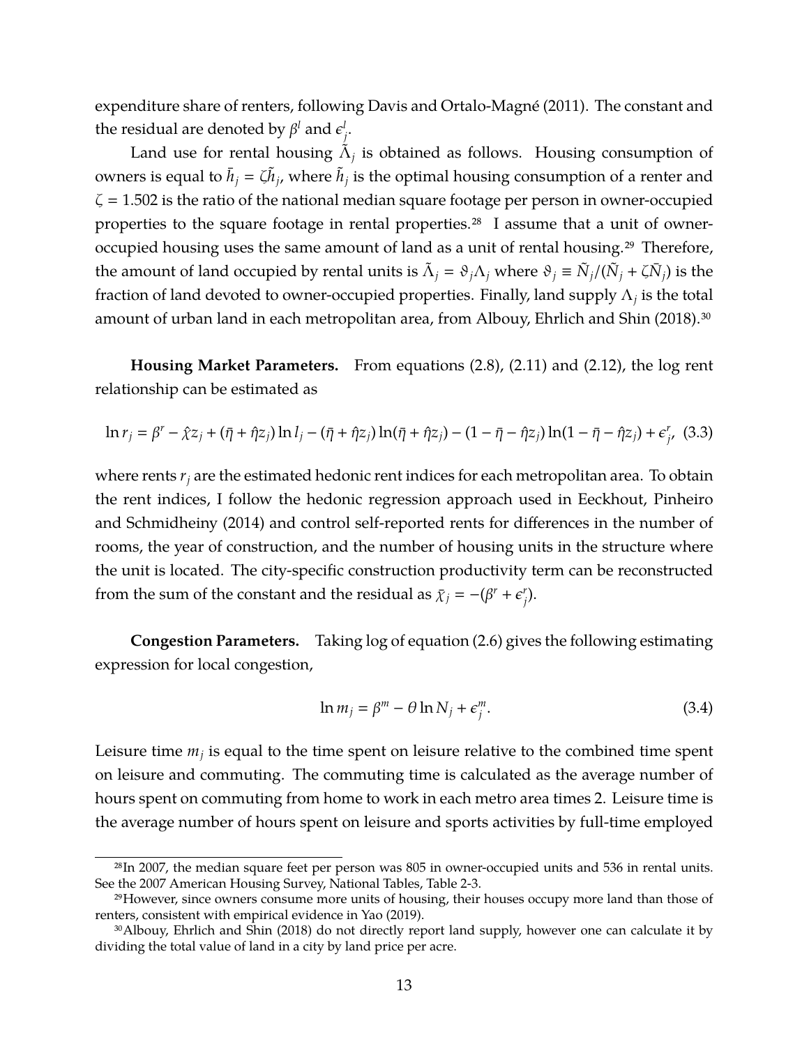expenditure share of renters, following Davis and Ortalo-Magné (2011). The constant and the residual are denoted by $\beta^l$ and $\epsilon^l_j$.

Land use for rental housing $\tilde{\Lambda}_j$ is obtained as follows. Housing consumption of owners is equal to $\bar{h}_j = \zeta\tilde{h}_j$, where $\tilde{h}_j$ is the optimal housing consumption of a renter and $\zeta = 1.502$ is the ratio of the national median square footage per person in owner-occupied properties to the square footage in rental properties.[28] I assume that a unit of owner-occupied housing uses the same amount of land as a unit of rental housing.[29] Therefore, the amount of land occupied by rental units is $\tilde{\Lambda}_j = \vartheta_j\Lambda_j$ where $\vartheta_j \equiv \tilde{N}_j/(\tilde{N}_j + \zeta\bar{N}_j)$ is the fraction of land devoted to owner-occupied properties. Finally, land supply $\Lambda_j$ is the total amount of urban land in each metropolitan area, from Albouy, Ehrlich and Shin (2018).[30]

**Housing Market Parameters.** From equations (2.8), (2.11) and (2.12), the log rent relationship can be estimated as

$$\ln r_j = \beta^r - \hat{\chi}z_j + (\bar{\eta} + \hat{\eta}z_j)\ln l_j - (\bar{\eta} + \hat{\eta}z_j)\ln(\bar{\eta} + \hat{\eta}z_j) - (1 - \bar{\eta} - \hat{\eta}z_j)\ln(1 - \bar{\eta} - \hat{\eta}z_j) + \epsilon^r_j, \quad (3.3)$$

where rents $r_j$ are the estimated hedonic rent indices for each metropolitan area. To obtain the rent indices, I follow the hedonic regression approach used in Eeckhout, Pinheiro and Schmidheiny (2014) and control self-reported rents for differences in the number of rooms, the year of construction, and the number of housing units in the structure where the unit is located. The city-specific construction productivity term can be reconstructed from the sum of the constant and the residual as $\bar{\chi}_j = -(\beta^r + \epsilon^r_j)$.

**Congestion Parameters.** Taking log of equation (2.6) gives the following estimating expression for local congestion,

$$\ln m_j = \beta^m - \theta \ln N_j + \epsilon^m_j. \quad (3.4)$$

Leisure time $m_j$ is equal to the time spent on leisure relative to the combined time spent on leisure and commuting. The commuting time is calculated as the average number of hours spent on commuting from home to work in each metro area times 2. Leisure time is the average number of hours spent on leisure and sports activities by full-time employed

[28] In 2007, the median square feet per person was 805 in owner-occupied units and 536 in rental units. See the 2007 American Housing Survey, National Tables, Table 2-3.

[29] However, since owners consume more units of housing, their houses occupy more land than those of renters, consistent with empirical evidence in Yao (2019).

[30] Albouy, Ehrlich and Shin (2018) do not directly report land supply, however one can calculate it by dividing the total value of land in a city by land price per acre.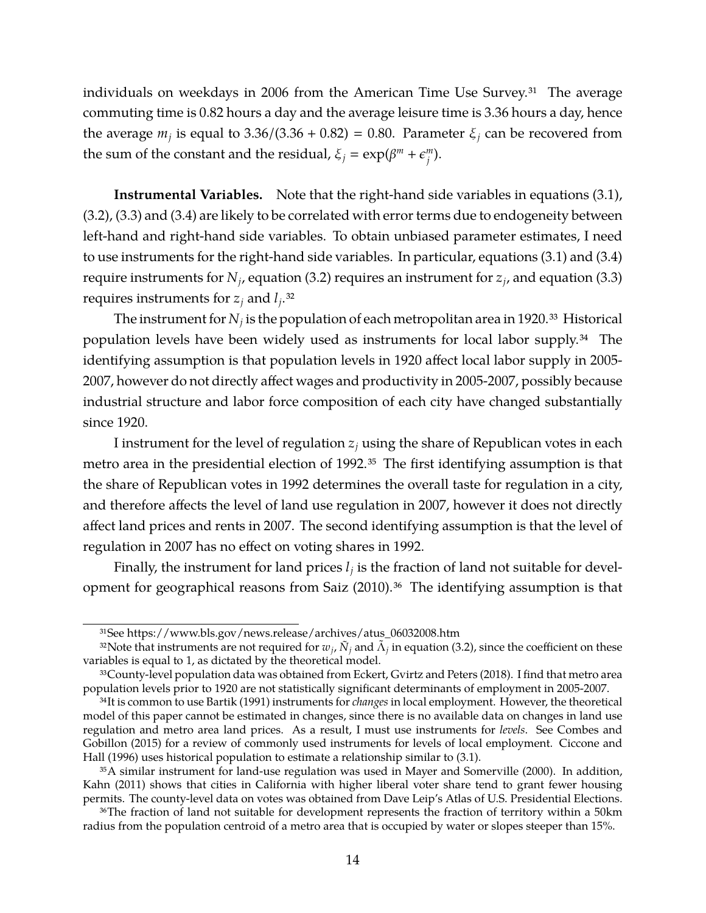individuals on weekdays in 2006 from the American Time Use Survey.[31] The average commuting time is 0.82 hours a day and the average leisure time is 3.36 hours a day, hence the average $m_j$ is equal to $3.36/(3.36 + 0.82) = 0.80$. Parameter $\xi_j$ can be recovered from the sum of the constant and the residual, $\xi_j = \exp(\beta^m + \epsilon_j^m)$.

**Instrumental Variables.** Note that the right-hand side variables in equations (3.1), (3.2), (3.3) and (3.4) are likely to be correlated with error terms due to endogeneity between left-hand and right-hand side variables. To obtain unbiased parameter estimates, I need to use instruments for the right-hand side variables. In particular, equations (3.1) and (3.4) require instruments for $N_j$, equation (3.2) requires an instrument for $z_j$, and equation (3.3) requires instruments for $z_j$ and $l_j$.[32]

The instrument for $N_j$ is the population of each metropolitan area in 1920.[33] Historical population levels have been widely used as instruments for local labor supply.[34] The identifying assumption is that population levels in 1920 affect local labor supply in 2005-2007, however do not directly affect wages and productivity in 2005-2007, possibly because industrial structure and labor force composition of each city have changed substantially since 1920.

I instrument for the level of regulation $z_j$ using the share of Republican votes in each metro area in the presidential election of 1992.[35] The first identifying assumption is that the share of Republican votes in 1992 determines the overall taste for regulation in a city, and therefore affects the level of land use regulation in 2007, however it does not directly affect land prices and rents in 2007. The second identifying assumption is that the level of regulation in 2007 has no effect on voting shares in 1992.

Finally, the instrument for land prices $l_j$ is the fraction of land not suitable for development for geographical reasons from Saiz (2010).[36] The identifying assumption is that

---

[31] See https://www.bls.gov/news.release/archives/atus_06032008.htm

[32] Note that instruments are not required for $w_j$, $\tilde{N}_j$ and $\tilde{\Lambda}_j$ in equation (3.2), since the coefficient on these variables is equal to 1, as dictated by the theoretical model.

[33] County-level population data was obtained from Eckert, Gvirtz and Peters (2018). I find that metro area population levels prior to 1920 are not statistically significant determinants of employment in 2005-2007.

[34] It is common to use Bartik (1991) instruments for *changes* in local employment. However, the theoretical model of this paper cannot be estimated in changes, since there is no available data on changes in land use regulation and metro area land prices. As a result, I must use instruments for *levels*. See Combes and Gobillon (2015) for a review of commonly used instruments for levels of local employment. Ciccone and Hall (1996) uses historical population to estimate a relationship similar to (3.1).

[35] A similar instrument for land-use regulation was used in Mayer and Somerville (2000). In addition, Kahn (2011) shows that cities in California with higher liberal voter share tend to grant fewer housing permits. The county-level data on votes was obtained from Dave Leip's Atlas of U.S. Presidential Elections.

[36] The fraction of land not suitable for development represents the fraction of territory within a 50km radius from the population centroid of a metro area that is occupied by water or slopes steeper than 15%.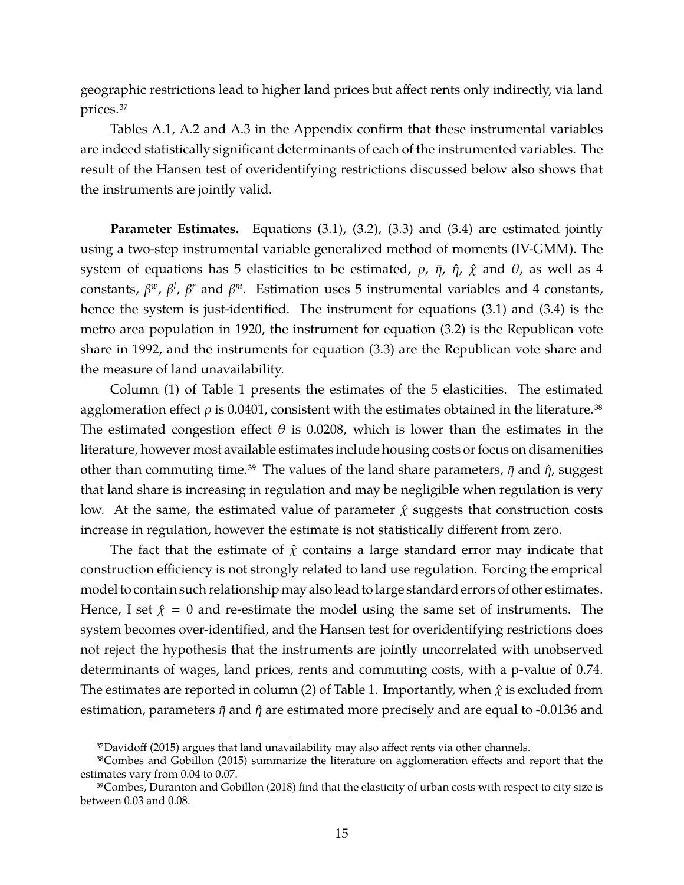geographic restrictions lead to higher land prices but affect rents only indirectly, via land prices.[37]

Tables A.1, A.2 and A.3 in the Appendix confirm that these instrumental variables are indeed statistically significant determinants of each of the instrumented variables. The result of the Hansen test of overidentifying restrictions discussed below also shows that the instruments are jointly valid.

**Parameter Estimates.** Equations (3.1), (3.2), (3.3) and (3.4) are estimated jointly using a two-step instrumental variable generalized method of moments (IV-GMM). The system of equations has 5 elasticities to be estimated, $\rho$, $\bar{\eta}$, $\hat{\eta}$, $\hat{\chi}$ and $\theta$, as well as 4 constants, $\beta^w$, $\beta^l$, $\beta^r$ and $\beta^m$. Estimation uses 5 instrumental variables and 4 constants, hence the system is just-identified. The instrument for equations (3.1) and (3.4) is the metro area population in 1920, the instrument for equation (3.2) is the Republican vote share in 1992, and the instruments for equation (3.3) are the Republican vote share and the measure of land unavailability.

Column (1) of Table 1 presents the estimates of the 5 elasticities. The estimated agglomeration effect $\rho$ is 0.0401, consistent with the estimates obtained in the literature.[38] The estimated congestion effect $\theta$ is 0.0208, which is lower than the estimates in the literature, however most available estimates include housing costs or focus on disamenities other than commuting time.[39] The values of the land share parameters, $\bar{\eta}$ and $\hat{\eta}$, suggest that land share is increasing in regulation and may be negligible when regulation is very low. At the same, the estimated value of parameter $\hat{\chi}$ suggests that construction costs increase in regulation, however the estimate is not statistically different from zero.

The fact that the estimate of $\hat{\chi}$ contains a large standard error may indicate that construction efficiency is not strongly related to land use regulation. Forcing the emprical model to contain such relationship may also lead to large standard errors of other estimates. Hence, I set $\hat{\chi} = 0$ and re-estimate the model using the same set of instruments. The system becomes over-identified, and the Hansen test for overidentifying restrictions does not reject the hypothesis that the instruments are jointly uncorrelated with unobserved determinants of wages, land prices, rents and commuting costs, with a p-value of 0.74. The estimates are reported in column (2) of Table 1. Importantly, when $\hat{\chi}$ is excluded from estimation, parameters $\bar{\eta}$ and $\hat{\eta}$ are estimated more precisely and are equal to -0.0136 and

[37] Davidoff (2015) argues that land unavailability may also affect rents via other channels.

[38] Combes and Gobillon (2015) summarize the literature on agglomeration effects and report that the estimates vary from 0.04 to 0.07.

[39] Combes, Duranton and Gobillon (2018) find that the elasticity of urban costs with respect to city size is between 0.03 and 0.08.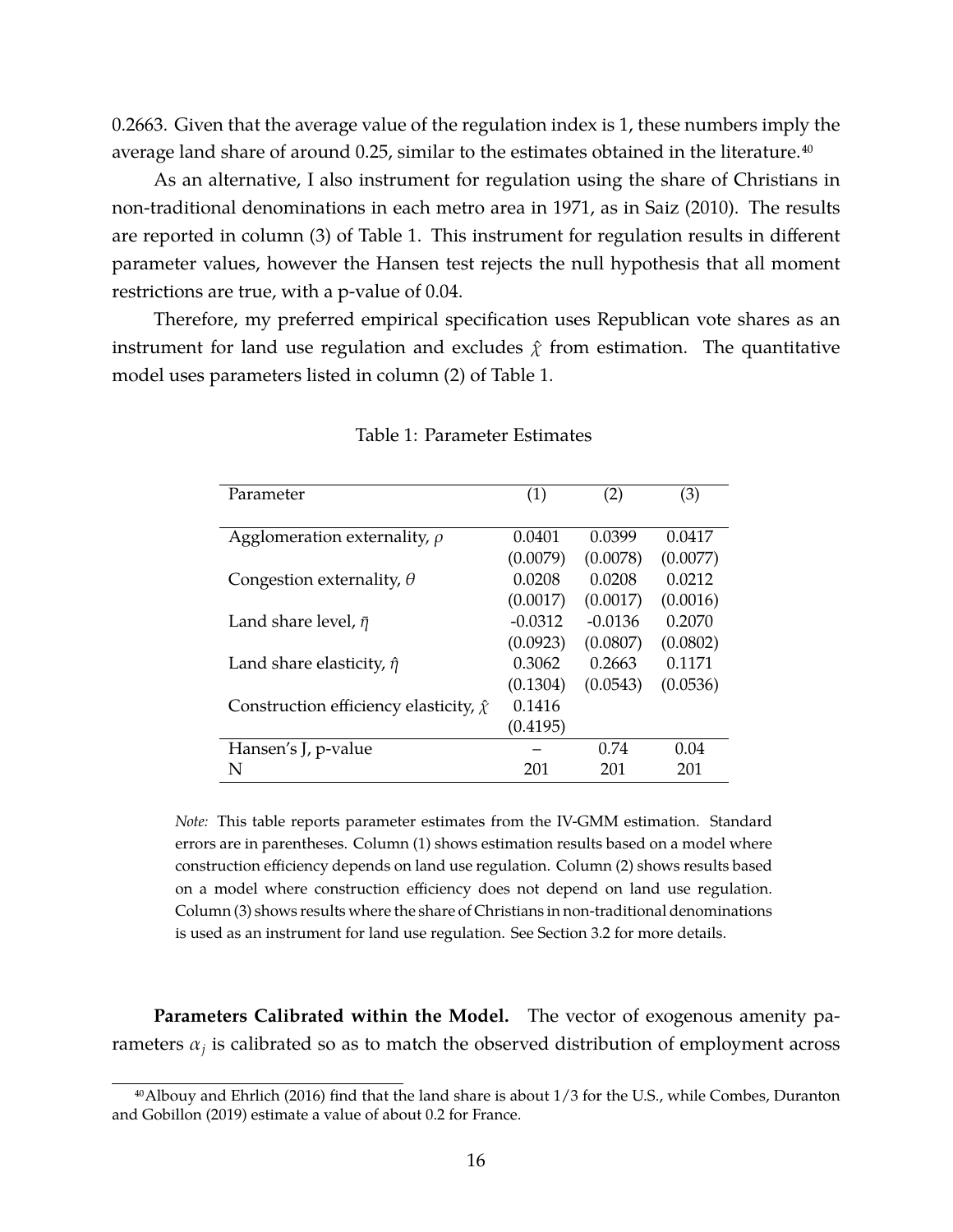0.2663. Given that the average value of the regulation index is 1, these numbers imply the average land share of around 0.25, similar to the estimates obtained in the literature.[40]

As an alternative, I also instrument for regulation using the share of Christians in non-traditional denominations in each metro area in 1971, as in Saiz (2010). The results are reported in column (3) of Table 1. This instrument for regulation results in different parameter values, however the Hansen test rejects the null hypothesis that all moment restrictions are true, with a p-value of 0.04.

Therefore, my preferred empirical specification uses Republican vote shares as an instrument for land use regulation and excludes $\hat{\chi}$ from estimation. The quantitative model uses parameters listed in column (2) of Table 1.

Table 1: Parameter Estimates

| Parameter | (1) | (2) | (3) |
|---|---|---|---|
| Agglomeration externality, $\rho$ | 0.0401 | 0.0399 | 0.0417 |
| | (0.0079) | (0.0078) | (0.0077) |
| Congestion externality, $\theta$ | 0.0208 | 0.0208 | 0.0212 |
| | (0.0017) | (0.0017) | (0.0016) |
| Land share level, $\bar{\eta}$ | -0.0312 | -0.0136 | 0.2070 |
| | (0.0923) | (0.0807) | (0.0802) |
| Land share elasticity, $\hat{\eta}$ | 0.3062 | 0.2663 | 0.1171 |
| | (0.1304) | (0.0543) | (0.0536) |
| Construction efficiency elasticity, $\hat{\chi}$ | 0.1416 | | |
| | (0.4195) | | |
| Hansen's J, p-value | – | 0.74 | 0.04 |
| N | 201 | 201 | 201 |

*Note:* This table reports parameter estimates from the IV-GMM estimation. Standard errors are in parentheses. Column (1) shows estimation results based on a model where construction efficiency depends on land use regulation. Column (2) shows results based on a model where construction efficiency does not depend on land use regulation. Column (3) shows results where the share of Christians in non-traditional denominations is used as an instrument for land use regulation. See Section 3.2 for more details.

**Parameters Calibrated within the Model.** The vector of exogenous amenity parameters $\alpha_j$ is calibrated so as to match the observed distribution of employment across

[40] Albouy and Ehrlich (2016) find that the land share is about 1/3 for the U.S., while Combes, Duranton and Gobillon (2019) estimate a value of about 0.2 for France.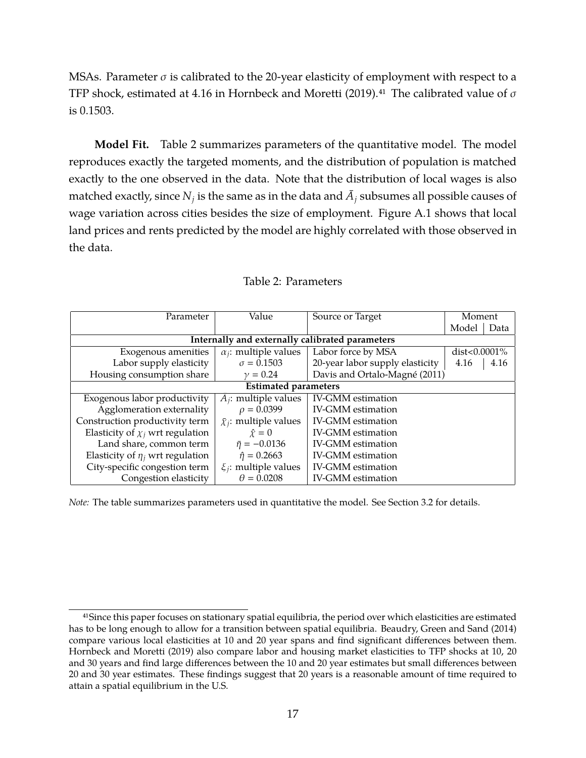MSAs. Parameter $\sigma$ is calibrated to the 20-year elasticity of employment with respect to a TFP shock, estimated at 4.16 in Hornbeck and Moretti (2019).[41] The calibrated value of $\sigma$ is 0.1503.

**Model Fit.** Table 2 summarizes parameters of the quantitative model. The model reproduces exactly the targeted moments, and the distribution of population is matched exactly to the one observed in the data. Note that the distribution of local wages is also matched exactly, since $N_j$ is the same as in the data and $\bar{A}_j$ subsumes all possible causes of wage variation across cities besides the size of employment. Figure A.1 shows that local land prices and rents predicted by the model are highly correlated with those observed in the data.

Table 2: Parameters

| Parameter | Value | Source or Target | Moment | |
|---|---|---|---|---|
| | | | Model | Data |
| **Internally and externally calibrated parameters** | | | | |
| Exogenous amenities | $\alpha_j$: multiple values | Labor force by MSA | dist<0.0001% | |
| Labor supply elasticity | $\sigma = 0.1503$ | 20-year labor supply elasticity | 4.16 | 4.16 |
| Housing consumption share | $\gamma = 0.24$ | Davis and Ortalo-Magné (2011) | | |
| **Estimated parameters** | | | | |
| Exogenous labor productivity | $A_j$: multiple values | IV-GMM estimation | | |
| Agglomeration externality | $\rho = 0.0399$ | IV-GMM estimation | | |
| Construction productivity term | $\bar{\chi}_j$: multiple values | IV-GMM estimation | | |
| Elasticity of $\chi_j$ wrt regulation | $\hat{\chi} = 0$ | IV-GMM estimation | | |
| Land share, common term | $\bar{\eta} = -0.0136$ | IV-GMM estimation | | |
| Elasticity of $\eta_j$ wrt regulation | $\hat{\eta} = 0.2663$ | IV-GMM estimation | | |
| City-specific congestion term | $\xi_j$: multiple values | IV-GMM estimation | | |
| Congestion elasticity | $\theta = 0.0208$ | IV-GMM estimation | | |

*Note:* The table summarizes parameters used in quantitative the model. See Section 3.2 for details.

[41] Since this paper focuses on stationary spatial equilibria, the period over which elasticities are estimated has to be long enough to allow for a transition between spatial equilibria. Beaudry, Green and Sand (2014) compare various local elasticities at 10 and 20 year spans and find significant differences between them. Hornbeck and Moretti (2019) also compare labor and housing market elasticities to TFP shocks at 10, 20 and 30 years and find large differences between the 10 and 20 year estimates but small differences between 20 and 30 year estimates. These findings suggest that 20 years is a reasonable amount of time required to attain a spatial equilibrium in the U.S.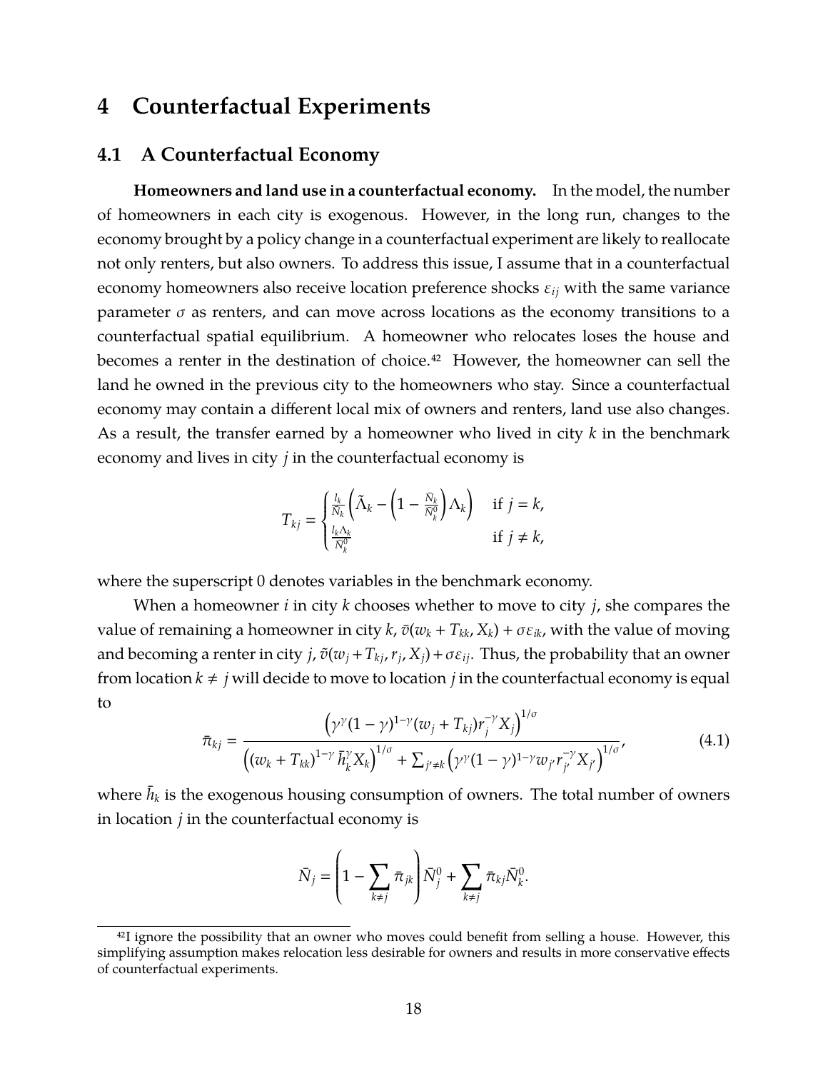# 4 Counterfactual Experiments

## 4.1 A Counterfactual Economy

**Homeowners and land use in a counterfactual economy.** In the model, the number of homeowners in each city is exogenous. However, in the long run, changes to the economy brought by a policy change in a counterfactual experiment are likely to reallocate not only renters, but also owners. To address this issue, I assume that in a counterfactual economy homeowners also receive location preference shocks $\varepsilon_{ij}$ with the same variance parameter $\sigma$ as renters, and can move across locations as the economy transitions to a counterfactual spatial equilibrium. A homeowner who relocates loses the house and becomes a renter in the destination of choice.[42] However, the homeowner can sell the land he owned in the previous city to the homeowners who stay. Since a counterfactual economy may contain a different local mix of owners and renters, land use also changes. As a result, the transfer earned by a homeowner who lived in city $k$ in the benchmark economy and lives in city $j$ in the counterfactual economy is

$$T_{kj} = \begin{cases} \frac{l_k}{\bar{N}_k}\left(\tilde{\Lambda}_k - \left(1 - \frac{\bar{N}_k}{\bar{N}_k^0}\right)\Lambda_k\right) & \text{if } j = k, \\ \frac{l_k \Lambda_k}{\bar{N}_k^0} & \text{if } j \neq k, \end{cases}$$

where the superscript 0 denotes variables in the benchmark economy.

When a homeowner $i$ in city $k$ chooses whether to move to city $j$, she compares the value of remaining a homeowner in city $k$, $\bar{v}(w_k + T_{kk}, X_k) + \sigma\varepsilon_{ik}$, with the value of moving and becoming a renter in city $j$, $\tilde{v}(w_j + T_{kj}, r_j, X_j) + \sigma\varepsilon_{ij}$. Thus, the probability that an owner from location $k \neq j$ will decide to move to location $j$ in the counterfactual economy is equal to

$$\bar{\pi}_{kj} = \frac{\left(\gamma^\gamma(1-\gamma)^{1-\gamma}(w_j + T_{kj})r_j^{-\gamma}X_j\right)^{1/\sigma}}{\left((w_k + T_{kk})^{1-\gamma}\bar{h}_k^\gamma X_k\right)^{1/\sigma} + \sum_{j' \neq k}\left(\gamma^\gamma(1-\gamma)^{1-\gamma}w_{j'}r_{j'}^{-\gamma}X_{j'}\right)^{1/\sigma}}, \tag{4.1}$$

where $\bar{h}_k$ is the exogenous housing consumption of owners. The total number of owners in location $j$ in the counterfactual economy is

$$\bar{N}_j = \left(1 - \sum_{k \neq j} \bar{\pi}_{jk}\right)\bar{N}_j^0 + \sum_{k \neq j} \bar{\pi}_{kj}\bar{N}_k^0.$$

[42] I ignore the possibility that an owner who moves could benefit from selling a house. However, this simplifying assumption makes relocation less desirable for owners and results in more conservative effects of counterfactual experiments.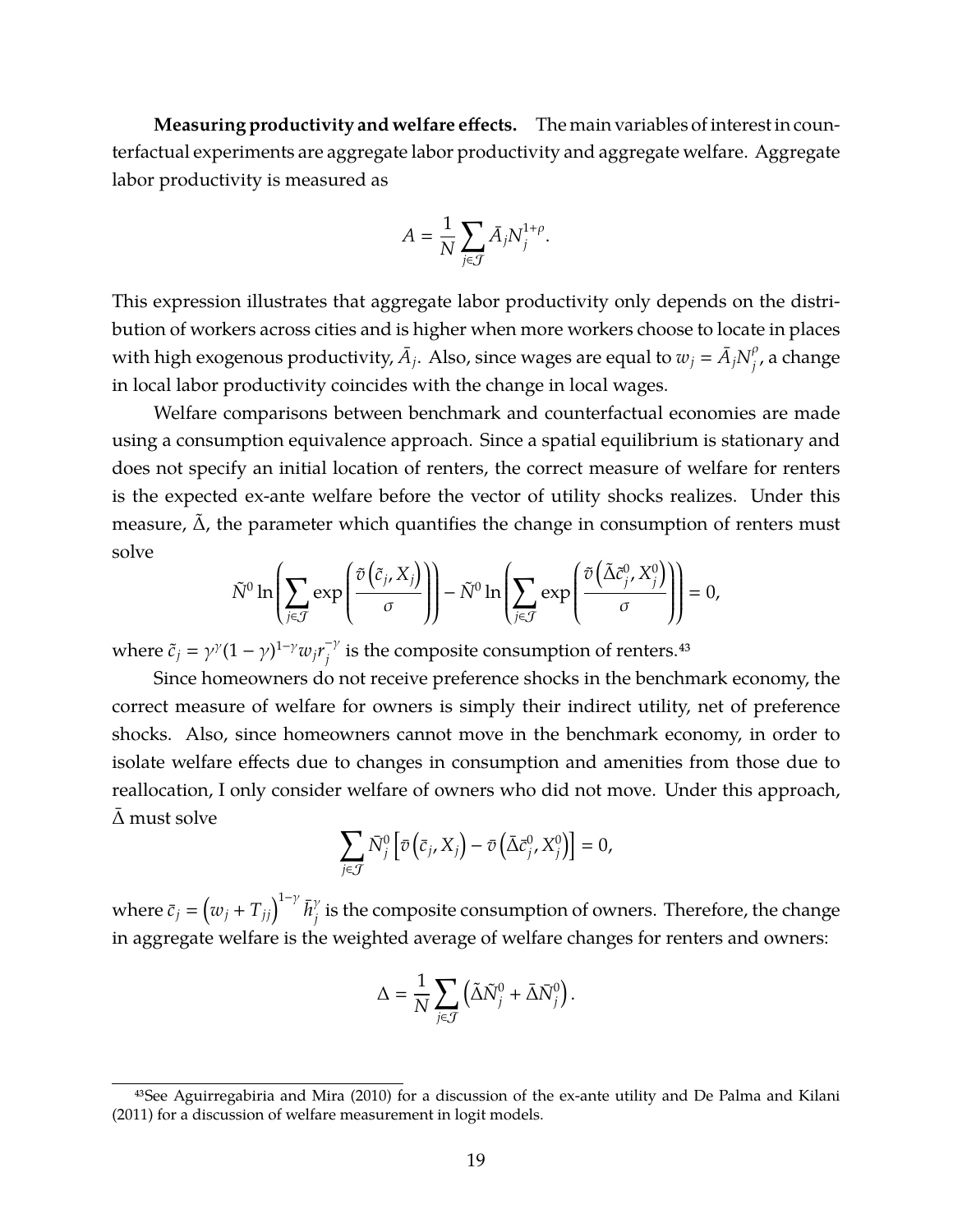**Measuring productivity and welfare effects.** The main variables of interest in counterfactual experiments are aggregate labor productivity and aggregate welfare. Aggregate labor productivity is measured as

$$A = \frac{1}{N}\sum_{j\in\mathcal{J}} \bar{A}_j N_j^{1+\rho}.$$

This expression illustrates that aggregate labor productivity only depends on the distribution of workers across cities and is higher when more workers choose to locate in places with high exogenous productivity, $\bar{A}_j$. Also, since wages are equal to $w_j = \bar{A}_j N_j^{\rho}$, a change in local labor productivity coincides with the change in local wages.

Welfare comparisons between benchmark and counterfactual economies are made using a consumption equivalence approach. Since a spatial equilibrium is stationary and does not specify an initial location of renters, the correct measure of welfare for renters is the expected ex-ante welfare before the vector of utility shocks realizes. Under this measure, $\tilde{\Delta}$, the parameter which quantifies the change in consumption of renters must solve

$$\tilde{N}^0 \ln\left(\sum_{j\in\mathcal{J}} \exp\left(\frac{\tilde{v}\left(\tilde{c}_j, X_j\right)}{\sigma}\right)\right) - \tilde{N}^0 \ln\left(\sum_{j\in\mathcal{J}} \exp\left(\frac{\tilde{v}\left(\tilde{\Delta}\tilde{c}_j^0, X_j^0\right)}{\sigma}\right)\right) = 0,$$

where $\tilde{c}_j = \gamma^{\gamma}(1-\gamma)^{1-\gamma} w_j r_j^{-\gamma}$ is the composite consumption of renters.[43]

Since homeowners do not receive preference shocks in the benchmark economy, the correct measure of welfare for owners is simply their indirect utility, net of preference shocks. Also, since homeowners cannot move in the benchmark economy, in order to isolate welfare effects due to changes in consumption and amenities from those due to reallocation, I only consider welfare of owners who did not move. Under this approach, $\bar{\Delta}$ must solve

$$\sum_{j\in\mathcal{J}} \bar{N}_j^0 \left[\bar{v}\left(\bar{c}_j, X_j\right) - \bar{v}\left(\bar{\Delta}\bar{c}_j^0, X_j^0\right)\right] = 0,$$

where $\bar{c}_j = \left(w_j + T_{jj}\right)^{1-\gamma} \bar{h}_j^{\gamma}$ is the composite consumption of owners. Therefore, the change in aggregate welfare is the weighted average of welfare changes for renters and owners:

$$\Delta = \frac{1}{N}\sum_{j\in\mathcal{J}} \left(\tilde{\Delta}\tilde{N}_j^0 + \bar{\Delta}\bar{N}_j^0\right).$$

[43] See Aguirregabiria and Mira (2010) for a discussion of the ex-ante utility and De Palma and Kilani (2011) for a discussion of welfare measurement in logit models.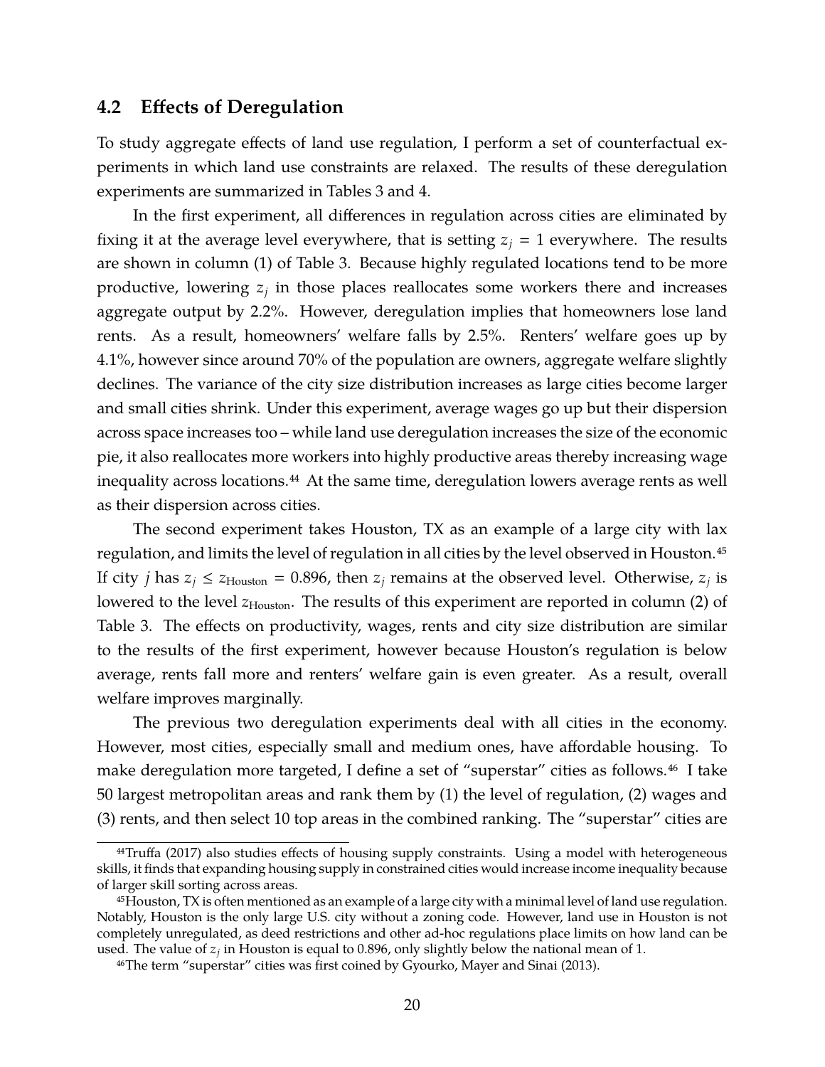## 4.2 Effects of Deregulation

To study aggregate effects of land use regulation, I perform a set of counterfactual experiments in which land use constraints are relaxed. The results of these deregulation experiments are summarized in Tables 3 and 4.

In the first experiment, all differences in regulation across cities are eliminated by fixing it at the average level everywhere, that is setting $z_j = 1$ everywhere. The results are shown in column (1) of Table 3. Because highly regulated locations tend to be more productive, lowering $z_j$ in those places reallocates some workers there and increases aggregate output by 2.2%. However, deregulation implies that homeowners lose land rents. As a result, homeowners' welfare falls by 2.5%. Renters' welfare goes up by 4.1%, however since around 70% of the population are owners, aggregate welfare slightly declines. The variance of the city size distribution increases as large cities become larger and small cities shrink. Under this experiment, average wages go up but their dispersion across space increases too – while land use deregulation increases the size of the economic pie, it also reallocates more workers into highly productive areas thereby increasing wage inequality across locations.[44] At the same time, deregulation lowers average rents as well as their dispersion across cities.

The second experiment takes Houston, TX as an example of a large city with lax regulation, and limits the level of regulation in all cities by the level observed in Houston.[45] If city $j$ has $z_j \leq z_{\text{Houston}} = 0.896$, then $z_j$ remains at the observed level. Otherwise, $z_j$ is lowered to the level $z_{\text{Houston}}$. The results of this experiment are reported in column (2) of Table 3. The effects on productivity, wages, rents and city size distribution are similar to the results of the first experiment, however because Houston's regulation is below average, rents fall more and renters' welfare gain is even greater. As a result, overall welfare improves marginally.

The previous two deregulation experiments deal with all cities in the economy. However, most cities, especially small and medium ones, have affordable housing. To make deregulation more targeted, I define a set of "superstar" cities as follows.[46] I take 50 largest metropolitan areas and rank them by (1) the level of regulation, (2) wages and (3) rents, and then select 10 top areas in the combined ranking. The "superstar" cities are

[44] Truffa (2017) also studies effects of housing supply constraints. Using a model with heterogeneous skills, it finds that expanding housing supply in constrained cities would increase income inequality because of larger skill sorting across areas.

[45] Houston, TX is often mentioned as an example of a large city with a minimal level of land use regulation. Notably, Houston is the only large U.S. city without a zoning code. However, land use in Houston is not completely unregulated, as deed restrictions and other ad-hoc regulations place limits on how land can be used. The value of $z_j$ in Houston is equal to 0.896, only slightly below the national mean of 1.

[46] The term "superstar" cities was first coined by Gyourko, Mayer and Sinai (2013).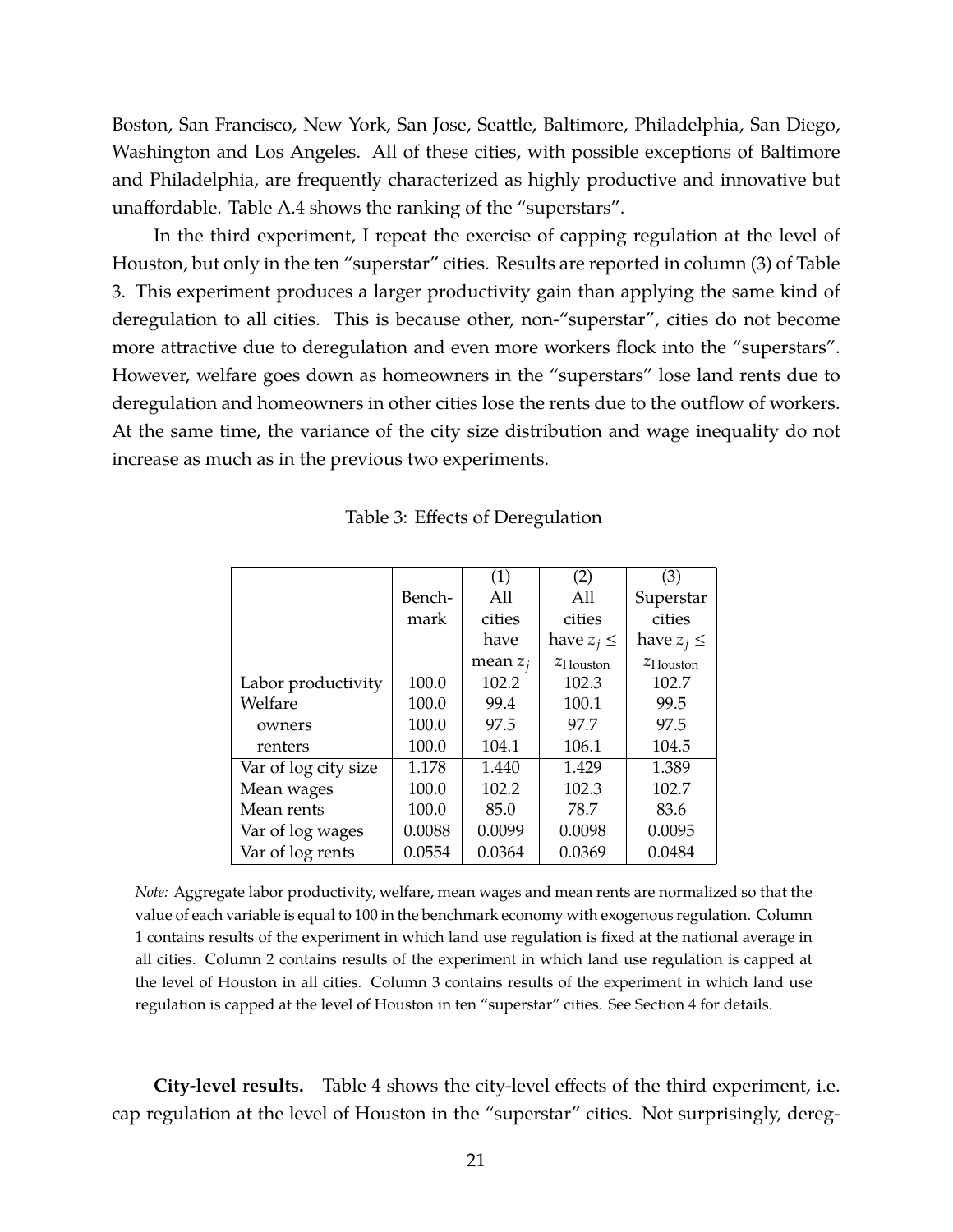Boston, San Francisco, New York, San Jose, Seattle, Baltimore, Philadelphia, San Diego, Washington and Los Angeles. All of these cities, with possible exceptions of Baltimore and Philadelphia, are frequently characterized as highly productive and innovative but unaffordable. Table A.4 shows the ranking of the "superstars".

In the third experiment, I repeat the exercise of capping regulation at the level of Houston, but only in the ten "superstar" cities. Results are reported in column (3) of Table 3. This experiment produces a larger productivity gain than applying the same kind of deregulation to all cities. This is because other, non-"superstar", cities do not become more attractive due to deregulation and even more workers flock into the "superstars". However, welfare goes down as homeowners in the "superstars" lose land rents due to deregulation and homeowners in other cities lose the rents due to the outflow of workers. At the same time, the variance of the city size distribution and wage inequality do not increase as much as in the previous two experiments.

Table 3: Effects of Deregulation

| | Benchmark | (1) All cities have mean $z_j$ | (2) All cities have $z_j \leq z_{\text{Houston}}$ | (3) Superstar cities have $z_j \leq z_{\text{Houston}}$ |
|---|---|---|---|---|
| Labor productivity | 100.0 | 102.2 | 102.3 | 102.7 |
| Welfare | 100.0 | 99.4 | 100.1 | 99.5 |
| owners | 100.0 | 97.5 | 97.7 | 97.5 |
| renters | 100.0 | 104.1 | 106.1 | 104.5 |
| Var of log city size | 1.178 | 1.440 | 1.429 | 1.389 |
| Mean wages | 100.0 | 102.2 | 102.3 | 102.7 |
| Mean rents | 100.0 | 85.0 | 78.7 | 83.6 |
| Var of log wages | 0.0088 | 0.0099 | 0.0098 | 0.0095 |
| Var of log rents | 0.0554 | 0.0364 | 0.0369 | 0.0484 |

*Note:* Aggregate labor productivity, welfare, mean wages and mean rents are normalized so that the value of each variable is equal to 100 in the benchmark economy with exogenous regulation. Column 1 contains results of the experiment in which land use regulation is fixed at the national average in all cities. Column 2 contains results of the experiment in which land use regulation is capped at the level of Houston in all cities. Column 3 contains results of the experiment in which land use regulation is capped at the level of Houston in ten "superstar" cities. See Section 4 for details.

**City-level results.** Table 4 shows the city-level effects of the third experiment, i.e. cap regulation at the level of Houston in the "superstar" cities. Not surprisingly, dereg-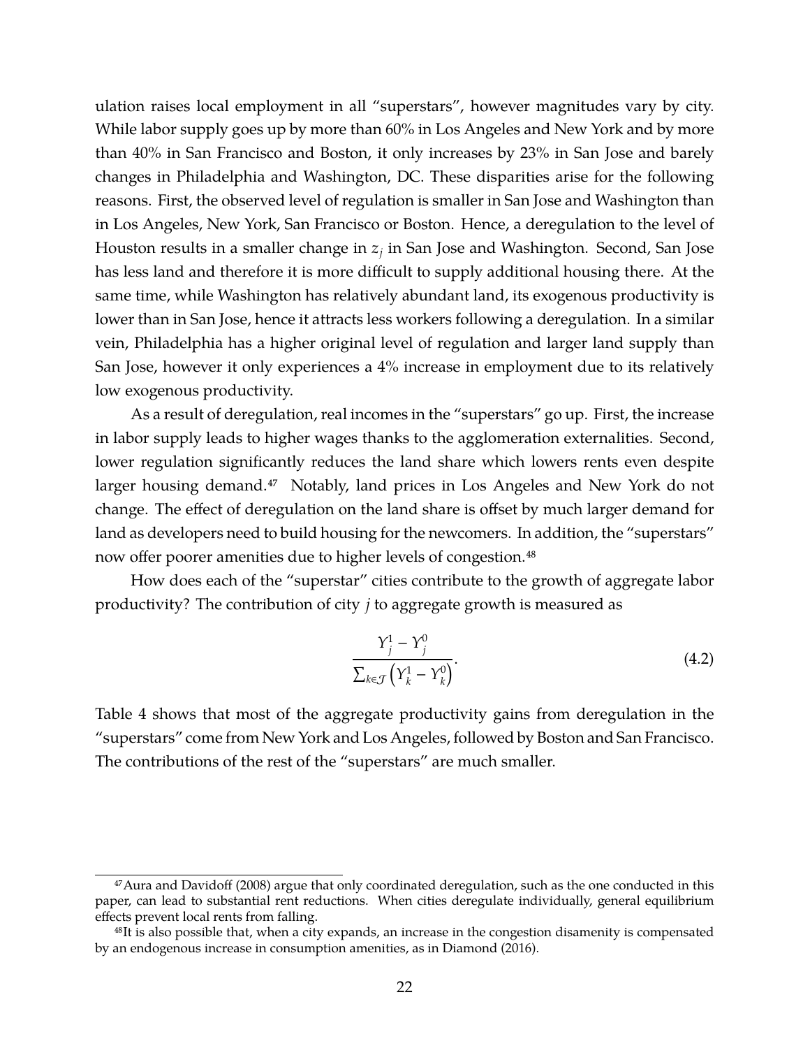ulation raises local employment in all "superstars", however magnitudes vary by city. While labor supply goes up by more than 60% in Los Angeles and New York and by more than 40% in San Francisco and Boston, it only increases by 23% in San Jose and barely changes in Philadelphia and Washington, DC. These disparities arise for the following reasons. First, the observed level of regulation is smaller in San Jose and Washington than in Los Angeles, New York, San Francisco or Boston. Hence, a deregulation to the level of Houston results in a smaller change in $z_j$ in San Jose and Washington. Second, San Jose has less land and therefore it is more difficult to supply additional housing there. At the same time, while Washington has relatively abundant land, its exogenous productivity is lower than in San Jose, hence it attracts less workers following a deregulation. In a similar vein, Philadelphia has a higher original level of regulation and larger land supply than San Jose, however it only experiences a 4% increase in employment due to its relatively low exogenous productivity.

As a result of deregulation, real incomes in the "superstars" go up. First, the increase in labor supply leads to higher wages thanks to the agglomeration externalities. Second, lower regulation significantly reduces the land share which lowers rents even despite larger housing demand.[47] Notably, land prices in Los Angeles and New York do not change. The effect of deregulation on the land share is offset by much larger demand for land as developers need to build housing for the newcomers. In addition, the "superstars" now offer poorer amenities due to higher levels of congestion.[48]

How does each of the "superstar" cities contribute to the growth of aggregate labor productivity? The contribution of city $j$ to aggregate growth is measured as

$$\frac{Y_j^1 - Y_j^0}{\sum_{k \in \mathcal{J}} \left( Y_k^1 - Y_k^0 \right)}. \tag{4.2}$$

Table 4 shows that most of the aggregate productivity gains from deregulation in the "superstars" come from New York and Los Angeles, followed by Boston and San Francisco. The contributions of the rest of the "superstars" are much smaller.

[47] Aura and Davidoff (2008) argue that only coordinated deregulation, such as the one conducted in this paper, can lead to substantial rent reductions. When cities deregulate individually, general equilibrium effects prevent local rents from falling.

[48] It is also possible that, when a city expands, an increase in the congestion disamenity is compensated by an endogenous increase in consumption amenities, as in Diamond (2016).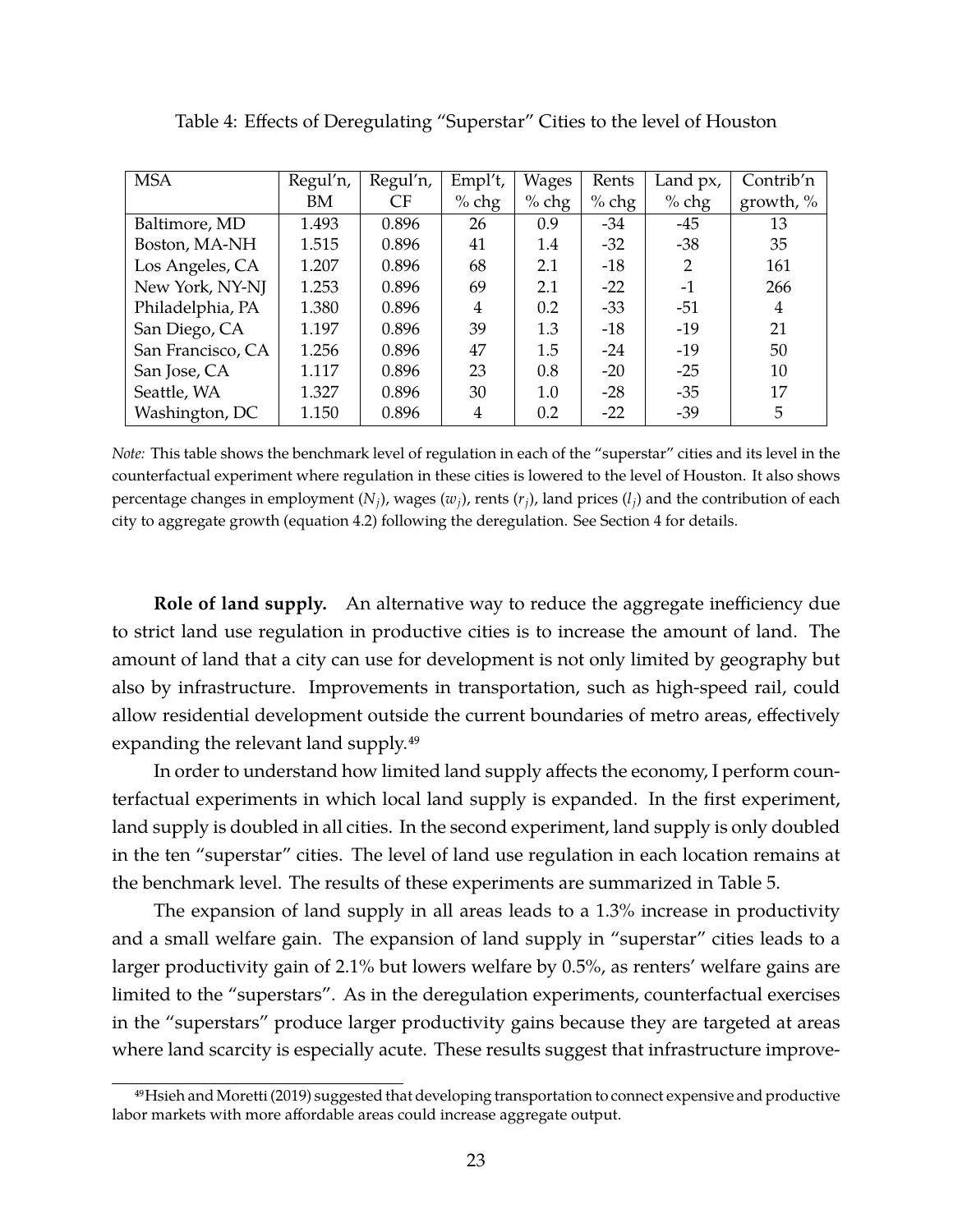Table 4: Effects of Deregulating "Superstar" Cities to the level of Houston

| MSA | Regul'n, BM | Regul'n, CF | Empl't, % chg | Wages % chg | Rents % chg | Land px, % chg | Contrib'n growth, % |
|---|---|---|---|---|---|---|---|
| Baltimore, MD | 1.493 | 0.896 | 26 | 0.9 | -34 | -45 | 13 |
| Boston, MA-NH | 1.515 | 0.896 | 41 | 1.4 | -32 | -38 | 35 |
| Los Angeles, CA | 1.207 | 0.896 | 68 | 2.1 | -18 | 2 | 161 |
| New York, NY-NJ | 1.253 | 0.896 | 69 | 2.1 | -22 | -1 | 266 |
| Philadelphia, PA | 1.380 | 0.896 | 4 | 0.2 | -33 | -51 | 4 |
| San Diego, CA | 1.197 | 0.896 | 39 | 1.3 | -18 | -19 | 21 |
| San Francisco, CA | 1.256 | 0.896 | 47 | 1.5 | -24 | -19 | 50 |
| San Jose, CA | 1.117 | 0.896 | 23 | 0.8 | -20 | -25 | 10 |
| Seattle, WA | 1.327 | 0.896 | 30 | 1.0 | -28 | -35 | 17 |
| Washington, DC | 1.150 | 0.896 | 4 | 0.2 | -22 | -39 | 5 |

*Note:* This table shows the benchmark level of regulation in each of the "superstar" cities and its level in the counterfactual experiment where regulation in these cities is lowered to the level of Houston. It also shows percentage changes in employment ($N_j$), wages ($w_j$), rents ($r_j$), land prices ($l_j$) and the contribution of each city to aggregate growth (equation 4.2) following the deregulation. See Section 4 for details.

**Role of land supply.** An alternative way to reduce the aggregate inefficiency due to strict land use regulation in productive cities is to increase the amount of land. The amount of land that a city can use for development is not only limited by geography but also by infrastructure. Improvements in transportation, such as high-speed rail, could allow residential development outside the current boundaries of metro areas, effectively expanding the relevant land supply.[49]

In order to understand how limited land supply affects the economy, I perform counterfactual experiments in which local land supply is expanded. In the first experiment, land supply is doubled in all cities. In the second experiment, land supply is only doubled in the ten "superstar" cities. The level of land use regulation in each location remains at the benchmark level. The results of these experiments are summarized in Table 5.

The expansion of land supply in all areas leads to a 1.3% increase in productivity and a small welfare gain. The expansion of land supply in "superstar" cities leads to a larger productivity gain of 2.1% but lowers welfare by 0.5%, as renters' welfare gains are limited to the "superstars". As in the deregulation experiments, counterfactual exercises in the "superstars" produce larger productivity gains because they are targeted at areas where land scarcity is especially acute. These results suggest that infrastructure improve-

[49] Hsieh and Moretti (2019) suggested that developing transportation to connect expensive and productive labor markets with more affordable areas could increase aggregate output.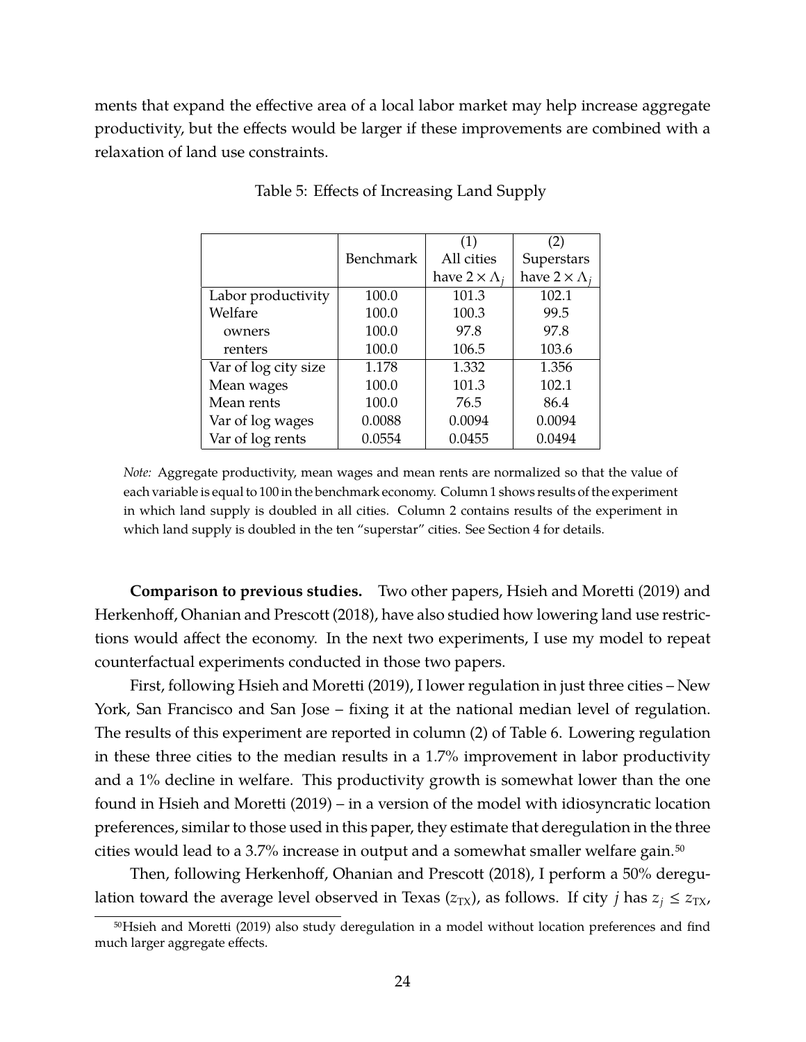ments that expand the effective area of a local labor market may help increase aggregate productivity, but the effects would be larger if these improvements are combined with a relaxation of land use constraints.

Table 5: Effects of Increasing Land Supply

| | Benchmark | (1) All cities have $2 \times \Lambda_j$ | (2) Superstars have $2 \times \Lambda_j$ |
|---|---|---|---|
| Labor productivity | 100.0 | 101.3 | 102.1 |
| Welfare | 100.0 | 100.3 | 99.5 |
| owners | 100.0 | 97.8 | 97.8 |
| renters | 100.0 | 106.5 | 103.6 |
| Var of log city size | 1.178 | 1.332 | 1.356 |
| Mean wages | 100.0 | 101.3 | 102.1 |
| Mean rents | 100.0 | 76.5 | 86.4 |
| Var of log wages | 0.0088 | 0.0094 | 0.0094 |
| Var of log rents | 0.0554 | 0.0455 | 0.0494 |

*Note:* Aggregate productivity, mean wages and mean rents are normalized so that the value of each variable is equal to 100 in the benchmark economy. Column 1 shows results of the experiment in which land supply is doubled in all cities. Column 2 contains results of the experiment in which land supply is doubled in the ten "superstar" cities. See Section 4 for details.

**Comparison to previous studies.** Two other papers, Hsieh and Moretti (2019) and Herkenhoff, Ohanian and Prescott (2018), have also studied how lowering land use restrictions would affect the economy. In the next two experiments, I use my model to repeat counterfactual experiments conducted in those two papers.

First, following Hsieh and Moretti (2019), I lower regulation in just three cities – New York, San Francisco and San Jose – fixing it at the national median level of regulation. The results of this experiment are reported in column (2) of Table 6. Lowering regulation in these three cities to the median results in a 1.7% improvement in labor productivity and a 1% decline in welfare. This productivity growth is somewhat lower than the one found in Hsieh and Moretti (2019) – in a version of the model with idiosyncratic location preferences, similar to those used in this paper, they estimate that deregulation in the three cities would lead to a 3.7% increase in output and a somewhat smaller welfare gain.[50]

Then, following Herkenhoff, Ohanian and Prescott (2018), I perform a 50% deregulation toward the average level observed in Texas ($z_{\text{TX}}$), as follows. If city $j$ has $z_j \leq z_{\text{TX}}$,

[50] Hsieh and Moretti (2019) also study deregulation in a model without location preferences and find much larger aggregate effects.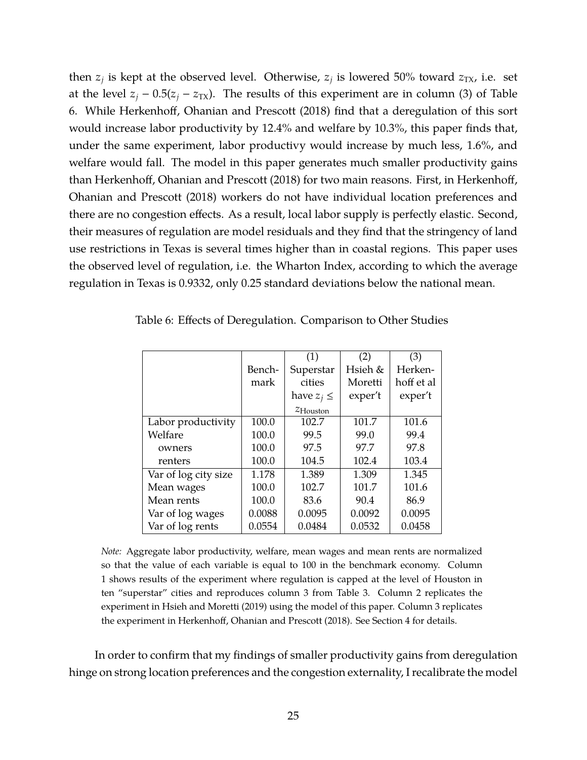then $z_j$ is kept at the observed level. Otherwise, $z_j$ is lowered 50% toward $z_{\text{TX}}$, i.e. set at the level $z_j - 0.5(z_j - z_{\text{TX}})$. The results of this experiment are in column (3) of Table 6. While Herkenhoff, Ohanian and Prescott (2018) find that a deregulation of this sort would increase labor productivity by 12.4% and welfare by 10.3%, this paper finds that, under the same experiment, labor productivy would increase by much less, 1.6%, and welfare would fall. The model in this paper generates much smaller productivity gains than Herkenhoff, Ohanian and Prescott (2018) for two main reasons. First, in Herkenhoff, Ohanian and Prescott (2018) workers do not have individual location preferences and there are no congestion effects. As a result, local labor supply is perfectly elastic. Second, their measures of regulation are model residuals and they find that the stringency of land use restrictions in Texas is several times higher than in coastal regions. This paper uses the observed level of regulation, i.e. the Wharton Index, according to which the average regulation in Texas is 0.9332, only 0.25 standard deviations below the national mean.

Table 6: Effects of Deregulation. Comparison to Other Studies

| | Bench-mark | (1) Superstar cities have $z_j \leq z_{\text{Houston}}$ | (2) Hsieh & Moretti exper't | (3) Herken-hoff et al exper't |
|---|---|---|---|---|
| Labor productivity | 100.0 | 102.7 | 101.7 | 101.6 |
| Welfare | 100.0 | 99.5 | 99.0 | 99.4 |
| owners | 100.0 | 97.5 | 97.7 | 97.8 |
| renters | 100.0 | 104.5 | 102.4 | 103.4 |
| Var of log city size | 1.178 | 1.389 | 1.309 | 1.345 |
| Mean wages | 100.0 | 102.7 | 101.7 | 101.6 |
| Mean rents | 100.0 | 83.6 | 90.4 | 86.9 |
| Var of log wages | 0.0088 | 0.0095 | 0.0092 | 0.0095 |
| Var of log rents | 0.0554 | 0.0484 | 0.0532 | 0.0458 |

*Note:* Aggregate labor productivity, welfare, mean wages and mean rents are normalized so that the value of each variable is equal to 100 in the benchmark economy. Column 1 shows results of the experiment where regulation is capped at the level of Houston in ten "superstar" cities and reproduces column 3 from Table 3. Column 2 replicates the experiment in Hsieh and Moretti (2019) using the model of this paper. Column 3 replicates the experiment in Herkenhoff, Ohanian and Prescott (2018). See Section 4 for details.

In order to confirm that my findings of smaller productivity gains from deregulation hinge on strong location preferences and the congestion externality, I recalibrate the model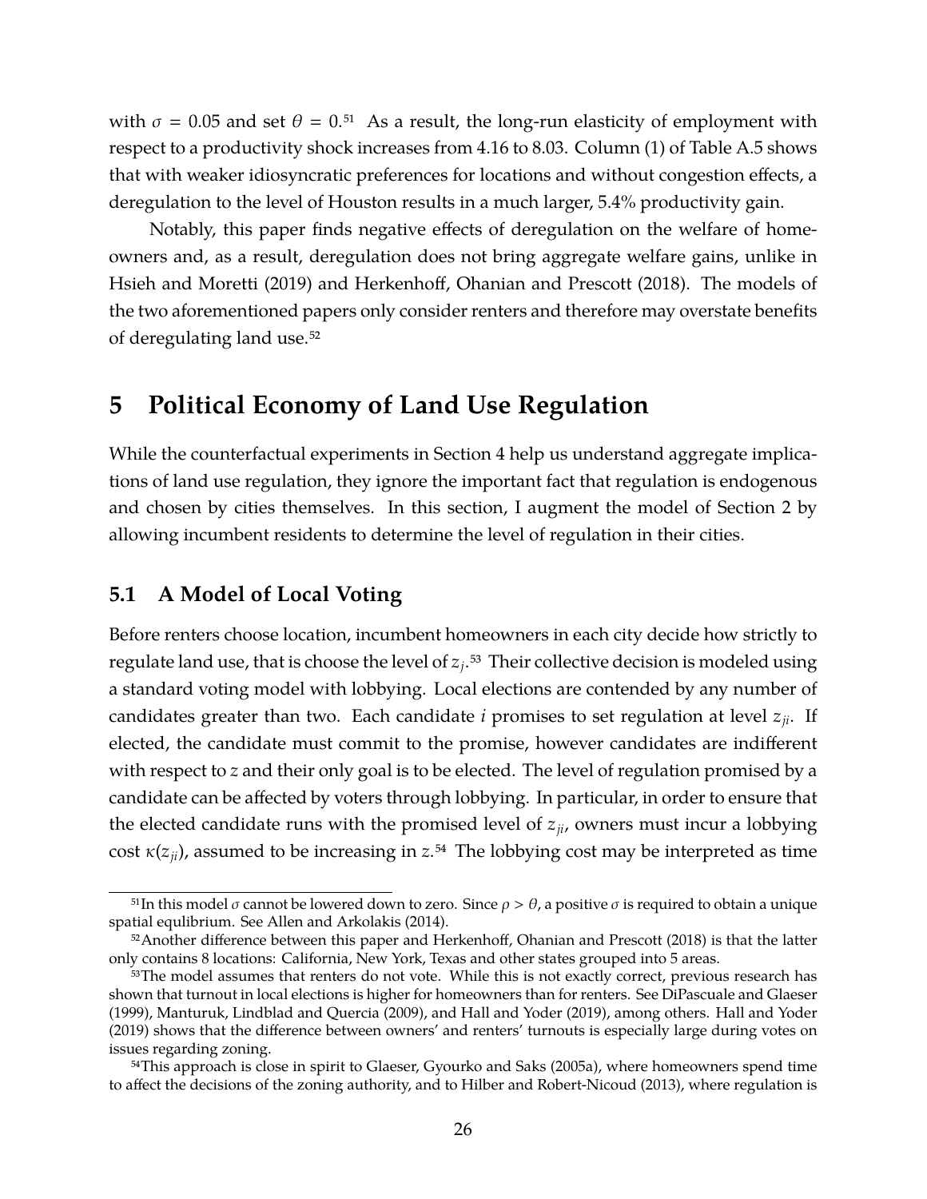with $\sigma = 0.05$ and set $\theta = 0$.[51] As a result, the long-run elasticity of employment with respect to a productivity shock increases from 4.16 to 8.03. Column (1) of Table A.5 shows that with weaker idiosyncratic preferences for locations and without congestion effects, a deregulation to the level of Houston results in a much larger, 5.4% productivity gain.

Notably, this paper finds negative effects of deregulation on the welfare of homeowners and, as a result, deregulation does not bring aggregate welfare gains, unlike in Hsieh and Moretti (2019) and Herkenhoff, Ohanian and Prescott (2018). The models of the two aforementioned papers only consider renters and therefore may overstate benefits of deregulating land use.[52]

# 5 Political Economy of Land Use Regulation

While the counterfactual experiments in Section 4 help us understand aggregate implications of land use regulation, they ignore the important fact that regulation is endogenous and chosen by cities themselves. In this section, I augment the model of Section 2 by allowing incumbent residents to determine the level of regulation in their cities.

## 5.1 A Model of Local Voting

Before renters choose location, incumbent homeowners in each city decide how strictly to regulate land use, that is choose the level of $z_j$.[53] Their collective decision is modeled using a standard voting model with lobbying. Local elections are contended by any number of candidates greater than two. Each candidate $i$ promises to set regulation at level $z_{ji}$. If elected, the candidate must commit to the promise, however candidates are indifferent with respect to $z$ and their only goal is to be elected. The level of regulation promised by a candidate can be affected by voters through lobbying. In particular, in order to ensure that the elected candidate runs with the promised level of $z_{ji}$, owners must incur a lobbying cost $\kappa(z_{ji})$, assumed to be increasing in $z$.[54] The lobbying cost may be interpreted as time

---

[51] In this model $\sigma$ cannot be lowered down to zero. Since $\rho > \theta$, a positive $\sigma$ is required to obtain a unique spatial equlibrium. See Allen and Arkolakis (2014).

[52] Another difference between this paper and Herkenhoff, Ohanian and Prescott (2018) is that the latter only contains 8 locations: California, New York, Texas and other states grouped into 5 areas.

[53] The model assumes that renters do not vote. While this is not exactly correct, previous research has shown that turnout in local elections is higher for homeowners than for renters. See DiPascuale and Glaeser (1999), Manturuk, Lindblad and Quercia (2009), and Hall and Yoder (2019), among others. Hall and Yoder (2019) shows that the difference between owners' and renters' turnouts is especially large during votes on issues regarding zoning.

[54] This approach is close in spirit to Glaeser, Gyourko and Saks (2005a), where homeowners spend time to affect the decisions of the zoning authority, and to Hilber and Robert-Nicoud (2013), where regulation is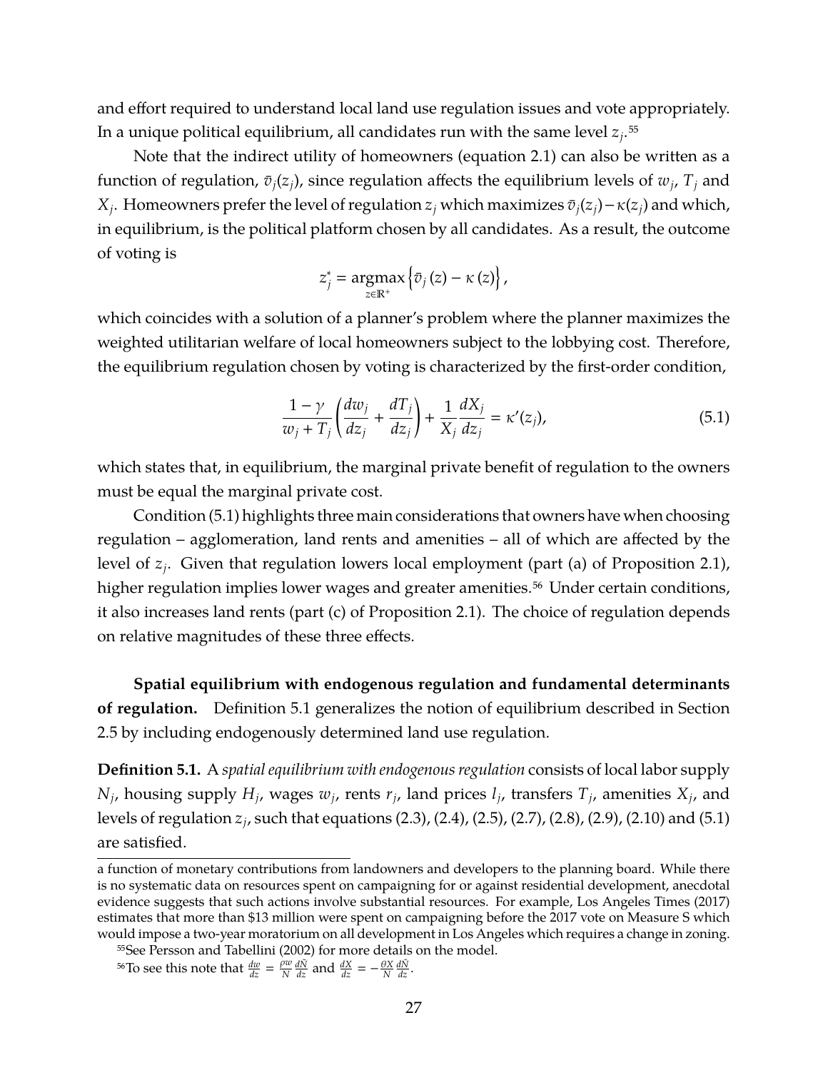and effort required to understand local land use regulation issues and vote appropriately. In a unique political equilibrium, all candidates run with the same level $z_j$.[55]

Note that the indirect utility of homeowners (equation 2.1) can also be written as a function of regulation, $\bar{v}_j(z_j)$, since regulation affects the equilibrium levels of $w_j$, $T_j$ and $X_j$. Homeowners prefer the level of regulation $z_j$ which maximizes $\bar{v}_j(z_j) - \kappa(z_j)$ and which, in equilibrium, is the political platform chosen by all candidates. As a result, the outcome of voting is

$$z_j^* = \underset{z \in \mathbb{R}^+}{\operatorname{argmax}} \left\{ \bar{v}_j(z) - \kappa(z) \right\},$$

which coincides with a solution of a planner's problem where the planner maximizes the weighted utilitarian welfare of local homeowners subject to the lobbying cost. Therefore, the equilibrium regulation chosen by voting is characterized by the first-order condition,

$$\frac{1-\gamma}{w_j + T_j} \left( \frac{dw_j}{dz_j} + \frac{dT_j}{dz_j} \right) + \frac{1}{X_j} \frac{dX_j}{dz_j} = \kappa'(z_j), \tag{5.1}$$

which states that, in equilibrium, the marginal private benefit of regulation to the owners must be equal the marginal private cost.

Condition (5.1) highlights three main considerations that owners have when choosing regulation – agglomeration, land rents and amenities – all of which are affected by the level of $z_j$. Given that regulation lowers local employment (part (a) of Proposition 2.1), higher regulation implies lower wages and greater amenities.[56] Under certain conditions, it also increases land rents (part (c) of Proposition 2.1). The choice of regulation depends on relative magnitudes of these three effects.

**Spatial equilibrium with endogenous regulation and fundamental determinants of regulation.** Definition 5.1 generalizes the notion of equilibrium described in Section 2.5 by including endogenously determined land use regulation.

**Definition 5.1.** A *spatial equilibrium with endogenous regulation* consists of local labor supply $N_j$, housing supply $H_j$, wages $w_j$, rents $r_j$, land prices $l_j$, transfers $T_j$, amenities $X_j$, and levels of regulation $z_j$, such that equations (2.3), (2.4), (2.5), (2.7), (2.8), (2.9), (2.10) and (5.1) are satisfied.

---

a function of monetary contributions from landowners and developers to the planning board. While there is no systematic data on resources spent on campaigning for or against residential development, anecdotal evidence suggests that such actions involve substantial resources. For example, Los Angeles Times (2017) estimates that more than $13 million were spent on campaigning before the 2017 vote on Measure S which would impose a two-year moratorium on all development in Los Angeles which requires a change in zoning.

[55] See Persson and Tabellini (2002) for more details on the model.

[56] To see this note that $\frac{dw}{dz} = \frac{\rho w}{N} \frac{d\tilde{N}}{dz}$ and $\frac{dX}{dz} = -\frac{\theta X}{N} \frac{d\tilde{N}}{dz}$.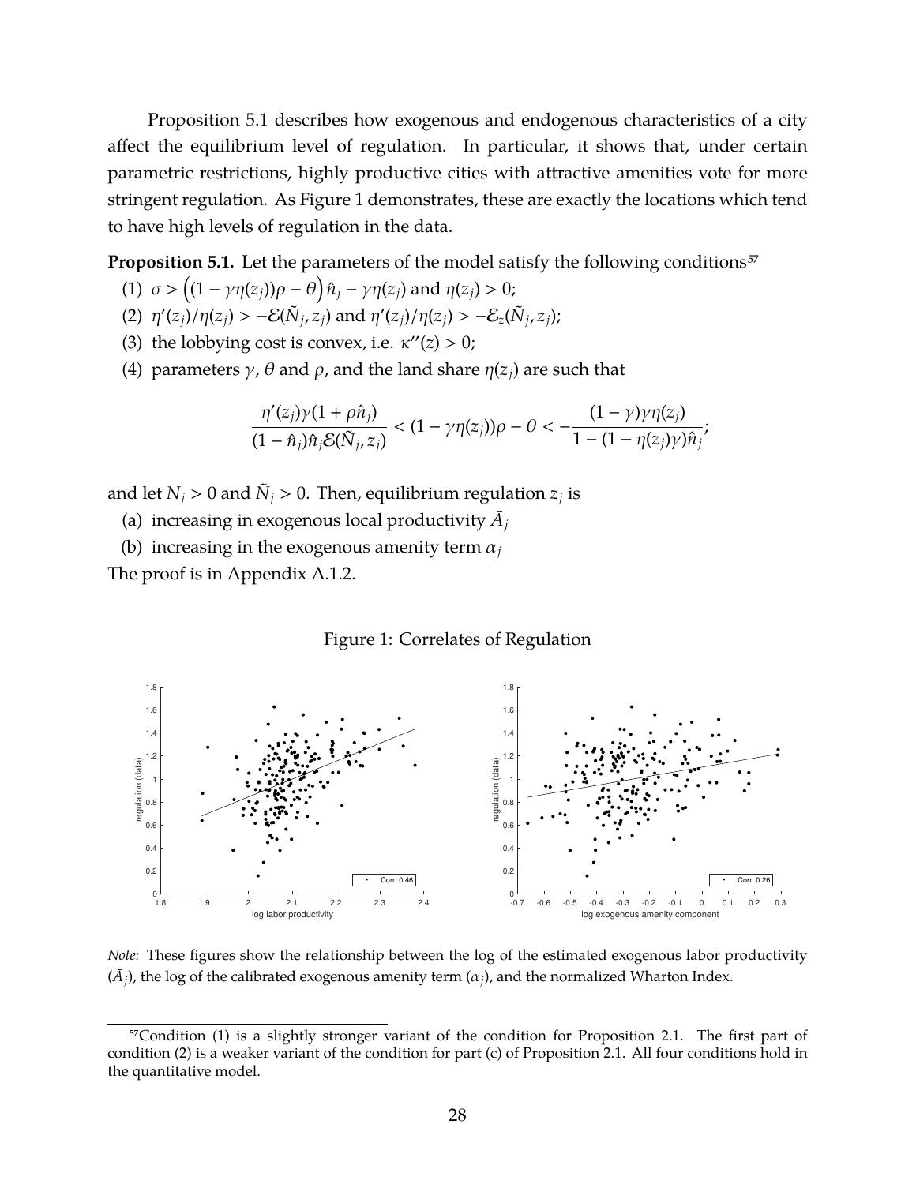Proposition 5.1 describes how exogenous and endogenous characteristics of a city affect the equilibrium level of regulation. In particular, it shows that, under certain parametric restrictions, highly productive cities with attractive amenities vote for more stringent regulation. As Figure 1 demonstrates, these are exactly the locations which tend to have high levels of regulation in the data.

**Proposition 5.1.** Let the parameters of the model satisfy the following conditions[57]

(1) $\sigma > \Big((1-\gamma\eta(z_j))\rho - \theta\Big)\hat{n}_j - \gamma\eta(z_j)$ and $\eta(z_j) > 0$;

(2) $\eta'(z_j)/\eta(z_j) > -\mathcal{E}(\tilde{N}_j, z_j)$ and $\eta'(z_j)/\eta(z_j) > -\mathcal{E}_z(\tilde{N}_j, z_j)$;

(3) the lobbying cost is convex, i.e. $\kappa''(z) > 0$;

(4) parameters $\gamma$, $\theta$ and $\rho$, and the land share $\eta(z_j)$ are such that

$$\frac{\eta'(z_j)\gamma(1+\rho\hat{n}_j)}{(1-\hat{n}_j)\hat{n}_j\mathcal{E}(\tilde{N}_j, z_j)} < (1-\gamma\eta(z_j))\rho - \theta < -\frac{(1-\gamma)\gamma\eta(z_j)}{1-(1-\eta(z_j)\gamma)\hat{n}_j};$$

and let $N_j > 0$ and $\tilde{N}_j > 0$. Then, equilibrium regulation $z_j$ is

(a) increasing in exogenous local productivity $\bar{A}_j$

(b) increasing in the exogenous amenity term $\alpha_j$

The proof is in Appendix A.1.2.

Figure 1: Correlates of Regulation

*Note:* These figures show the relationship between the log of the estimated exogenous labor productivity ($\bar{A}_j$), the log of the calibrated exogenous amenity term ($\alpha_j$), and the normalized Wharton Index.

[57] Condition (1) is a slightly stronger variant of the condition for Proposition 2.1. The first part of condition (2) is a weaker variant of the condition for part (c) of Proposition 2.1. All four conditions hold in the quantitative model.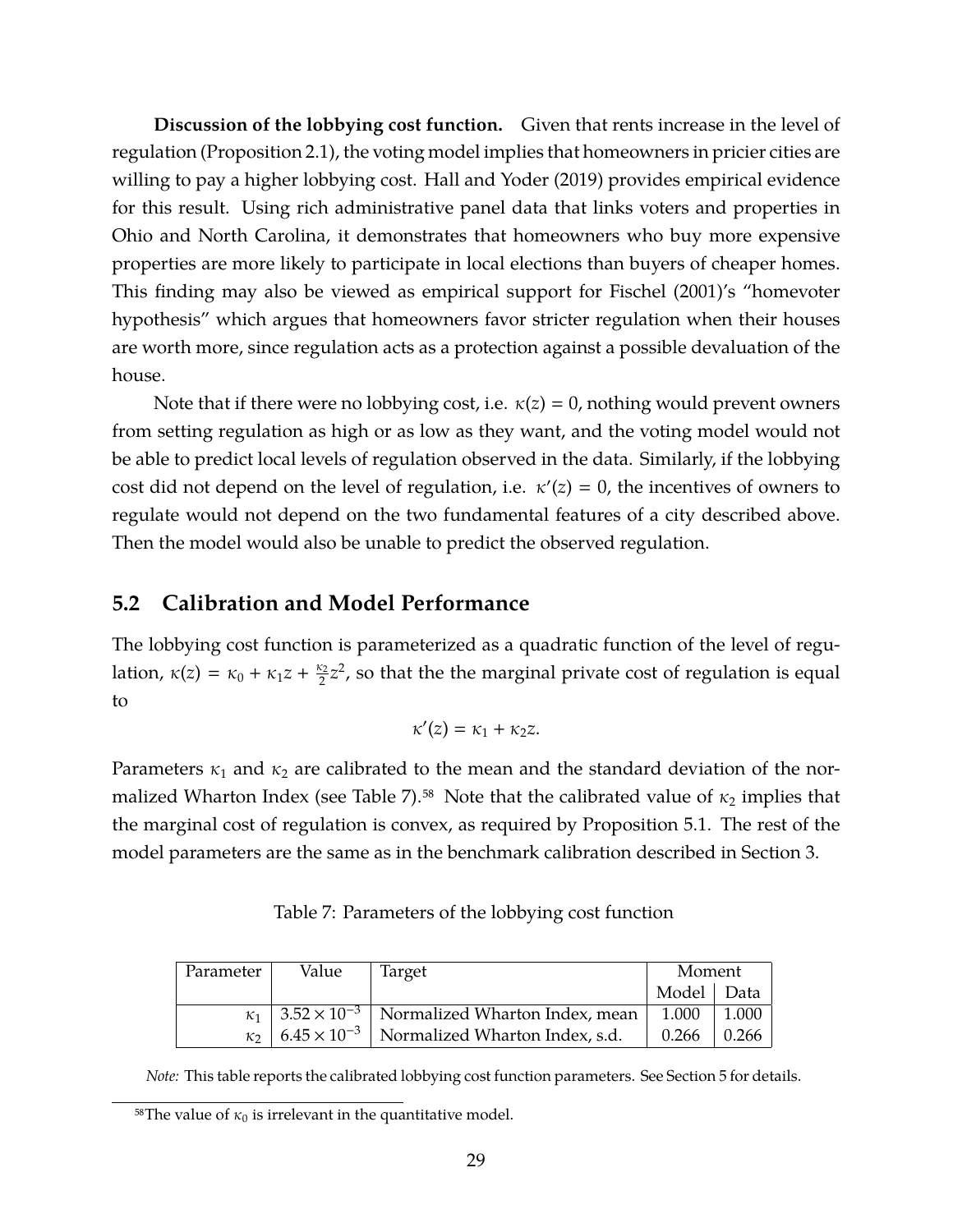**Discussion of the lobbying cost function.** Given that rents increase in the level of regulation (Proposition 2.1), the voting model implies that homeowners in pricier cities are willing to pay a higher lobbying cost. Hall and Yoder (2019) provides empirical evidence for this result. Using rich administrative panel data that links voters and properties in Ohio and North Carolina, it demonstrates that homeowners who buy more expensive properties are more likely to participate in local elections than buyers of cheaper homes. This finding may also be viewed as empirical support for Fischel (2001)'s "homevoter hypothesis" which argues that homeowners favor stricter regulation when their houses are worth more, since regulation acts as a protection against a possible devaluation of the house.

Note that if there were no lobbying cost, i.e. $\kappa(z) = 0$, nothing would prevent owners from setting regulation as high or as low as they want, and the voting model would not be able to predict local levels of regulation observed in the data. Similarly, if the lobbying cost did not depend on the level of regulation, i.e. $\kappa'(z) = 0$, the incentives of owners to regulate would not depend on the two fundamental features of a city described above. Then the model would also be unable to predict the observed regulation.

## 5.2 Calibration and Model Performance

The lobbying cost function is parameterized as a quadratic function of the level of regulation, $\kappa(z) = \kappa_0 + \kappa_1 z + \frac{\kappa_2}{2} z^2$, so that the the marginal private cost of regulation is equal to

$$\kappa'(z) = \kappa_1 + \kappa_2 z.$$

Parameters $\kappa_1$ and $\kappa_2$ are calibrated to the mean and the standard deviation of the normalized Wharton Index (see Table 7).[58] Note that the calibrated value of $\kappa_2$ implies that the marginal cost of regulation is convex, as required by Proposition 5.1. The rest of the model parameters are the same as in the benchmark calibration described in Section 3.

Table 7: Parameters of the lobbying cost function

| Parameter | Value | Target | Moment | |
|---|---|---|---|---|
| | | | Model | Data |
| $\kappa_1$ | $3.52 \times 10^{-3}$ | Normalized Wharton Index, mean | 1.000 | 1.000 |
| $\kappa_2$ | $6.45 \times 10^{-3}$ | Normalized Wharton Index, s.d. | 0.266 | 0.266 |

*Note:* This table reports the calibrated lobbying cost function parameters. See Section 5 for details.

[58] The value of $\kappa_0$ is irrelevant in the quantitative model.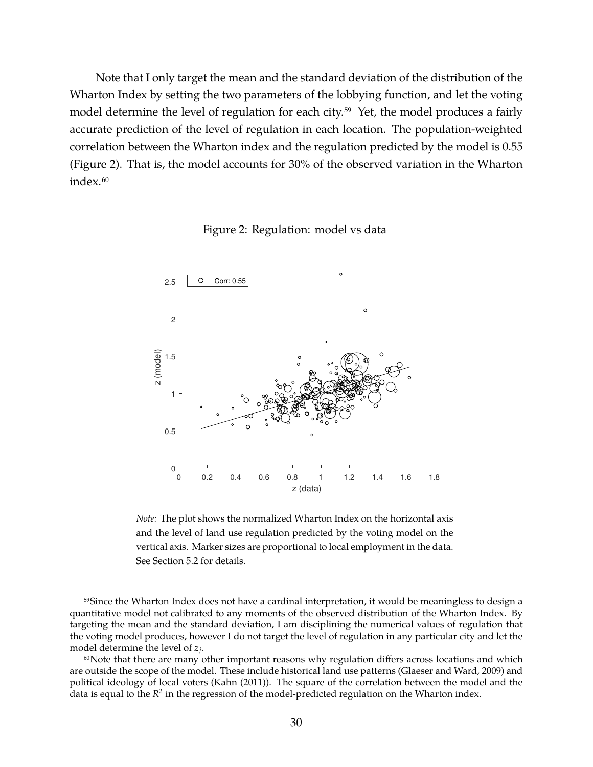Note that I only target the mean and the standard deviation of the distribution of the Wharton Index by setting the two parameters of the lobbying function, and let the voting model determine the level of regulation for each city.[59] Yet, the model produces a fairly accurate prediction of the level of regulation in each location. The population-weighted correlation between the Wharton index and the regulation predicted by the model is 0.55 (Figure 2). That is, the model accounts for 30% of the observed variation in the Wharton index.[60]

Figure 2: Regulation: model vs data

*Note:* The plot shows the normalized Wharton Index on the horizontal axis and the level of land use regulation predicted by the voting model on the vertical axis. Marker sizes are proportional to local employment in the data. See Section 5.2 for details.

[59]Since the Wharton Index does not have a cardinal interpretation, it would be meaningless to design a quantitative model not calibrated to any moments of the observed distribution of the Wharton Index. By targeting the mean and the standard deviation, I am disciplining the numerical values of regulation that the voting model produces, however I do not target the level of regulation in any particular city and let the model determine the level of $z_j$.

[60]Note that there are many other important reasons why regulation differs across locations and which are outside the scope of the model. These include historical land use patterns (Glaeser and Ward, 2009) and political ideology of local voters (Kahn (2011)). The square of the correlation between the model and the data is equal to the $R^2$ in the regression of the model-predicted regulation on the Wharton index.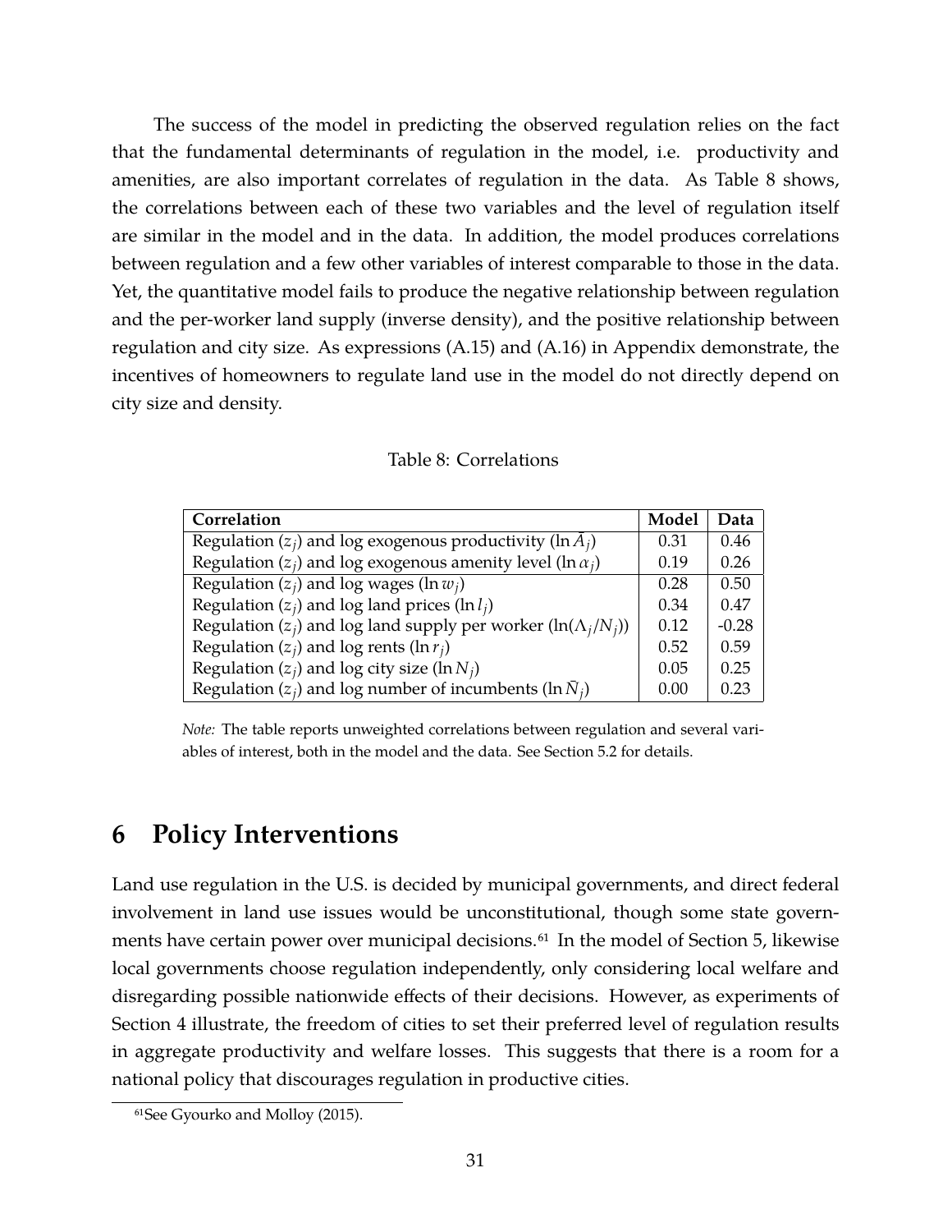The success of the model in predicting the observed regulation relies on the fact that the fundamental determinants of regulation in the model, i.e. productivity and amenities, are also important correlates of regulation in the data. As Table 8 shows, the correlations between each of these two variables and the level of regulation itself are similar in the model and in the data. In addition, the model produces correlations between regulation and a few other variables of interest comparable to those in the data. Yet, the quantitative model fails to produce the negative relationship between regulation and the per-worker land supply (inverse density), and the positive relationship between regulation and city size. As expressions (A.15) and (A.16) in Appendix demonstrate, the incentives of homeowners to regulate land use in the model do not directly depend on city size and density.

Table 8: Correlations

| Correlation | Model | Data |
|---|---|---|
| Regulation ($z_j$) and log exogenous productivity ($\ln \bar{A}_j$) | 0.31 | 0.46 |
| Regulation ($z_j$) and log exogenous amenity level ($\ln \alpha_j$) | 0.19 | 0.26 |
| Regulation ($z_j$) and log wages ($\ln w_j$) | 0.28 | 0.50 |
| Regulation ($z_j$) and log land prices ($\ln l_j$) | 0.34 | 0.47 |
| Regulation ($z_j$) and log land supply per worker ($\ln(\Lambda_j/N_j)$) | 0.12 | -0.28 |
| Regulation ($z_j$) and log rents ($\ln r_j$) | 0.52 | 0.59 |
| Regulation ($z_j$) and log city size ($\ln N_j$) | 0.05 | 0.25 |
| Regulation ($z_j$) and log number of incumbents ($\ln \bar{N}_j$) | 0.00 | 0.23 |

*Note:* The table reports unweighted correlations between regulation and several variables of interest, both in the model and the data. See Section 5.2 for details.

# 6 Policy Interventions

Land use regulation in the U.S. is decided by municipal governments, and direct federal involvement in land use issues would be unconstitutional, though some state governments have certain power over municipal decisions.[61] In the model of Section 5, likewise local governments choose regulation independently, only considering local welfare and disregarding possible nationwide effects of their decisions. However, as experiments of Section 4 illustrate, the freedom of cities to set their preferred level of regulation results in aggregate productivity and welfare losses. This suggests that there is a room for a national policy that discourages regulation in productive cities.

[61] See Gyourko and Molloy (2015).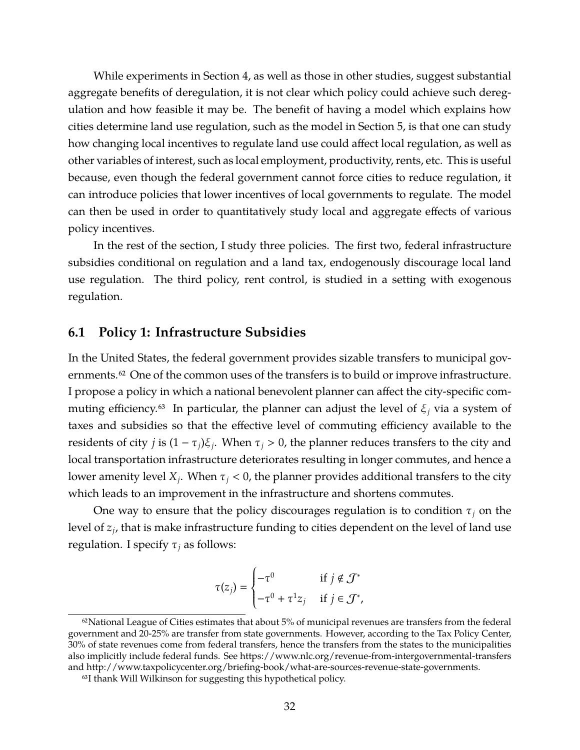While experiments in Section 4, as well as those in other studies, suggest substantial aggregate benefits of deregulation, it is not clear which policy could achieve such deregulation and how feasible it may be. The benefit of having a model which explains how cities determine land use regulation, such as the model in Section 5, is that one can study how changing local incentives to regulate land use could affect local regulation, as well as other variables of interest, such as local employment, productivity, rents, etc. This is useful because, even though the federal government cannot force cities to reduce regulation, it can introduce policies that lower incentives of local governments to regulate. The model can then be used in order to quantitatively study local and aggregate effects of various policy incentives.

In the rest of the section, I study three policies. The first two, federal infrastructure subsidies conditional on regulation and a land tax, endogenously discourage local land use regulation. The third policy, rent control, is studied in a setting with exogenous regulation.

## 6.1 Policy 1: Infrastructure Subsidies

In the United States, the federal government provides sizable transfers to municipal governments.[62] One of the common uses of the transfers is to build or improve infrastructure. I propose a policy in which a national benevolent planner can affect the city-specific commuting efficiency.[63] In particular, the planner can adjust the level of $\xi_j$ via a system of taxes and subsidies so that the effective level of commuting efficiency available to the residents of city $j$ is $(1 - \tau_j)\xi_j$. When $\tau_j > 0$, the planner reduces transfers to the city and local transportation infrastructure deteriorates resulting in longer commutes, and hence a lower amenity level $X_j$. When $\tau_j < 0$, the planner provides additional transfers to the city which leads to an improvement in the infrastructure and shortens commutes.

One way to ensure that the policy discourages regulation is to condition $\tau_j$ on the level of $z_j$, that is make infrastructure funding to cities dependent on the level of land use regulation. I specify $\tau_j$ as follows:

$$
\tau(z_j) = \begin{cases} -\tau^0 & \text{if } j \notin \mathcal{J}^* \\ -\tau^0 + \tau^1 z_j & \text{if } j \in \mathcal{J}^*, \end{cases}
$$

[62] National League of Cities estimates that about 5% of municipal revenues are transfers from the federal government and 20-25% are transfer from state governments. However, according to the Tax Policy Center, 30% of state revenues come from federal transfers, hence the transfers from the states to the municipalities also implicitly include federal funds. See https://www.nlc.org/revenue-from-intergovernmental-transfers and http://www.taxpolicycenter.org/briefing-book/what-are-sources-revenue-state-governments.

[63] I thank Will Wilkinson for suggesting this hypothetical policy.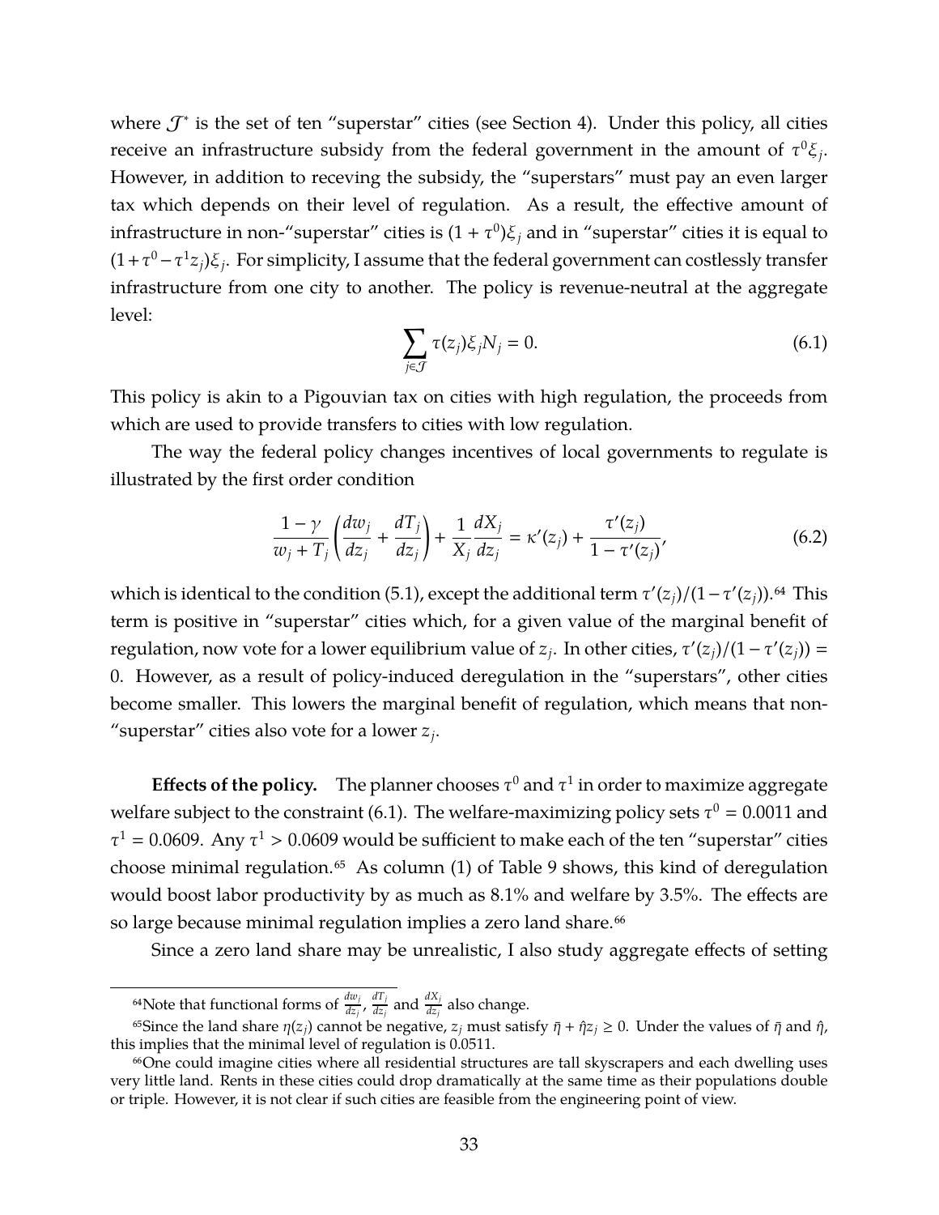where $\mathcal{J}^*$ is the set of ten "superstar" cities (see Section 4). Under this policy, all cities receive an infrastructure subsidy from the federal government in the amount of $\tau^0 \xi_j$. However, in addition to receving the subsidy, the "superstars" must pay an even larger tax which depends on their level of regulation. As a result, the effective amount of infrastructure in non-"superstar" cities is $(1 + \tau^0)\xi_j$ and in "superstar" cities it is equal to $(1 + \tau^0 - \tau^1 z_j)\xi_j$. For simplicity, I assume that the federal government can costlessly transfer infrastructure from one city to another. The policy is revenue-neutral at the aggregate level:

$$\sum_{j \in \mathcal{J}} \tau(z_j)\xi_j N_j = 0. \tag{6.1}$$

This policy is akin to a Pigouvian tax on cities with high regulation, the proceeds from which are used to provide transfers to cities with low regulation.

The way the federal policy changes incentives of local governments to regulate is illustrated by the first order condition

$$\frac{1-\gamma}{w_j + T_j}\left(\frac{dw_j}{dz_j} + \frac{dT_j}{dz_j}\right) + \frac{1}{X_j}\frac{dX_j}{dz_j} = \kappa'(z_j) + \frac{\tau'(z_j)}{1 - \tau'(z_j)}, \tag{6.2}$$

which is identical to the condition (5.1), except the additional term $\tau'(z_j)/(1 - \tau'(z_j))$.[64] This term is positive in "superstar" cities which, for a given value of the marginal benefit of regulation, now vote for a lower equilibrium value of $z_j$. In other cities, $\tau'(z_j)/(1 - \tau'(z_j)) = 0$. However, as a result of policy-induced deregulation in the "superstars", other cities become smaller. This lowers the marginal benefit of regulation, which means that non-"superstar" cities also vote for a lower $z_j$.

**Effects of the policy.** The planner chooses $\tau^0$ and $\tau^1$ in order to maximize aggregate welfare subject to the constraint (6.1). The welfare-maximizing policy sets $\tau^0 = 0.0011$ and $\tau^1 = 0.0609$. Any $\tau^1 > 0.0609$ would be sufficient to make each of the ten "superstar" cities choose minimal regulation.[65] As column (1) of Table 9 shows, this kind of deregulation would boost labor productivity by as much as 8.1% and welfare by 3.5%. The effects are so large because minimal regulation implies a zero land share.[66]

Since a zero land share may be unrealistic, I also study aggregate effects of setting

---

[64] Note that functional forms of $\frac{dw_j}{dz_j}$, $\frac{dT_j}{dz_j}$ and $\frac{dX_j}{dz_j}$ also change.

[65] Since the land share $\eta(z_j)$ cannot be negative, $z_j$ must satisfy $\bar{\eta} + \hat{\eta} z_j \geq 0$. Under the values of $\bar{\eta}$ and $\hat{\eta}$, this implies that the minimal level of regulation is 0.0511.

[66] One could imagine cities where all residential structures are tall skyscrapers and each dwelling uses very little land. Rents in these cities could drop dramatically at the same time as their populations double or triple. However, it is not clear if such cities are feasible from the engineering point of view.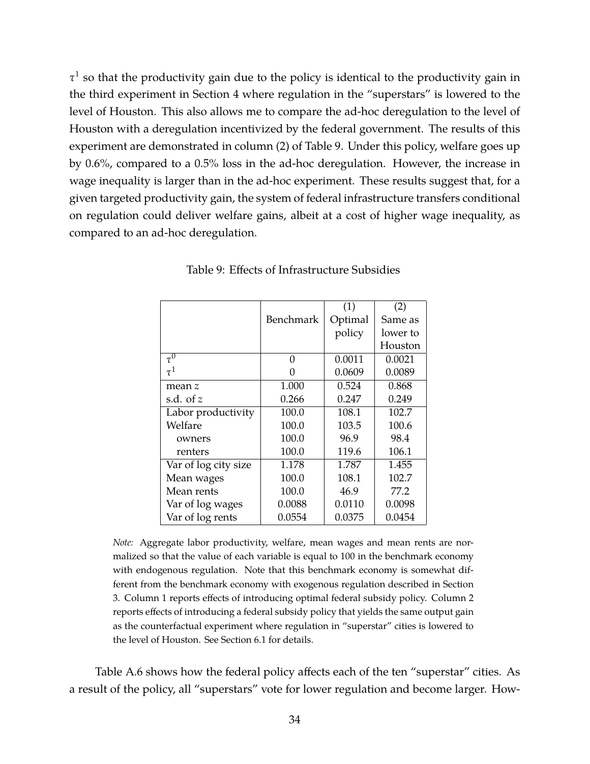$\tau^1$ so that the productivity gain due to the policy is identical to the productivity gain in the third experiment in Section 4 where regulation in the "superstars" is lowered to the level of Houston. This also allows me to compare the ad-hoc deregulation to the level of Houston with a deregulation incentivized by the federal government. The results of this experiment are demonstrated in column (2) of Table 9. Under this policy, welfare goes up by 0.6%, compared to a 0.5% loss in the ad-hoc deregulation. However, the increase in wage inequality is larger than in the ad-hoc experiment. These results suggest that, for a given targeted productivity gain, the system of federal infrastructure transfers conditional on regulation could deliver welfare gains, albeit at a cost of higher wage inequality, as compared to an ad-hoc deregulation.

Table 9: Effects of Infrastructure Subsidies

| | Benchmark | (1) Optimal policy | (2) Same as lower to Houston |
|---|---|---|---|
| $\tau^0$ | 0 | 0.0011 | 0.0021 |
| $\tau^1$ | 0 | 0.0609 | 0.0089 |
| mean $z$ | 1.000 | 0.524 | 0.868 |
| s.d. of $z$ | 0.266 | 0.247 | 0.249 |
| Labor productivity | 100.0 | 108.1 | 102.7 |
| Welfare | 100.0 | 103.5 | 100.6 |
| owners | 100.0 | 96.9 | 98.4 |
| renters | 100.0 | 119.6 | 106.1 |
| Var of log city size | 1.178 | 1.787 | 1.455 |
| Mean wages | 100.0 | 108.1 | 102.7 |
| Mean rents | 100.0 | 46.9 | 77.2 |
| Var of log wages | 0.0088 | 0.0110 | 0.0098 |
| Var of log rents | 0.0554 | 0.0375 | 0.0454 |

*Note:* Aggregate labor productivity, welfare, mean wages and mean rents are normalized so that the value of each variable is equal to 100 in the benchmark economy with endogenous regulation. Note that this benchmark economy is somewhat different from the benchmark economy with exogenous regulation described in Section 3. Column 1 reports effects of introducing optimal federal subsidy policy. Column 2 reports effects of introducing a federal subsidy policy that yields the same output gain as the counterfactual experiment where regulation in "superstar" cities is lowered to the level of Houston. See Section 6.1 for details.

Table A.6 shows how the federal policy affects each of the ten "superstar" cities. As a result of the policy, all "superstars" vote for lower regulation and become larger. How-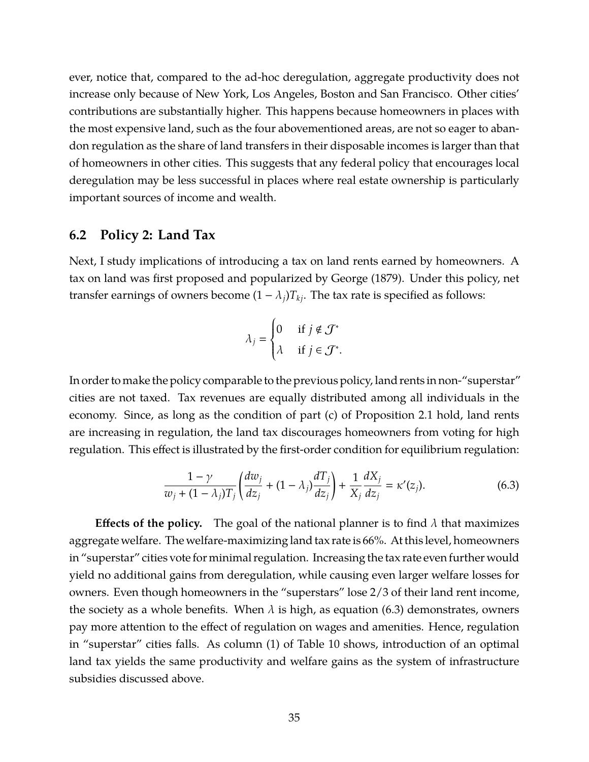ever, notice that, compared to the ad-hoc deregulation, aggregate productivity does not increase only because of New York, Los Angeles, Boston and San Francisco. Other cities' contributions are substantially higher. This happens because homeowners in places with the most expensive land, such as the four abovementioned areas, are not so eager to abandon regulation as the share of land transfers in their disposable incomes is larger than that of homeowners in other cities. This suggests that any federal policy that encourages local deregulation may be less successful in places where real estate ownership is particularly important sources of income and wealth.

## 6.2 Policy 2: Land Tax

Next, I study implications of introducing a tax on land rents earned by homeowners. A tax on land was first proposed and popularized by George (1879). Under this policy, net transfer earnings of owners become $(1-\lambda_j)T_{kj}$. The tax rate is specified as follows:

$$\lambda_j = \begin{cases} 0 & \text{if } j \notin \mathcal{J}^* \\ \lambda & \text{if } j \in \mathcal{J}^*. \end{cases}$$

In order to make the policy comparable to the previous policy, land rents in non-"superstar" cities are not taxed. Tax revenues are equally distributed among all individuals in the economy. Since, as long as the condition of part (c) of Proposition 2.1 hold, land rents are increasing in regulation, the land tax discourages homeowners from voting for high regulation. This effect is illustrated by the first-order condition for equilibrium regulation:

$$\frac{1-\gamma}{w_j + (1-\lambda_j)T_j}\left(\frac{dw_j}{dz_j} + (1-\lambda_j)\frac{dT_j}{dz_j}\right) + \frac{1}{X_j}\frac{dX_j}{dz_j} = \kappa'(z_j). \tag{6.3}$$

**Effects of the policy.** The goal of the national planner is to find $\lambda$ that maximizes aggregate welfare. The welfare-maximizing land tax rate is 66%. At this level, homeowners in "superstar" cities vote for minimal regulation. Increasing the tax rate even further would yield no additional gains from deregulation, while causing even larger welfare losses for owners. Even though homeowners in the "superstars" lose 2/3 of their land rent income, the society as a whole benefits. When $\lambda$ is high, as equation (6.3) demonstrates, owners pay more attention to the effect of regulation on wages and amenities. Hence, regulation in "superstar" cities falls. As column (1) of Table 10 shows, introduction of an optimal land tax yields the same productivity and welfare gains as the system of infrastructure subsidies discussed above.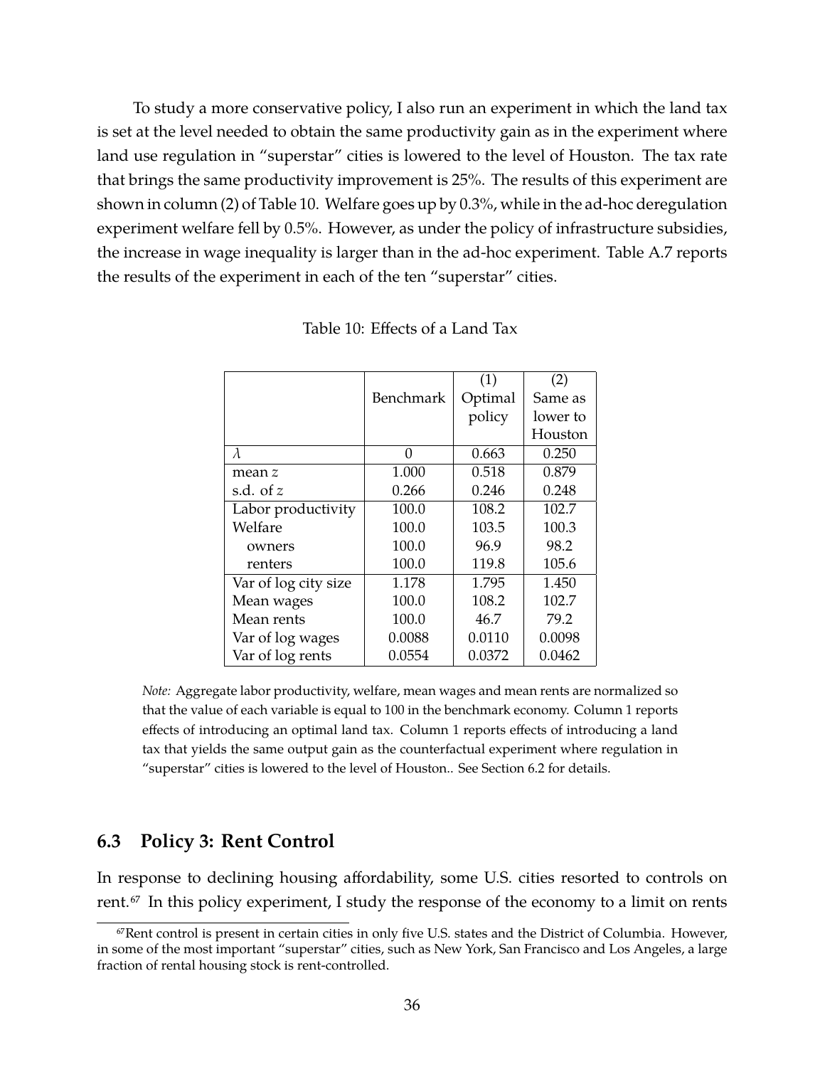To study a more conservative policy, I also run an experiment in which the land tax is set at the level needed to obtain the same productivity gain as in the experiment where land use regulation in "superstar" cities is lowered to the level of Houston. The tax rate that brings the same productivity improvement is 25%. The results of this experiment are shown in column (2) of Table 10. Welfare goes up by 0.3%, while in the ad-hoc deregulation experiment welfare fell by 0.5%. However, as under the policy of infrastructure subsidies, the increase in wage inequality is larger than in the ad-hoc experiment. Table A.7 reports the results of the experiment in each of the ten "superstar" cities.

Table 10: Effects of a Land Tax

| | Benchmark | (1) Optimal policy | (2) Same as lower to Houston |
|---|---|---|---|
| $\lambda$ | 0 | 0.663 | 0.250 |
| mean $z$ | 1.000 | 0.518 | 0.879 |
| s.d. of $z$ | 0.266 | 0.246 | 0.248 |
| Labor productivity | 100.0 | 108.2 | 102.7 |
| Welfare | 100.0 | 103.5 | 100.3 |
| owners | 100.0 | 96.9 | 98.2 |
| renters | 100.0 | 119.8 | 105.6 |
| Var of log city size | 1.178 | 1.795 | 1.450 |
| Mean wages | 100.0 | 108.2 | 102.7 |
| Mean rents | 100.0 | 46.7 | 79.2 |
| Var of log wages | 0.0088 | 0.0110 | 0.0098 |
| Var of log rents | 0.0554 | 0.0372 | 0.0462 |

*Note:* Aggregate labor productivity, welfare, mean wages and mean rents are normalized so that the value of each variable is equal to 100 in the benchmark economy. Column 1 reports effects of introducing an optimal land tax. Column 1 reports effects of introducing a land tax that yields the same output gain as the counterfactual experiment where regulation in "superstar" cities is lowered to the level of Houston.. See Section 6.2 for details.

### 6.3 Policy 3: Rent Control

In response to declining housing affordability, some U.S. cities resorted to controls on rent.[67] In this policy experiment, I study the response of the economy to a limit on rents

[67] Rent control is present in certain cities in only five U.S. states and the District of Columbia. However, in some of the most important "superstar" cities, such as New York, San Francisco and Los Angeles, a large fraction of rental housing stock is rent-controlled.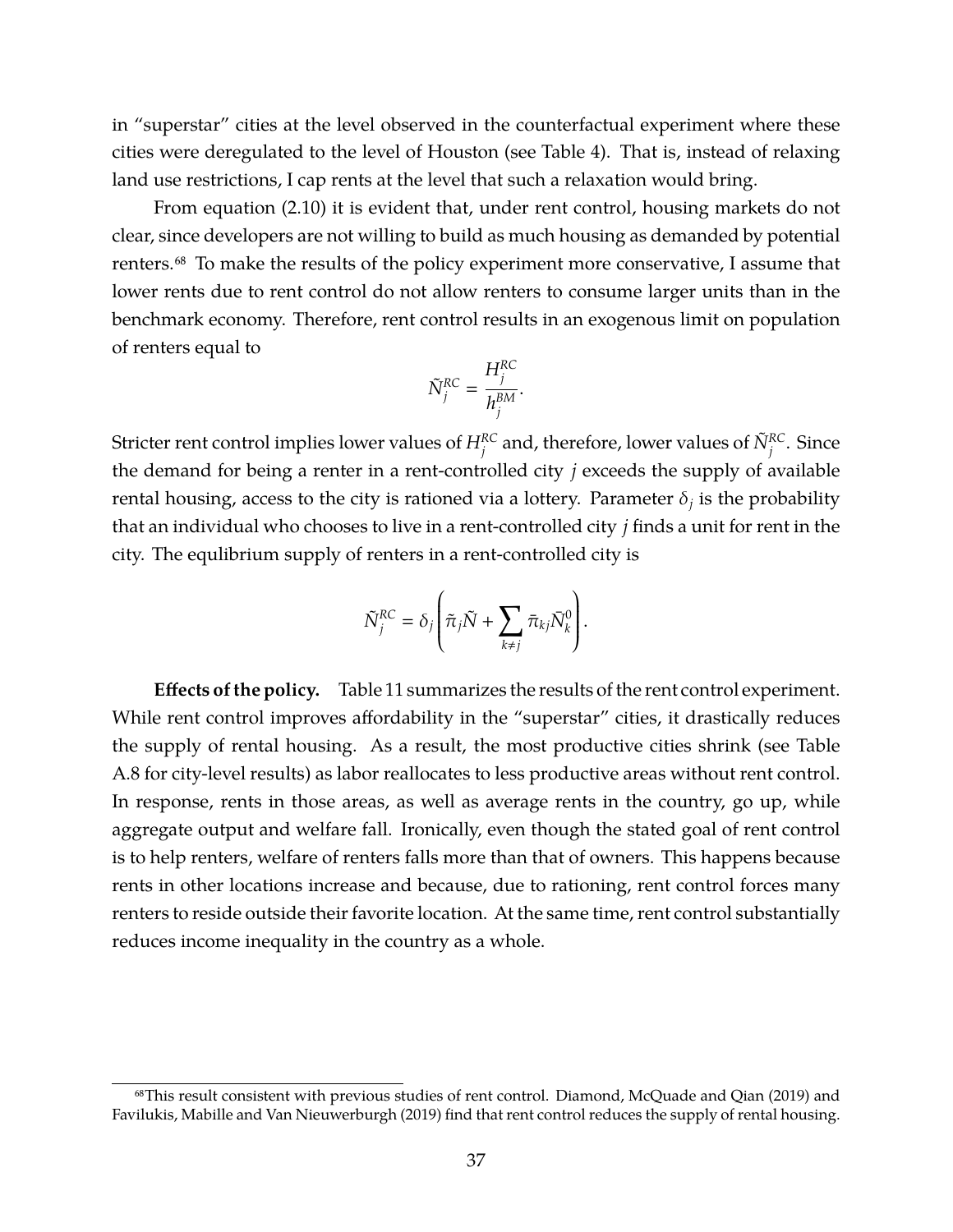in "superstar" cities at the level observed in the counterfactual experiment where these cities were deregulated to the level of Houston (see Table 4). That is, instead of relaxing land use restrictions, I cap rents at the level that such a relaxation would bring.

From equation (2.10) it is evident that, under rent control, housing markets do not clear, since developers are not willing to build as much housing as demanded by potential renters.[68] To make the results of the policy experiment more conservative, I assume that lower rents due to rent control do not allow renters to consume larger units than in the benchmark economy. Therefore, rent control results in an exogenous limit on population of renters equal to

$$\tilde{N}_j^{RC} = \frac{H_j^{RC}}{h_j^{BM}}.$$

Stricter rent control implies lower values of $H_j^{RC}$ and, therefore, lower values of $\tilde{N}_j^{RC}$. Since the demand for being a renter in a rent-controlled city $j$ exceeds the supply of available rental housing, access to the city is rationed via a lottery. Parameter $\delta_j$ is the probability that an individual who chooses to live in a rent-controlled city $j$ finds a unit for rent in the city. The equlibrium supply of renters in a rent-controlled city is

$$\tilde{N}_j^{RC} = \delta_j \left( \tilde{\pi}_j \tilde{N} + \sum_{k \neq j} \bar{\pi}_{kj} \bar{N}_k^0 \right).$$

**Effects of the policy.** Table 11 summarizes the results of the rent control experiment. While rent control improves affordability in the "superstar" cities, it drastically reduces the supply of rental housing. As a result, the most productive cities shrink (see Table A.8 for city-level results) as labor reallocates to less productive areas without rent control. In response, rents in those areas, as well as average rents in the country, go up, while aggregate output and welfare fall. Ironically, even though the stated goal of rent control is to help renters, welfare of renters falls more than that of owners. This happens because rents in other locations increase and because, due to rationing, rent control forces many renters to reside outside their favorite location. At the same time, rent control substantially reduces income inequality in the country as a whole.

[68] This result consistent with previous studies of rent control. Diamond, McQuade and Qian (2019) and Favilukis, Mabille and Van Nieuwerburgh (2019) find that rent control reduces the supply of rental housing.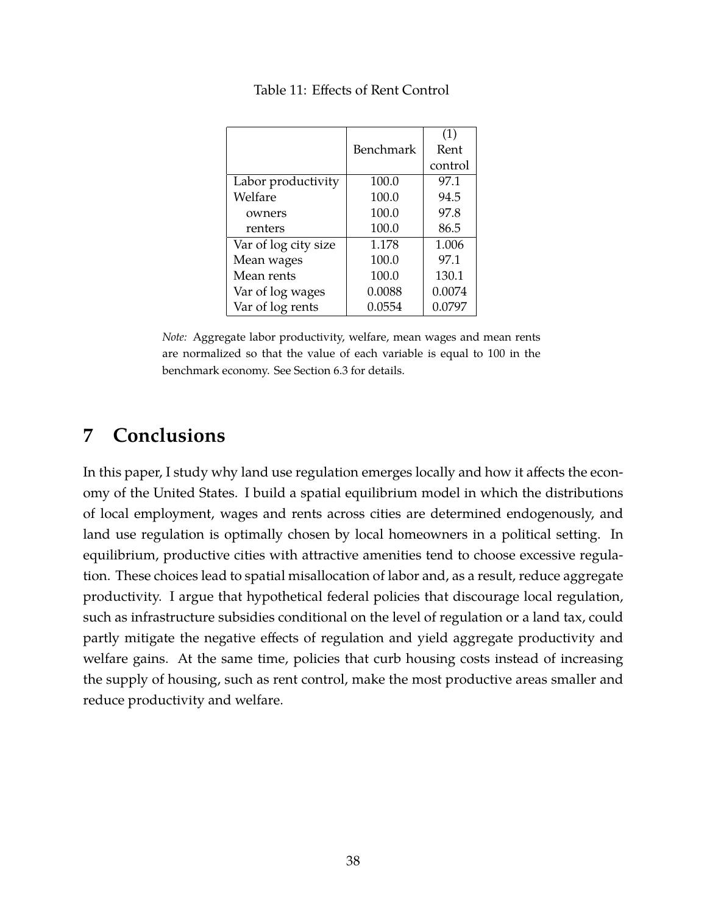Table 11: Effects of Rent Control

| | Benchmark | (1) Rent control |
|---|---|---|
| Labor productivity | 100.0 | 97.1 |
| Welfare | 100.0 | 94.5 |
| owners | 100.0 | 97.8 |
| renters | 100.0 | 86.5 |
| Var of log city size | 1.178 | 1.006 |
| Mean wages | 100.0 | 97.1 |
| Mean rents | 100.0 | 130.1 |
| Var of log wages | 0.0088 | 0.0074 |
| Var of log rents | 0.0554 | 0.0797 |

*Note:* Aggregate labor productivity, welfare, mean wages and mean rents are normalized so that the value of each variable is equal to 100 in the benchmark economy. See Section 6.3 for details.

# 7 Conclusions

In this paper, I study why land use regulation emerges locally and how it affects the economy of the United States. I build a spatial equilibrium model in which the distributions of local employment, wages and rents across cities are determined endogenously, and land use regulation is optimally chosen by local homeowners in a political setting. In equilibrium, productive cities with attractive amenities tend to choose excessive regulation. These choices lead to spatial misallocation of labor and, as a result, reduce aggregate productivity. I argue that hypothetical federal policies that discourage local regulation, such as infrastructure subsidies conditional on the level of regulation or a land tax, could partly mitigate the negative effects of regulation and yield aggregate productivity and welfare gains. At the same time, policies that curb housing costs instead of increasing the supply of housing, such as rent control, make the most productive areas smaller and reduce productivity and welfare.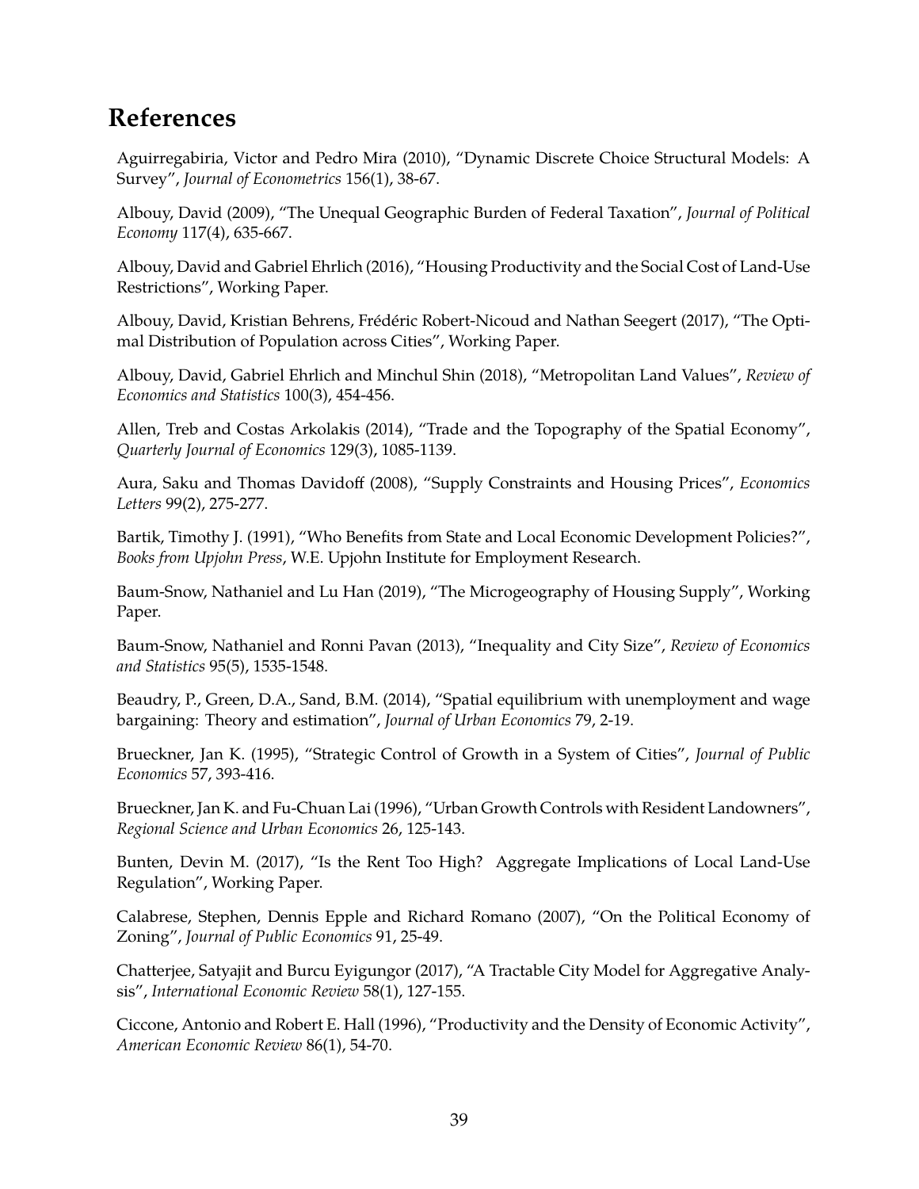# References

Aguirregabiria, Victor and Pedro Mira (2010), "Dynamic Discrete Choice Structural Models: A Survey", *Journal of Econometrics* 156(1), 38-67.

Albouy, David (2009), "The Unequal Geographic Burden of Federal Taxation", *Journal of Political Economy* 117(4), 635-667.

Albouy, David and Gabriel Ehrlich (2016), "Housing Productivity and the Social Cost of Land-Use Restrictions", Working Paper.

Albouy, David, Kristian Behrens, Frédéric Robert-Nicoud and Nathan Seegert (2017), "The Optimal Distribution of Population across Cities", Working Paper.

Albouy, David, Gabriel Ehrlich and Minchul Shin (2018), "Metropolitan Land Values", *Review of Economics and Statistics* 100(3), 454-456.

Allen, Treb and Costas Arkolakis (2014), "Trade and the Topography of the Spatial Economy", *Quarterly Journal of Economics* 129(3), 1085-1139.

Aura, Saku and Thomas Davidoff (2008), "Supply Constraints and Housing Prices", *Economics Letters* 99(2), 275-277.

Bartik, Timothy J. (1991), "Who Benefits from State and Local Economic Development Policies?", *Books from Upjohn Press*, W.E. Upjohn Institute for Employment Research.

Baum-Snow, Nathaniel and Lu Han (2019), "The Microgeography of Housing Supply", Working Paper.

Baum-Snow, Nathaniel and Ronni Pavan (2013), "Inequality and City Size", *Review of Economics and Statistics* 95(5), 1535-1548.

Beaudry, P., Green, D.A., Sand, B.M. (2014), "Spatial equilibrium with unemployment and wage bargaining: Theory and estimation", *Journal of Urban Economics* 79, 2-19.

Brueckner, Jan K. (1995), "Strategic Control of Growth in a System of Cities", *Journal of Public Economics* 57, 393-416.

Brueckner, Jan K. and Fu-Chuan Lai (1996), "Urban Growth Controls with Resident Landowners", *Regional Science and Urban Economics* 26, 125-143.

Bunten, Devin M. (2017), "Is the Rent Too High? Aggregate Implications of Local Land-Use Regulation", Working Paper.

Calabrese, Stephen, Dennis Epple and Richard Romano (2007), "On the Political Economy of Zoning", *Journal of Public Economics* 91, 25-49.

Chatterjee, Satyajit and Burcu Eyigungor (2017), "A Tractable City Model for Aggregative Analysis", *International Economic Review* 58(1), 127-155.

Ciccone, Antonio and Robert E. Hall (1996), "Productivity and the Density of Economic Activity", *American Economic Review* 86(1), 54-70.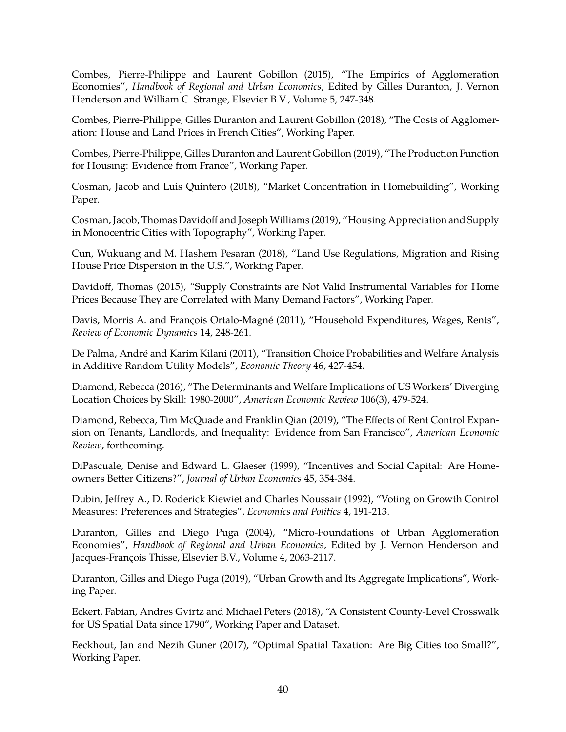Combes, Pierre-Philippe and Laurent Gobillon (2015), "The Empirics of Agglomeration Economies", *Handbook of Regional and Urban Economics*, Edited by Gilles Duranton, J. Vernon Henderson and William C. Strange, Elsevier B.V., Volume 5, 247-348.

Combes, Pierre-Philippe, Gilles Duranton and Laurent Gobillon (2018), "The Costs of Agglomeration: House and Land Prices in French Cities", Working Paper.

Combes, Pierre-Philippe, Gilles Duranton and Laurent Gobillon (2019), "The Production Function for Housing: Evidence from France", Working Paper.

Cosman, Jacob and Luis Quintero (2018), "Market Concentration in Homebuilding", Working Paper.

Cosman, Jacob, Thomas Davidoff and Joseph Williams (2019), "Housing Appreciation and Supply in Monocentric Cities with Topography", Working Paper.

Cun, Wukuang and M. Hashem Pesaran (2018), "Land Use Regulations, Migration and Rising House Price Dispersion in the U.S.", Working Paper.

Davidoff, Thomas (2015), "Supply Constraints are Not Valid Instrumental Variables for Home Prices Because They are Correlated with Many Demand Factors", Working Paper.

Davis, Morris A. and François Ortalo-Magné (2011), "Household Expenditures, Wages, Rents", *Review of Economic Dynamics* 14, 248-261.

De Palma, André and Karim Kilani (2011), "Transition Choice Probabilities and Welfare Analysis in Additive Random Utility Models", *Economic Theory* 46, 427-454.

Diamond, Rebecca (2016), "The Determinants and Welfare Implications of US Workers' Diverging Location Choices by Skill: 1980-2000", *American Economic Review* 106(3), 479-524.

Diamond, Rebecca, Tim McQuade and Franklin Qian (2019), "The Effects of Rent Control Expansion on Tenants, Landlords, and Inequality: Evidence from San Francisco", *American Economic Review*, forthcoming.

DiPascuale, Denise and Edward L. Glaeser (1999), "Incentives and Social Capital: Are Homeowners Better Citizens?", *Journal of Urban Economics* 45, 354-384.

Dubin, Jeffrey A., D. Roderick Kiewiet and Charles Noussair (1992), "Voting on Growth Control Measures: Preferences and Strategies", *Economics and Politics* 4, 191-213.

Duranton, Gilles and Diego Puga (2004), "Micro-Foundations of Urban Agglomeration Economies", *Handbook of Regional and Urban Economics*, Edited by J. Vernon Henderson and Jacques-François Thisse, Elsevier B.V., Volume 4, 2063-2117.

Duranton, Gilles and Diego Puga (2019), "Urban Growth and Its Aggregate Implications", Working Paper.

Eckert, Fabian, Andres Gvirtz and Michael Peters (2018), "A Consistent County-Level Crosswalk for US Spatial Data since 1790", Working Paper and Dataset.

Eeckhout, Jan and Nezih Guner (2017), "Optimal Spatial Taxation: Are Big Cities too Small?", Working Paper.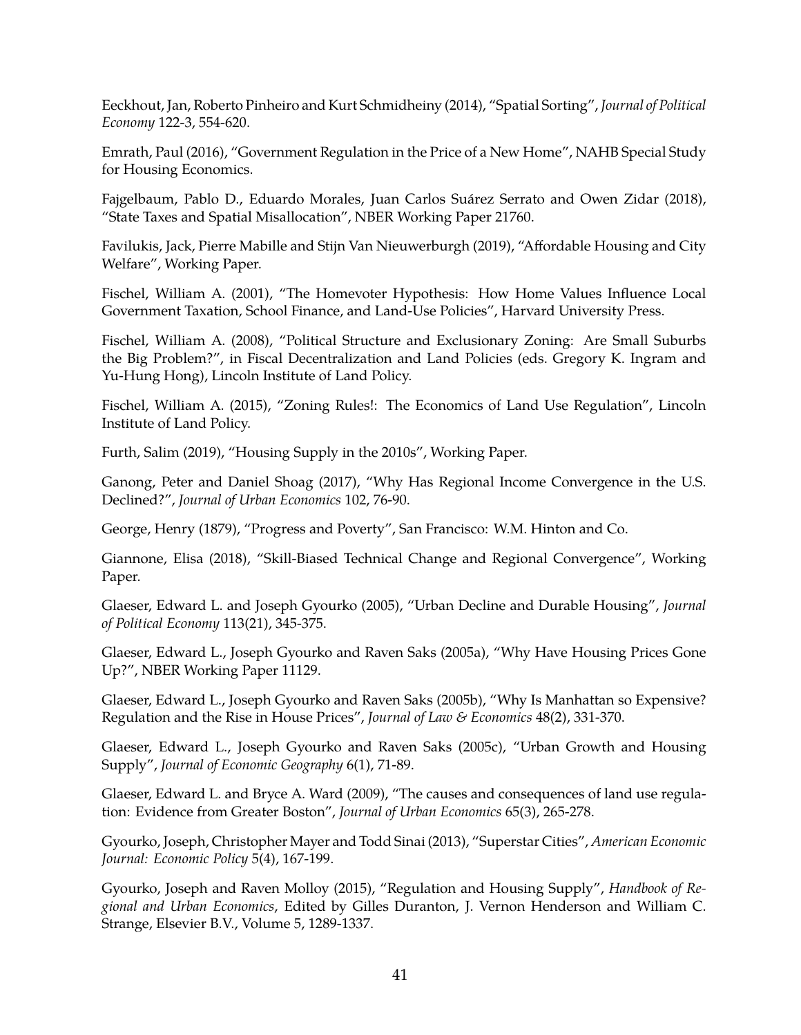Eeckhout, Jan, Roberto Pinheiro and Kurt Schmidheiny (2014), "Spatial Sorting", *Journal of Political Economy* 122-3, 554-620.

Emrath, Paul (2016), "Government Regulation in the Price of a New Home", NAHB Special Study for Housing Economics.

Fajgelbaum, Pablo D., Eduardo Morales, Juan Carlos Suárez Serrato and Owen Zidar (2018), "State Taxes and Spatial Misallocation", NBER Working Paper 21760.

Favilukis, Jack, Pierre Mabille and Stijn Van Nieuwerburgh (2019), "Affordable Housing and City Welfare", Working Paper.

Fischel, William A. (2001), "The Homevoter Hypothesis: How Home Values Influence Local Government Taxation, School Finance, and Land-Use Policies", Harvard University Press.

Fischel, William A. (2008), "Political Structure and Exclusionary Zoning: Are Small Suburbs the Big Problem?", in Fiscal Decentralization and Land Policies (eds. Gregory K. Ingram and Yu-Hung Hong), Lincoln Institute of Land Policy.

Fischel, William A. (2015), "Zoning Rules!: The Economics of Land Use Regulation", Lincoln Institute of Land Policy.

Furth, Salim (2019), "Housing Supply in the 2010s", Working Paper.

Ganong, Peter and Daniel Shoag (2017), "Why Has Regional Income Convergence in the U.S. Declined?", *Journal of Urban Economics* 102, 76-90.

George, Henry (1879), "Progress and Poverty", San Francisco: W.M. Hinton and Co.

Giannone, Elisa (2018), "Skill-Biased Technical Change and Regional Convergence", Working Paper.

Glaeser, Edward L. and Joseph Gyourko (2005), "Urban Decline and Durable Housing", *Journal of Political Economy* 113(21), 345-375.

Glaeser, Edward L., Joseph Gyourko and Raven Saks (2005a), "Why Have Housing Prices Gone Up?", NBER Working Paper 11129.

Glaeser, Edward L., Joseph Gyourko and Raven Saks (2005b), "Why Is Manhattan so Expensive? Regulation and the Rise in House Prices", *Journal of Law & Economics* 48(2), 331-370.

Glaeser, Edward L., Joseph Gyourko and Raven Saks (2005c), "Urban Growth and Housing Supply", *Journal of Economic Geography* 6(1), 71-89.

Glaeser, Edward L. and Bryce A. Ward (2009), "The causes and consequences of land use regulation: Evidence from Greater Boston", *Journal of Urban Economics* 65(3), 265-278.

Gyourko, Joseph, Christopher Mayer and Todd Sinai (2013), "Superstar Cities", *American Economic Journal: Economic Policy* 5(4), 167-199.

Gyourko, Joseph and Raven Molloy (2015), "Regulation and Housing Supply", *Handbook of Regional and Urban Economics*, Edited by Gilles Duranton, J. Vernon Henderson and William C. Strange, Elsevier B.V., Volume 5, 1289-1337.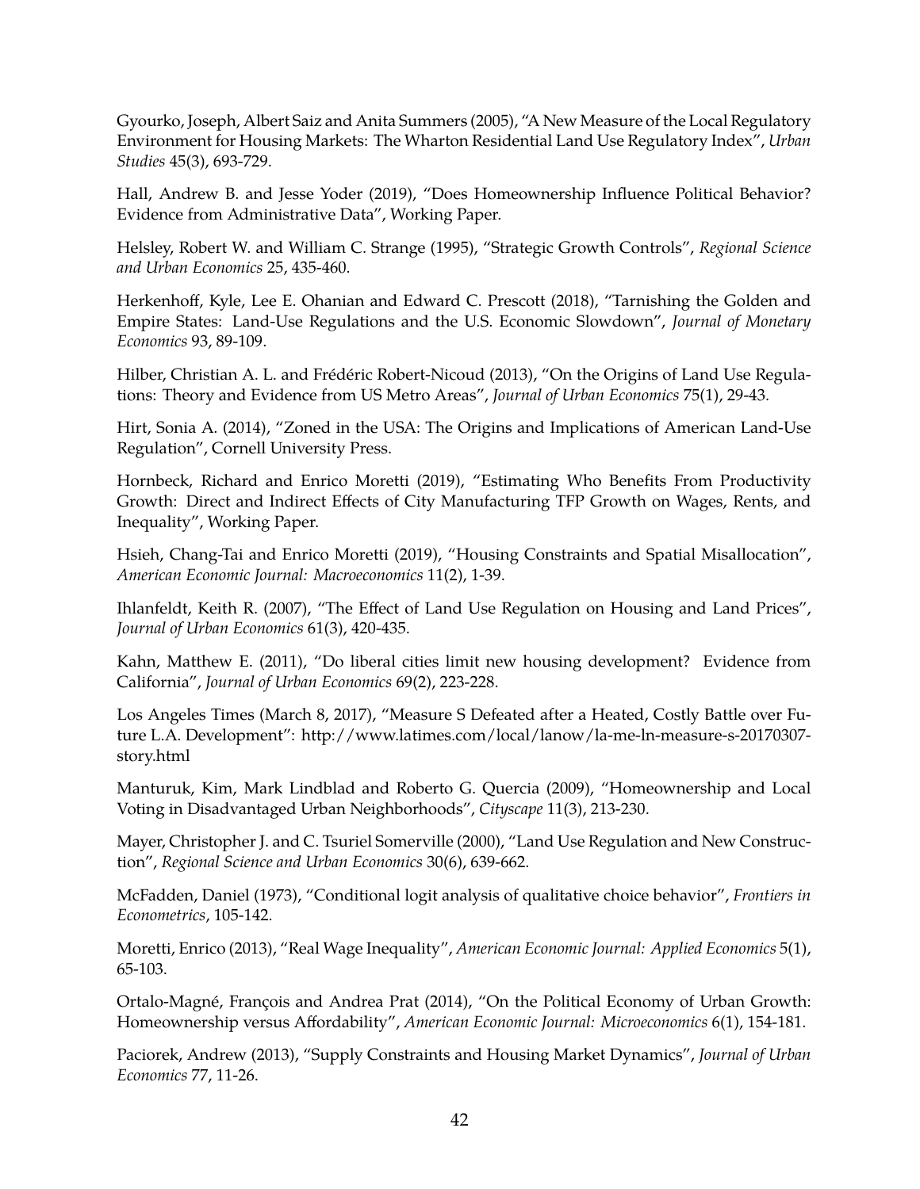Gyourko, Joseph, Albert Saiz and Anita Summers (2005), "A New Measure of the Local Regulatory Environment for Housing Markets: The Wharton Residential Land Use Regulatory Index", *Urban Studies* 45(3), 693-729.

Hall, Andrew B. and Jesse Yoder (2019), "Does Homeownership Influence Political Behavior? Evidence from Administrative Data", Working Paper.

Helsley, Robert W. and William C. Strange (1995), "Strategic Growth Controls", *Regional Science and Urban Economics* 25, 435-460.

Herkenhoff, Kyle, Lee E. Ohanian and Edward C. Prescott (2018), "Tarnishing the Golden and Empire States: Land-Use Regulations and the U.S. Economic Slowdown", *Journal of Monetary Economics* 93, 89-109.

Hilber, Christian A. L. and Frédéric Robert-Nicoud (2013), "On the Origins of Land Use Regulations: Theory and Evidence from US Metro Areas", *Journal of Urban Economics* 75(1), 29-43.

Hirt, Sonia A. (2014), "Zoned in the USA: The Origins and Implications of American Land-Use Regulation", Cornell University Press.

Hornbeck, Richard and Enrico Moretti (2019), "Estimating Who Benefits From Productivity Growth: Direct and Indirect Effects of City Manufacturing TFP Growth on Wages, Rents, and Inequality", Working Paper.

Hsieh, Chang-Tai and Enrico Moretti (2019), "Housing Constraints and Spatial Misallocation", *American Economic Journal: Macroeconomics* 11(2), 1-39.

Ihlanfeldt, Keith R. (2007), "The Effect of Land Use Regulation on Housing and Land Prices", *Journal of Urban Economics* 61(3), 420-435.

Kahn, Matthew E. (2011), "Do liberal cities limit new housing development? Evidence from California", *Journal of Urban Economics* 69(2), 223-228.

Los Angeles Times (March 8, 2017), "Measure S Defeated after a Heated, Costly Battle over Future L.A. Development": http://www.latimes.com/local/lanow/la-me-ln-measure-s-20170307-story.html

Manturuk, Kim, Mark Lindblad and Roberto G. Quercia (2009), "Homeownership and Local Voting in Disadvantaged Urban Neighborhoods", *Cityscape* 11(3), 213-230.

Mayer, Christopher J. and C. Tsuriel Somerville (2000), "Land Use Regulation and New Construction", *Regional Science and Urban Economics* 30(6), 639-662.

McFadden, Daniel (1973), "Conditional logit analysis of qualitative choice behavior", *Frontiers in Econometrics*, 105-142.

Moretti, Enrico (2013), "Real Wage Inequality", *American Economic Journal: Applied Economics* 5(1), 65-103.

Ortalo-Magné, François and Andrea Prat (2014), "On the Political Economy of Urban Growth: Homeownership versus Affordability", *American Economic Journal: Microeconomics* 6(1), 154-181.

Paciorek, Andrew (2013), "Supply Constraints and Housing Market Dynamics", *Journal of Urban Economics* 77, 11-26.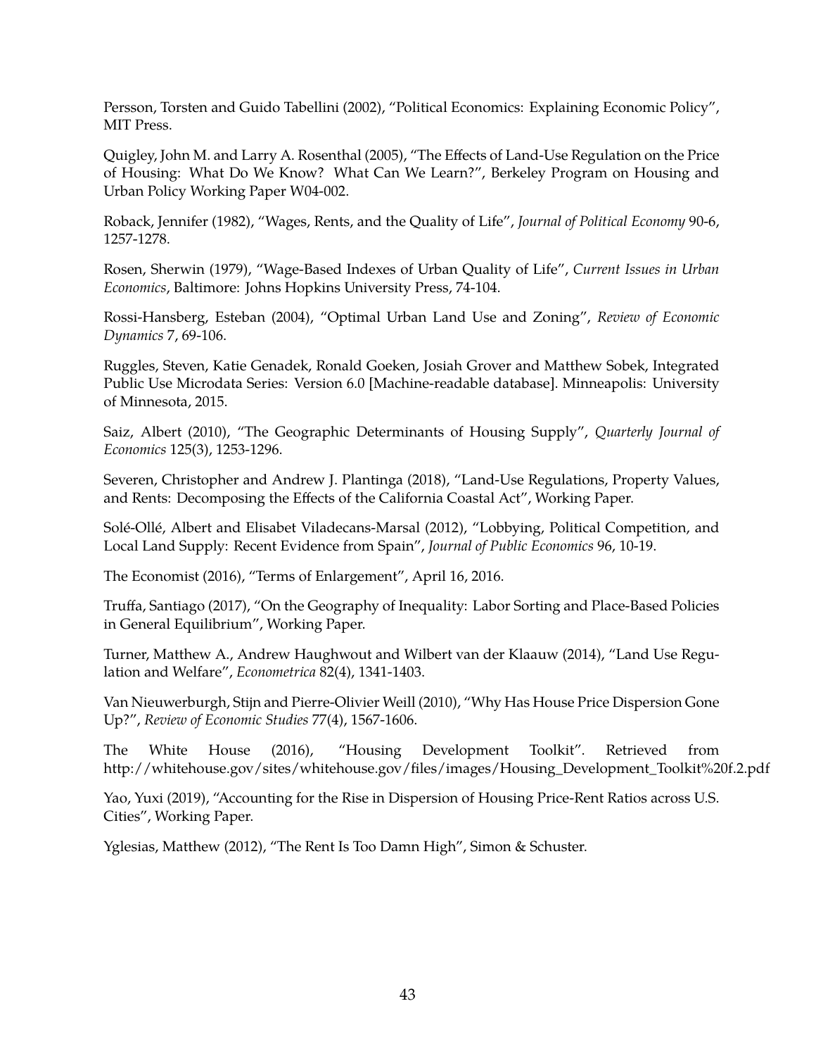Persson, Torsten and Guido Tabellini (2002), "Political Economics: Explaining Economic Policy", MIT Press.

Quigley, John M. and Larry A. Rosenthal (2005), "The Effects of Land-Use Regulation on the Price of Housing: What Do We Know? What Can We Learn?", Berkeley Program on Housing and Urban Policy Working Paper W04-002.

Roback, Jennifer (1982), "Wages, Rents, and the Quality of Life", *Journal of Political Economy* 90-6, 1257-1278.

Rosen, Sherwin (1979), "Wage-Based Indexes of Urban Quality of Life", *Current Issues in Urban Economics*, Baltimore: Johns Hopkins University Press, 74-104.

Rossi-Hansberg, Esteban (2004), "Optimal Urban Land Use and Zoning", *Review of Economic Dynamics* 7, 69-106.

Ruggles, Steven, Katie Genadek, Ronald Goeken, Josiah Grover and Matthew Sobek, Integrated Public Use Microdata Series: Version 6.0 [Machine-readable database]. Minneapolis: University of Minnesota, 2015.

Saiz, Albert (2010), "The Geographic Determinants of Housing Supply", *Quarterly Journal of Economics* 125(3), 1253-1296.

Severen, Christopher and Andrew J. Plantinga (2018), "Land-Use Regulations, Property Values, and Rents: Decomposing the Effects of the California Coastal Act", Working Paper.

Solé-Ollé, Albert and Elisabet Viladecans-Marsal (2012), "Lobbying, Political Competition, and Local Land Supply: Recent Evidence from Spain", *Journal of Public Economics* 96, 10-19.

The Economist (2016), "Terms of Enlargement", April 16, 2016.

Truffa, Santiago (2017), "On the Geography of Inequality: Labor Sorting and Place-Based Policies in General Equilibrium", Working Paper.

Turner, Matthew A., Andrew Haughwout and Wilbert van der Klaauw (2014), "Land Use Regulation and Welfare", *Econometrica* 82(4), 1341-1403.

Van Nieuwerburgh, Stijn and Pierre-Olivier Weill (2010), "Why Has House Price Dispersion Gone Up?", *Review of Economic Studies* 77(4), 1567-1606.

The White House (2016), "Housing Development Toolkit". Retrieved from http://whitehouse.gov/sites/whitehouse.gov/files/images/Housing_Development_Toolkit%20f.2.pdf

Yao, Yuxi (2019), "Accounting for the Rise in Dispersion of Housing Price-Rent Ratios across U.S. Cities", Working Paper.

Yglesias, Matthew (2012), "The Rent Is Too Damn High", Simon & Schuster.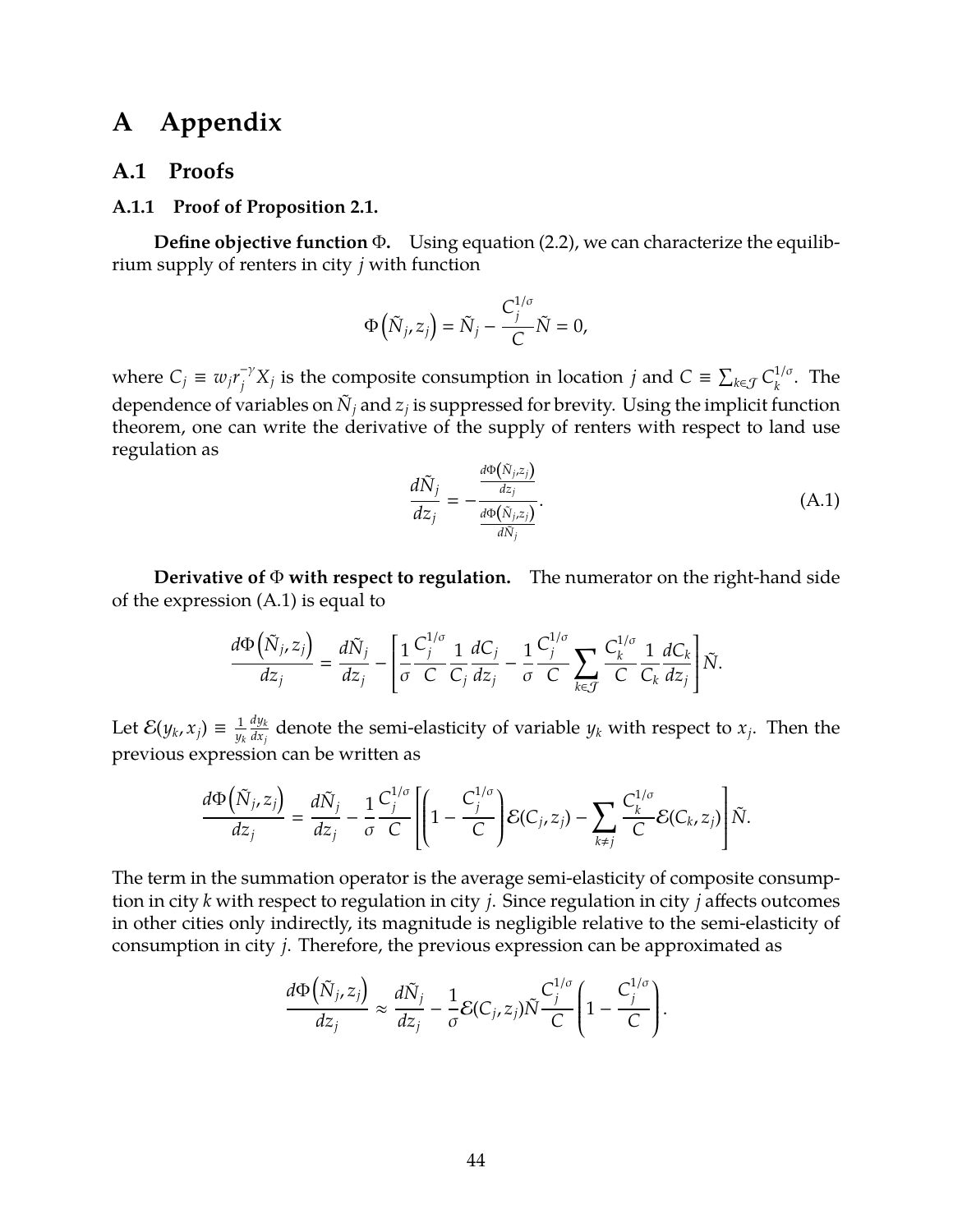# A Appendix

## A.1 Proofs

### A.1.1 Proof of Proposition 2.1.

**Define objective function $\Phi$.** Using equation (2.2), we can characterize the equilibrium supply of renters in city $j$ with function

$$\Phi\left(\tilde{N}_j, z_j\right) = \tilde{N}_j - \frac{C_j^{1/\sigma}}{C}\tilde{N} = 0,$$

where $C_j \equiv w_j r_j^{-\gamma} X_j$ is the composite consumption in location $j$ and $C \equiv \sum_{k \in \mathcal{J}} C_k^{1/\sigma}$. The dependence of variables on $\tilde{N}_j$ and $z_j$ is suppressed for brevity. Using the implicit function theorem, one can write the derivative of the supply of renters with respect to land use regulation as

$$\frac{d\tilde{N}_j}{dz_j} = -\frac{\frac{d\Phi\left(\tilde{N}_j, z_j\right)}{dz_j}}{\frac{d\Phi\left(\tilde{N}_j, z_j\right)}{d\tilde{N}_j}}. \tag{A.1}$$

**Derivative of $\Phi$ with respect to regulation.** The numerator on the right-hand side of the expression (A.1) is equal to

$$\frac{d\Phi\left(\tilde{N}_j, z_j\right)}{dz_j} = \frac{d\tilde{N}_j}{dz_j} - \left[\frac{1}{\sigma}\frac{C_j^{1/\sigma}}{C}\frac{1}{C_j}\frac{dC_j}{dz_j} - \frac{1}{\sigma}\frac{C_j^{1/\sigma}}{C}\sum_{k \in \mathcal{J}}\frac{C_k^{1/\sigma}}{C}\frac{1}{C_k}\frac{dC_k}{dz_j}\right]\tilde{N}.$$

Let $\mathcal{E}(y_k, x_j) \equiv \frac{1}{y_k}\frac{dy_k}{dx_j}$ denote the semi-elasticity of variable $y_k$ with respect to $x_j$. Then the previous expression can be written as

$$\frac{d\Phi\left(\tilde{N}_j, z_j\right)}{dz_j} = \frac{d\tilde{N}_j}{dz_j} - \frac{1}{\sigma}\frac{C_j^{1/\sigma}}{C}\left[\left(1 - \frac{C_j^{1/\sigma}}{C}\right)\mathcal{E}(C_j, z_j) - \sum_{k \neq j}\frac{C_k^{1/\sigma}}{C}\mathcal{E}(C_k, z_j)\right]\tilde{N}.$$

The term in the summation operator is the average semi-elasticity of composite consumption in city $k$ with respect to regulation in city $j$. Since regulation in city $j$ affects outcomes in other cities only indirectly, its magnitude is negligible relative to the semi-elasticity of consumption in city $j$. Therefore, the previous expression can be approximated as

$$\frac{d\Phi\left(\tilde{N}_j, z_j\right)}{dz_j} \approx \frac{d\tilde{N}_j}{dz_j} - \frac{1}{\sigma}\mathcal{E}(C_j, z_j)\tilde{N}\frac{C_j^{1/\sigma}}{C}\left(1 - \frac{C_j^{1/\sigma}}{C}\right).$$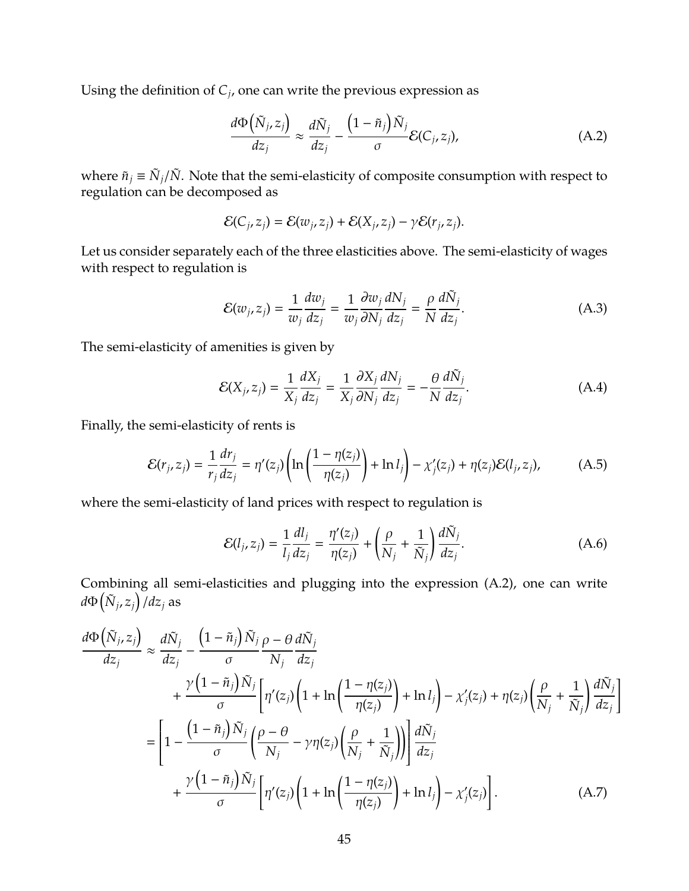Using the definition of $C_j$, one can write the previous expression as

$$\frac{d\Phi\left(\tilde{N}_j, z_j\right)}{dz_j} \approx \frac{d\tilde{N}_j}{dz_j} - \frac{\left(1-\tilde{n}_j\right)\tilde{N}_j}{\sigma}\mathcal{E}(C_j, z_j), \tag{A.2}$$

where $\tilde{n}_j \equiv \tilde{N}_j/\tilde{N}$. Note that the semi-elasticity of composite consumption with respect to regulation can be decomposed as

$$\mathcal{E}(C_j, z_j) = \mathcal{E}(w_j, z_j) + \mathcal{E}(X_j, z_j) - \gamma\mathcal{E}(r_j, z_j).$$

Let us consider separately each of the three elasticities above. The semi-elasticity of wages with respect to regulation is

$$\mathcal{E}(w_j, z_j) = \frac{1}{w_j}\frac{dw_j}{dz_j} = \frac{1}{w_j}\frac{\partial w_j}{\partial N_j}\frac{dN_j}{dz_j} = \frac{\rho}{N}\frac{d\tilde{N}_j}{dz_j}. \tag{A.3}$$

The semi-elasticity of amenities is given by

$$\mathcal{E}(X_j, z_j) = \frac{1}{X_j}\frac{dX_j}{dz_j} = \frac{1}{X_j}\frac{\partial X_j}{\partial N_j}\frac{dN_j}{dz_j} = -\frac{\theta}{N}\frac{d\tilde{N}_j}{dz_j}. \tag{A.4}$$

Finally, the semi-elasticity of rents is

$$\mathcal{E}(r_j, z_j) = \frac{1}{r_j}\frac{dr_j}{dz_j} = \eta'(z_j)\left(\ln\left(\frac{1-\eta(z_j)}{\eta(z_j)}\right) + \ln l_j\right) - \chi_j'(z_j) + \eta(z_j)\mathcal{E}(l_j, z_j), \tag{A.5}$$

where the semi-elasticity of land prices with respect to regulation is

$$\mathcal{E}(l_j, z_j) = \frac{1}{l_j}\frac{dl_j}{dz_j} = \frac{\eta'(z_j)}{\eta(z_j)} + \left(\frac{\rho}{N_j} + \frac{1}{\tilde{N}_j}\right)\frac{d\tilde{N}_j}{dz_j}. \tag{A.6}$$

Combining all semi-elasticities and plugging into the expression (A.2), one can write $d\Phi\left(\tilde{N}_j, z_j\right)/dz_j$ as

$$\begin{aligned}
\frac{d\Phi\left(\tilde{N}_j, z_j\right)}{dz_j} &\approx \frac{d\tilde{N}_j}{dz_j} - \frac{\left(1-\tilde{n}_j\right)\tilde{N}_j}{\sigma}\frac{\rho-\theta}{N_j}\frac{d\tilde{N}_j}{dz_j} \\
&\quad + \frac{\gamma\left(1-\tilde{n}_j\right)\tilde{N}_j}{\sigma}\left[\eta'(z_j)\left(1 + \ln\left(\frac{1-\eta(z_j)}{\eta(z_j)}\right) + \ln l_j\right) - \chi_j'(z_j) + \eta(z_j)\left(\frac{\rho}{N_j} + \frac{1}{\tilde{N}_j}\right)\frac{d\tilde{N}_j}{dz_j}\right] \\
&= \left[1 - \frac{\left(1-\tilde{n}_j\right)\tilde{N}_j}{\sigma}\left(\frac{\rho-\theta}{N_j} - \gamma\eta(z_j)\left(\frac{\rho}{N_j} + \frac{1}{\tilde{N}_j}\right)\right)\right]\frac{d\tilde{N}_j}{dz_j} \\
&\quad + \frac{\gamma\left(1-\tilde{n}_j\right)\tilde{N}_j}{\sigma}\left[\eta'(z_j)\left(1 + \ln\left(\frac{1-\eta(z_j)}{\eta(z_j)}\right) + \ln l_j\right) - \chi_j'(z_j)\right].
\end{aligned} \tag{A.7}$$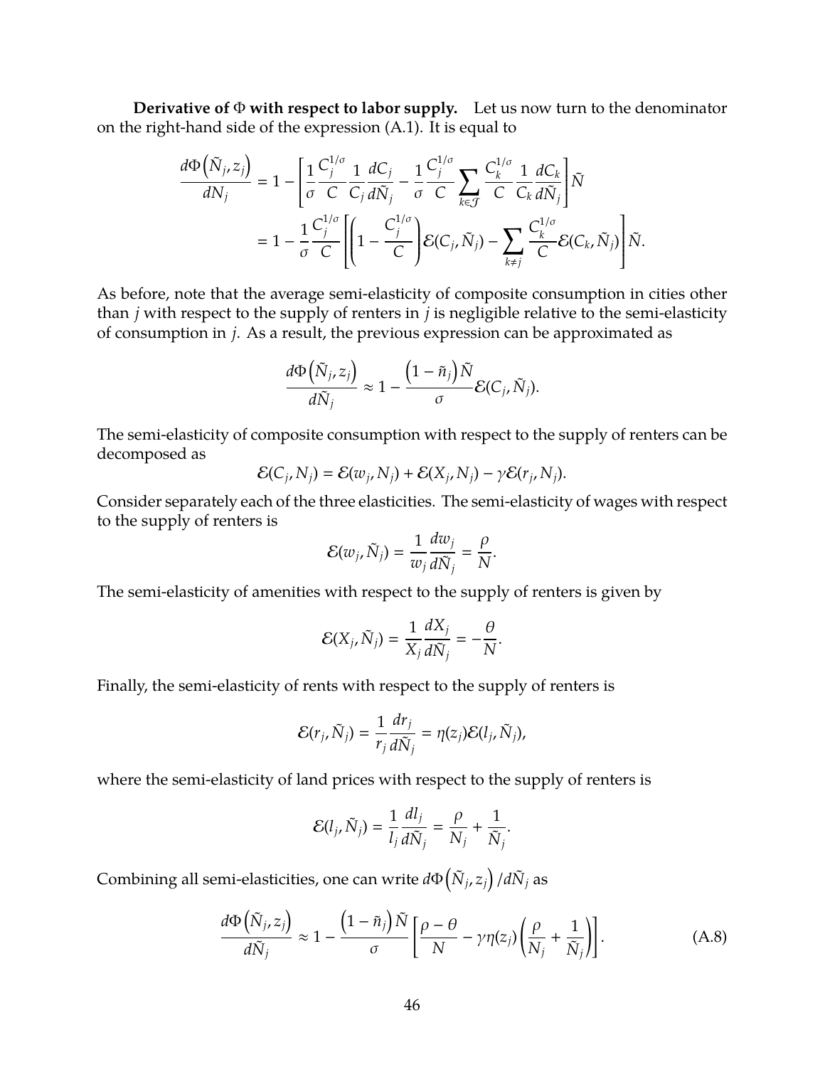**Derivative of $\Phi$ with respect to labor supply.** Let us now turn to the denominator on the right-hand side of the expression (A.1). It is equal to

$$\frac{d\Phi\left(\tilde{N}_j, z_j\right)}{dN_j} = 1 - \left[\frac{1}{\sigma}\frac{C_j^{1/\sigma}}{C}\frac{1}{C_j}\frac{dC_j}{d\tilde{N}_j} - \frac{1}{\sigma}\frac{C_j^{1/\sigma}}{C}\sum_{k\in\mathcal{J}}\frac{C_k^{1/\sigma}}{C}\frac{1}{C_k}\frac{dC_k}{d\tilde{N}_j}\right]\tilde{N}$$
$$= 1 - \frac{1}{\sigma}\frac{C_j^{1/\sigma}}{C}\left[\left(1 - \frac{C_j^{1/\sigma}}{C}\right)\mathcal{E}(C_j, \tilde{N}_j) - \sum_{k\neq j}\frac{C_k^{1/\sigma}}{C}\mathcal{E}(C_k, \tilde{N}_j)\right]\tilde{N}.$$

As before, note that the average semi-elasticity of composite consumption in cities other than $j$ with respect to the supply of renters in $j$ is negligible relative to the semi-elasticity of consumption in $j$. As a result, the previous expression can be approximated as

$$\frac{d\Phi\left(\tilde{N}_j, z_j\right)}{d\tilde{N}_j} \approx 1 - \frac{\left(1 - \tilde{n}_j\right)\tilde{N}}{\sigma}\mathcal{E}(C_j, \tilde{N}_j).$$

The semi-elasticity of composite consumption with respect to the supply of renters can be decomposed as

$$\mathcal{E}(C_j, N_j) = \mathcal{E}(w_j, N_j) + \mathcal{E}(X_j, N_j) - \gamma\mathcal{E}(r_j, N_j).$$

Consider separately each of the three elasticities. The semi-elasticity of wages with respect to the supply of renters is

$$\mathcal{E}(w_j, \tilde{N}_j) = \frac{1}{w_j}\frac{dw_j}{d\tilde{N}_j} = \frac{\rho}{N}.$$

The semi-elasticity of amenities with respect to the supply of renters is given by

$$\mathcal{E}(X_j, \tilde{N}_j) = \frac{1}{X_j}\frac{dX_j}{d\tilde{N}_j} = -\frac{\theta}{N}.$$

Finally, the semi-elasticity of rents with respect to the supply of renters is

$$\mathcal{E}(r_j, \tilde{N}_j) = \frac{1}{r_j}\frac{dr_j}{d\tilde{N}_j} = \eta(z_j)\mathcal{E}(l_j, \tilde{N}_j),$$

where the semi-elasticity of land prices with respect to the supply of renters is

$$\mathcal{E}(l_j, \tilde{N}_j) = \frac{1}{l_j}\frac{dl_j}{d\tilde{N}_j} = \frac{\rho}{N_j} + \frac{1}{\tilde{N}_j}.$$

Combining all semi-elasticities, one can write $d\Phi\left(\tilde{N}_j, z_j\right)/d\tilde{N}_j$ as

$$\frac{d\Phi\left(\tilde{N}_j, z_j\right)}{d\tilde{N}_j} \approx 1 - \frac{\left(1 - \tilde{n}_j\right)\tilde{N}}{\sigma}\left[\frac{\rho - \theta}{N} - \gamma\eta(z_j)\left(\frac{\rho}{N_j} + \frac{1}{\tilde{N}_j}\right)\right]. \tag{A.8}$$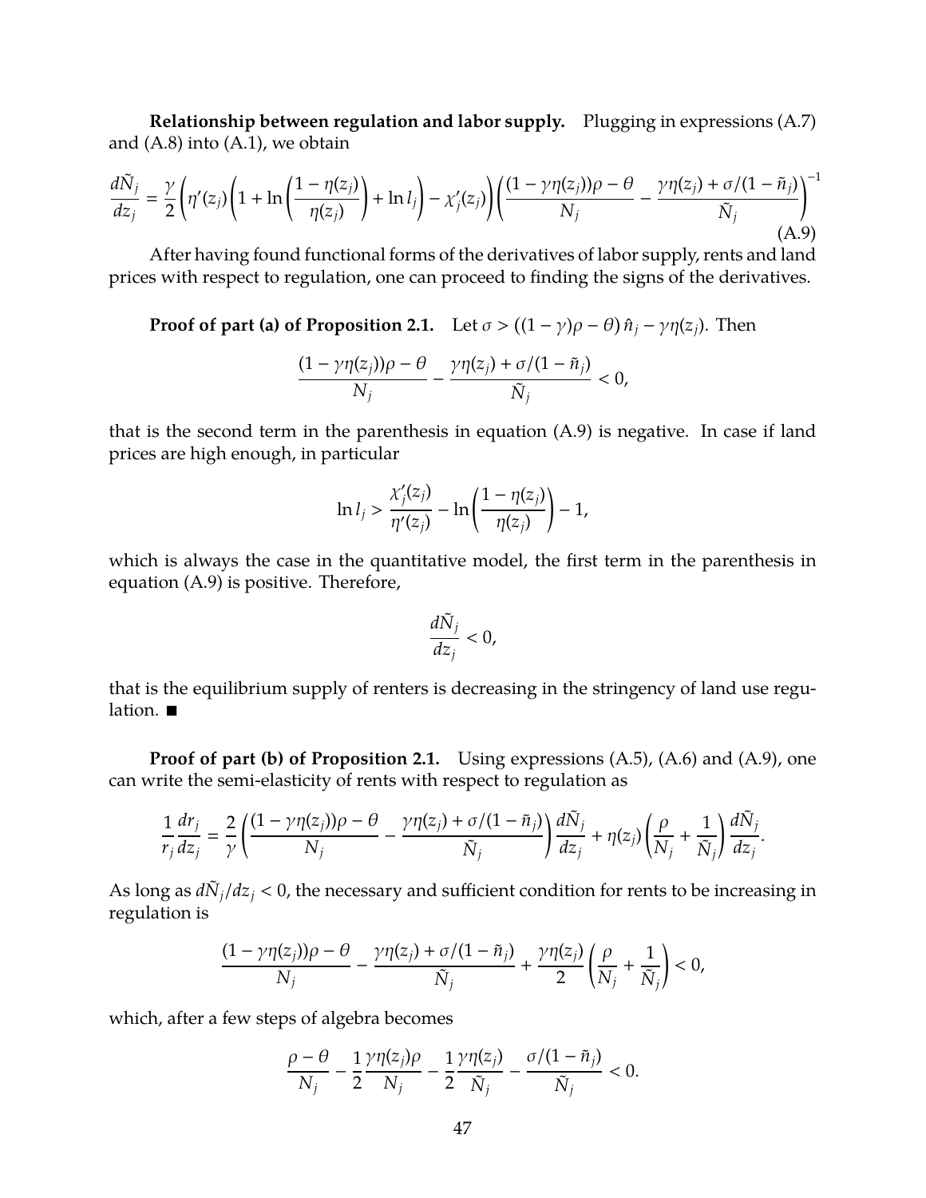**Relationship between regulation and labor supply.** Plugging in expressions (A.7) and (A.8) into (A.1), we obtain

$$\frac{d\tilde{N}_j}{dz_j} = \frac{\gamma}{2}\left(\eta'(z_j)\left(1 + \ln\left(\frac{1-\eta(z_j)}{\eta(z_j)}\right) + \ln l_j\right) - \chi_j'(z_j)\right)\left(\frac{(1-\gamma\eta(z_j))\rho - \theta}{N_j} - \frac{\gamma\eta(z_j) + \sigma/(1-\tilde{n}_j)}{\tilde{N}_j}\right)^{-1} \tag{A.9}$$

After having found functional forms of the derivatives of labor supply, rents and land prices with respect to regulation, one can proceed to finding the signs of the derivatives.

**Proof of part (a) of Proposition 2.1.** Let $\sigma > ((1-\gamma)\rho - \theta)\,\hat{n}_j - \gamma\eta(z_j)$. Then

$$\frac{(1-\gamma\eta(z_j))\rho - \theta}{N_j} - \frac{\gamma\eta(z_j) + \sigma/(1-\tilde{n}_j)}{\tilde{N}_j} < 0,$$

that is the second term in the parenthesis in equation (A.9) is negative. In case if land prices are high enough, in particular

$$\ln l_j > \frac{\chi_j'(z_j)}{\eta'(z_j)} - \ln\left(\frac{1-\eta(z_j)}{\eta(z_j)}\right) - 1,$$

which is always the case in the quantitative model, the first term in the parenthesis in equation (A.9) is positive. Therefore,

$$\frac{d\tilde{N}_j}{dz_j} < 0,$$

that is the equilibrium supply of renters is decreasing in the stringency of land use regulation. ■

**Proof of part (b) of Proposition 2.1.** Using expressions (A.5), (A.6) and (A.9), one can write the semi-elasticity of rents with respect to regulation as

$$\frac{1}{r_j}\frac{dr_j}{dz_j} = \frac{2}{\gamma}\left(\frac{(1-\gamma\eta(z_j))\rho - \theta}{N_j} - \frac{\gamma\eta(z_j) + \sigma/(1-\tilde{n}_j)}{\tilde{N}_j}\right)\frac{d\tilde{N}_j}{dz_j} + \eta(z_j)\left(\frac{\rho}{N_j} + \frac{1}{\tilde{N}_j}\right)\frac{d\tilde{N}_j}{dz_j}.$$

As long as $d\tilde{N}_j/dz_j < 0$, the necessary and sufficient condition for rents to be increasing in regulation is

$$\frac{(1-\gamma\eta(z_j))\rho - \theta}{N_j} - \frac{\gamma\eta(z_j) + \sigma/(1-\tilde{n}_j)}{\tilde{N}_j} + \frac{\gamma\eta(z_j)}{2}\left(\frac{\rho}{N_j} + \frac{1}{\tilde{N}_j}\right) < 0,$$

which, after a few steps of algebra becomes

$$\frac{\rho - \theta}{N_j} - \frac{1}{2}\frac{\gamma\eta(z_j)\rho}{N_j} - \frac{1}{2}\frac{\gamma\eta(z_j)}{\tilde{N}_j} - \frac{\sigma/(1-\tilde{n}_j)}{\tilde{N}_j} < 0.$$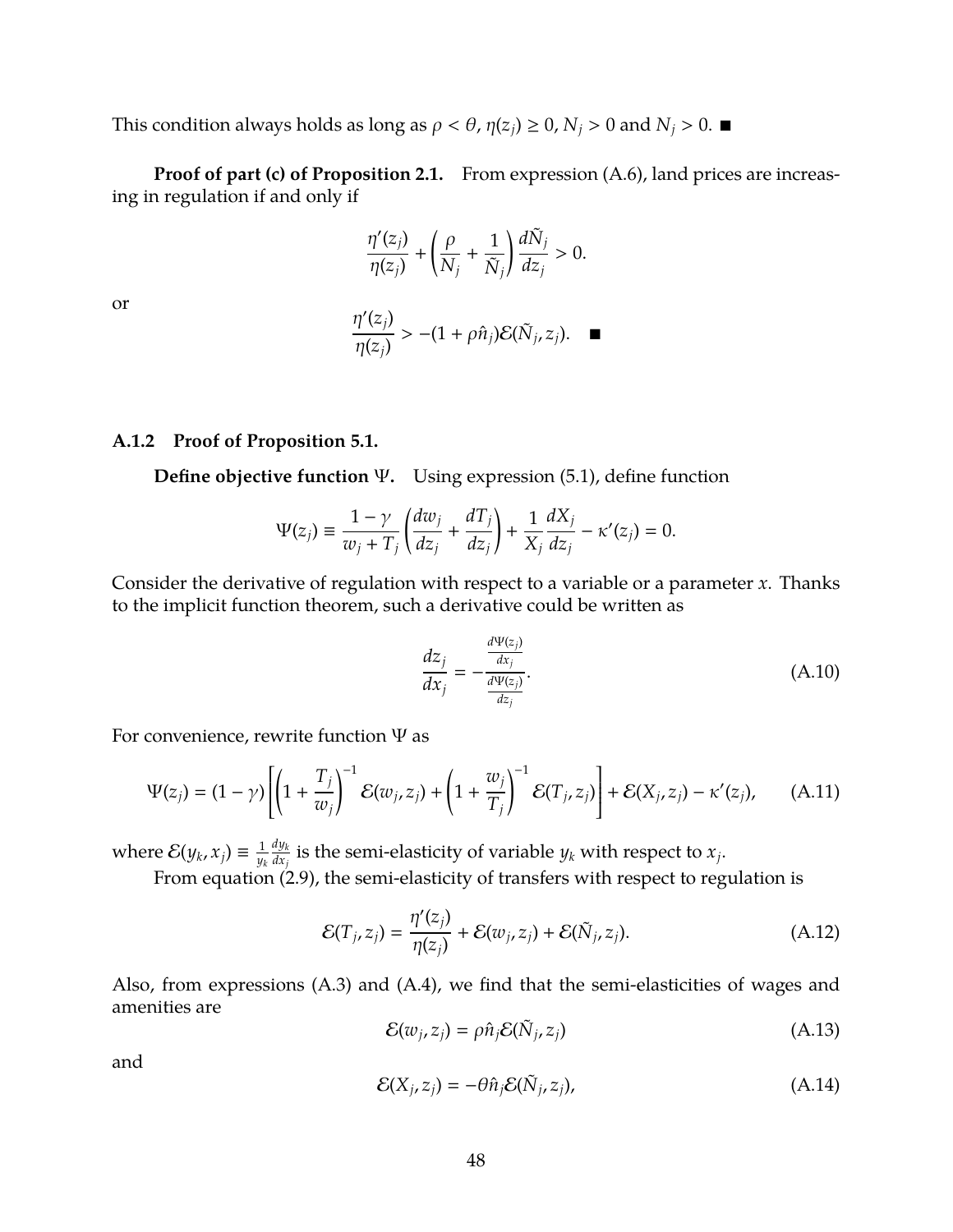This condition always holds as long as $\rho < \theta$, $\eta(z_j) \geq 0$, $N_j > 0$ and $N_j > 0$. ■

**Proof of part (c) of Proposition 2.1.** From expression (A.6), land prices are increasing in regulation if and only if

$$\frac{\eta'(z_j)}{\eta(z_j)} + \left(\frac{\rho}{N_j} + \frac{1}{\tilde{N}_j}\right)\frac{d\tilde{N}_j}{dz_j} > 0.$$

or

$$\frac{\eta'(z_j)}{\eta(z_j)} > -(1 + \rho\hat{n}_j)\mathcal{E}(\tilde{N}_j, z_j). \quad ■$$

### A.1.2 Proof of Proposition 5.1.

**Define objective function $\Psi$.** Using expression (5.1), define function

$$\Psi(z_j) \equiv \frac{1-\gamma}{w_j + T_j}\left(\frac{dw_j}{dz_j} + \frac{dT_j}{dz_j}\right) + \frac{1}{X_j}\frac{dX_j}{dz_j} - \kappa'(z_j) = 0.$$

Consider the derivative of regulation with respect to a variable or a parameter $x$. Thanks to the implicit function theorem, such a derivative could be written as

$$\frac{dz_j}{dx_j} = -\frac{\frac{d\Psi(z_j)}{dx_j}}{\frac{d\Psi(z_j)}{dz_j}}. \tag{A.10}$$

For convenience, rewrite function $\Psi$ as

$$\Psi(z_j) = (1-\gamma)\left[\left(1 + \frac{T_j}{w_j}\right)^{-1}\mathcal{E}(w_j, z_j) + \left(1 + \frac{w_j}{T_j}\right)^{-1}\mathcal{E}(T_j, z_j)\right] + \mathcal{E}(X_j, z_j) - \kappa'(z_j), \tag{A.11}$$

where $\mathcal{E}(y_k, x_j) \equiv \frac{1}{y_k}\frac{dy_k}{dx_j}$ is the semi-elasticity of variable $y_k$ with respect to $x_j$.

From equation (2.9), the semi-elasticity of transfers with respect to regulation is

$$\mathcal{E}(T_j, z_j) = \frac{\eta'(z_j)}{\eta(z_j)} + \mathcal{E}(w_j, z_j) + \mathcal{E}(\tilde{N}_j, z_j). \tag{A.12}$$

Also, from expressions (A.3) and (A.4), we find that the semi-elasticities of wages and amenities are

$$\mathcal{E}(w_j, z_j) = \rho\hat{n}_j\mathcal{E}(\tilde{N}_j, z_j) \tag{A.13}$$

and

$$\mathcal{E}(X_j, z_j) = -\theta\hat{n}_j\mathcal{E}(\tilde{N}_j, z_j), \tag{A.14}$$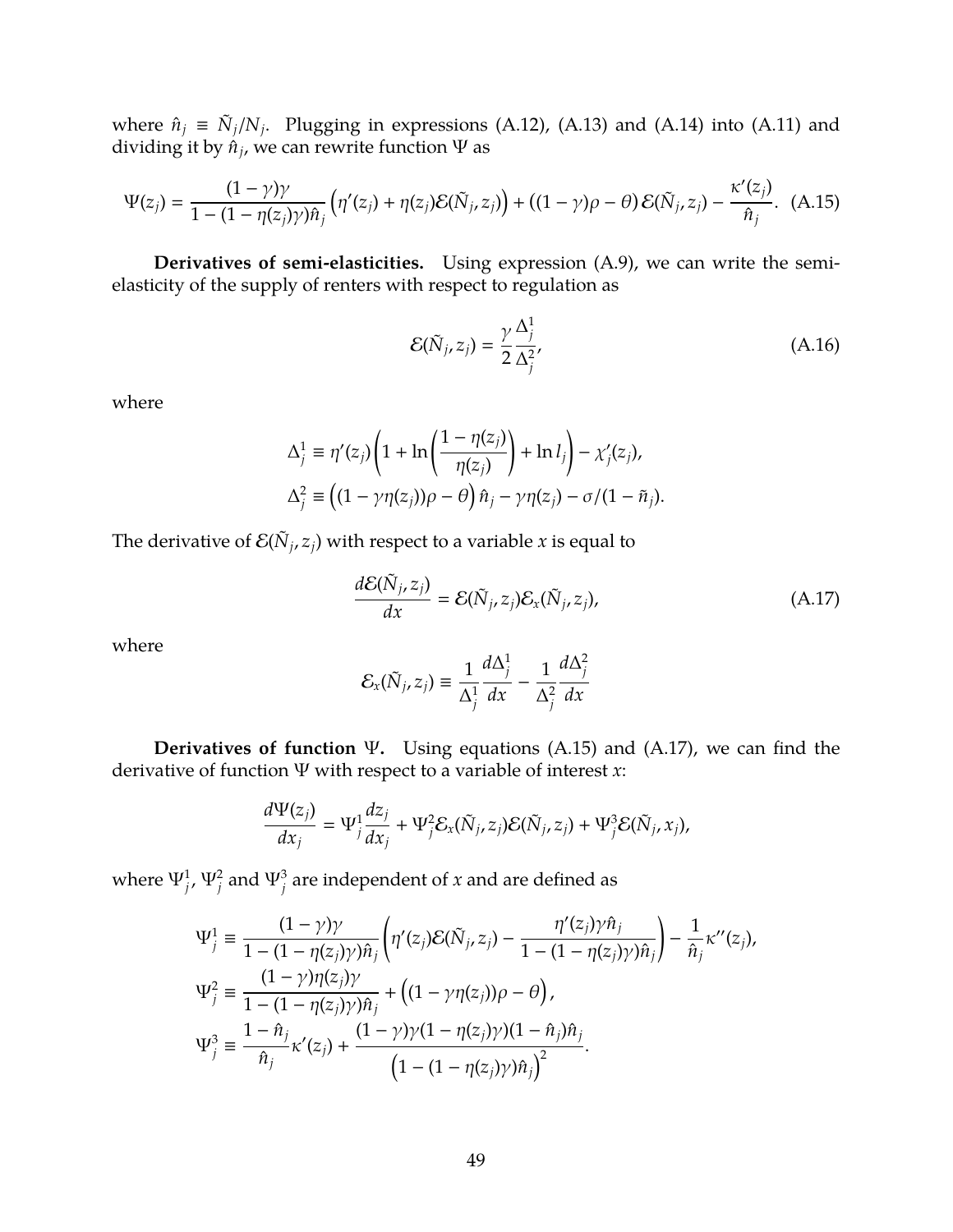where $\hat{n}_j \equiv \tilde{N}_j / N_j$. Plugging in expressions (A.12), (A.13) and (A.14) into (A.11) and dividing it by $\hat{n}_j$, we can rewrite function $\Psi$ as

$$\Psi(z_j) = \frac{(1-\gamma)\gamma}{1-(1-\eta(z_j)\gamma)\hat{n}_j}\Big(\eta'(z_j) + \eta(z_j)\mathcal{E}(\tilde{N}_j, z_j)\Big) + \big((1-\gamma)\rho - \theta\big)\,\mathcal{E}(\tilde{N}_j, z_j) - \frac{\kappa'(z_j)}{\hat{n}_j}. \quad \text{(A.15)}$$

**Derivatives of semi-elasticities.** Using expression (A.9), we can write the semi-elasticity of the supply of renters with respect to regulation as

$$\mathcal{E}(\tilde{N}_j, z_j) = \frac{\gamma}{2}\frac{\Delta_j^1}{\Delta_j^2}, \quad \text{(A.16)}$$

where

$$\Delta_j^1 \equiv \eta'(z_j)\left(1 + \ln\left(\frac{1-\eta(z_j)}{\eta(z_j)}\right) + \ln l_j\right) - \chi_j'(z_j),$$
$$\Delta_j^2 \equiv \Big((1-\gamma\eta(z_j))\rho - \theta\Big)\,\hat{n}_j - \gamma\eta(z_j) - \sigma/(1-\tilde{n}_j).$$

The derivative of $\mathcal{E}(\tilde{N}_j, z_j)$ with respect to a variable $x$ is equal to

$$\frac{d\mathcal{E}(\tilde{N}_j, z_j)}{dx} = \mathcal{E}(\tilde{N}_j, z_j)\mathcal{E}_x(\tilde{N}_j, z_j), \quad \text{(A.17)}$$

where

$$\mathcal{E}_x(\tilde{N}_j, z_j) \equiv \frac{1}{\Delta_j^1}\frac{d\Delta_j^1}{dx} - \frac{1}{\Delta_j^2}\frac{d\Delta_j^2}{dx}$$

**Derivatives of function $\Psi$.** Using equations (A.15) and (A.17), we can find the derivative of function $\Psi$ with respect to a variable of interest $x$:

$$\frac{d\Psi(z_j)}{dx_j} = \Psi_j^1\frac{dz_j}{dx_j} + \Psi_j^2\mathcal{E}_x(\tilde{N}_j, z_j)\mathcal{E}(\tilde{N}_j, z_j) + \Psi_j^3\mathcal{E}(\tilde{N}_j, x_j),$$

where $\Psi_j^1$, $\Psi_j^2$ and $\Psi_j^3$ are independent of $x$ and are defined as

$$\Psi_j^1 \equiv \frac{(1-\gamma)\gamma}{1-(1-\eta(z_j)\gamma)\hat{n}_j}\left(\eta'(z_j)\mathcal{E}(\tilde{N}_j, z_j) - \frac{\eta'(z_j)\gamma\hat{n}_j}{1-(1-\eta(z_j)\gamma)\hat{n}_j}\right) - \frac{1}{\hat{n}_j}\kappa''(z_j),$$
$$\Psi_j^2 \equiv \frac{(1-\gamma)\eta(z_j)\gamma}{1-(1-\eta(z_j)\gamma)\hat{n}_j} + \Big((1-\gamma\eta(z_j))\rho - \theta\Big),$$
$$\Psi_j^3 \equiv \frac{1-\hat{n}_j}{\hat{n}_j}\kappa'(z_j) + \frac{(1-\gamma)\gamma(1-\eta(z_j)\gamma)(1-\hat{n}_j)\hat{n}_j}{\Big(1-(1-\eta(z_j)\gamma)\hat{n}_j\Big)^2}.$$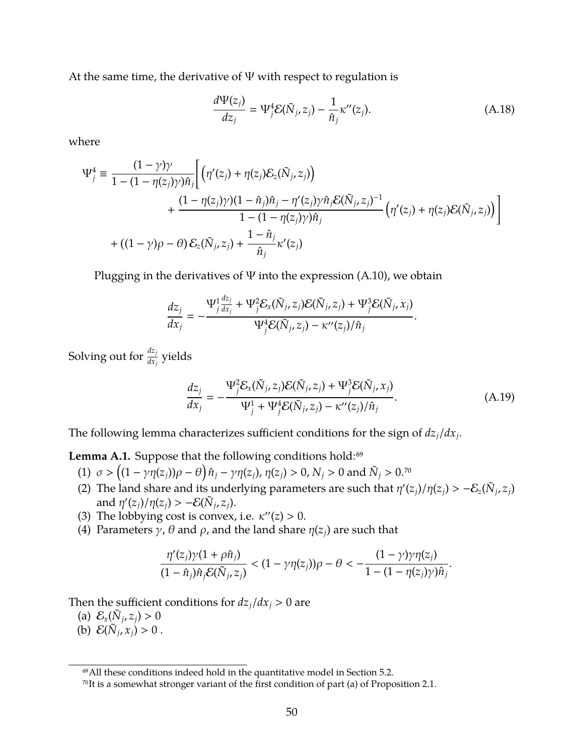At the same time, the derivative of $\Psi$ with respect to regulation is

$$\frac{d\Psi(z_j)}{dz_j} = \Psi_j^4 \mathcal{E}(\tilde{N}_j, z_j) - \frac{1}{\hat{n}_j}\kappa''(z_j). \tag{A.18}$$

where

$$\begin{aligned}
\Psi_j^4 \equiv \frac{(1-\gamma)\gamma}{1-(1-\eta(z_j)\gamma)\hat{n}_j}\Bigg[ & \Big(\eta'(z_j) + \eta(z_j)\mathcal{E}_z(\tilde{N}_j, z_j)\Big) \\
& + \frac{(1-\eta(z_j)\gamma)(1-\hat{n}_j)\hat{n}_j - \eta'(z_j)\gamma\hat{n}_j\mathcal{E}(\tilde{N}_j, z_j)^{-1}}{1-(1-\eta(z_j)\gamma)\hat{n}_j}\Big(\eta'(z_j) + \eta(z_j)\mathcal{E}(\tilde{N}_j, z_j)\Big)\Bigg] \\
& + \left((1-\gamma)\rho - \theta\right)\mathcal{E}_z(\tilde{N}_j, z_j) + \frac{1-\hat{n}_j}{\hat{n}_j}\kappa'(z_j)
\end{aligned}$$

Plugging in the derivatives of $\Psi$ into the expression (A.10), we obtain

$$\frac{dz_j}{dx_j} = -\frac{\Psi_j^1\frac{dz_j}{dx_j} + \Psi_j^2\mathcal{E}_x(\tilde{N}_j, z_j)\mathcal{E}(\tilde{N}_j, z_j) + \Psi_j^3\mathcal{E}(\tilde{N}_j, x_j)}{\Psi_j^4\mathcal{E}(\tilde{N}_j, z_j) - \kappa''(z_j)/\hat{n}_j}.$$

Solving out for $\frac{dz_j}{dx_j}$ yields

$$\frac{dz_j}{dx_j} = -\frac{\Psi_j^2\mathcal{E}_x(\tilde{N}_j, z_j)\mathcal{E}(\tilde{N}_j, z_j) + \Psi_j^3\mathcal{E}(\tilde{N}_j, x_j)}{\Psi_j^1 + \Psi_j^4\mathcal{E}(\tilde{N}_j, z_j) - \kappa''(z_j)/\hat{n}_j}. \tag{A.19}$$

The following lemma characterizes sufficient conditions for the sign of $dz_j/dx_j$.

**Lemma A.1.** Suppose that the following conditions hold:[69]

(1) $\sigma > \Big((1-\gamma\eta(z_j))\rho - \theta\Big)\hat{n}_j - \gamma\eta(z_j)$, $\eta(z_j) > 0$, $N_j > 0$ and $\tilde{N}_j > 0$.[70]

(2) The land share and its underlying parameters are such that $\eta'(z_j)/\eta(z_j) > -\mathcal{E}_z(\tilde{N}_j, z_j)$ and $\eta'(z_j)/\eta(z_j) > -\mathcal{E}(\tilde{N}_j, z_j)$.

(3) The lobbying cost is convex, i.e. $\kappa''(z) > 0$.

(4) Parameters $\gamma$, $\theta$ and $\rho$, and the land share $\eta(z_j)$ are such that

$$\frac{\eta'(z_j)\gamma(1+\rho\hat{n}_j)}{(1-\hat{n}_j)\hat{n}_j\mathcal{E}(\tilde{N}_j, z_j)} < (1-\gamma\eta(z_j))\rho - \theta < -\frac{(1-\gamma)\gamma\eta(z_j)}{1-(1-\eta(z_j)\gamma)\hat{n}_j}.$$

Then the sufficient conditions for $dz_j/dx_j > 0$ are

(a) $\mathcal{E}_x(\tilde{N}_j, z_j) > 0$

(b) $\mathcal{E}(\tilde{N}_j, x_j) > 0$ .

[69] All these conditions indeed hold in the quantitative model in Section 5.2.

[70] It is a somewhat stronger variant of the first condition of part (a) of Proposition 2.1.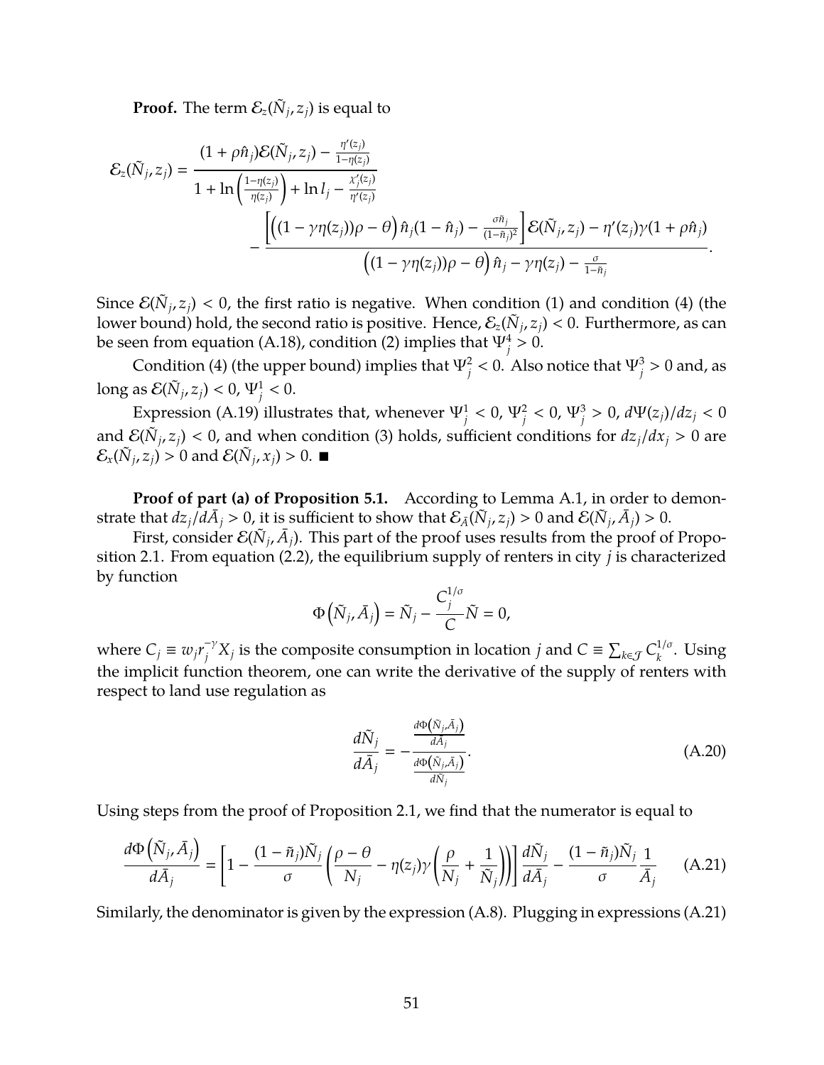**Proof.** The term $\mathcal{E}_z(\tilde{N}_j, z_j)$ is equal to

$$
\mathcal{E}_z(\tilde{N}_j, z_j) = \frac{(1+\rho\hat{n}_j)\mathcal{E}(\tilde{N}_j, z_j) - \frac{\eta'(z_j)}{1-\eta(z_j)}}{1 + \ln\left(\frac{1-\eta(z_j)}{\eta(z_j)}\right) + \ln l_j - \frac{x_j'(z_j)}{\eta'(z_j)}}
- \frac{\left[\left((1-\gamma\eta(z_j))\rho - \theta\right)\hat{n}_j(1-\hat{n}_j) - \frac{\sigma\tilde{n}_j}{(1-\tilde{n}_j)^2}\right]\mathcal{E}(\tilde{N}_j, z_j) - \eta'(z_j)\gamma(1+\rho\hat{n}_j)}{\left((1-\gamma\eta(z_j))\rho - \theta\right)\hat{n}_j - \gamma\eta(z_j) - \frac{\sigma}{1-\tilde{n}_j}}.
$$

Since $\mathcal{E}(\tilde{N}_j, z_j) < 0$, the first ratio is negative. When condition (1) and condition (4) (the lower bound) hold, the second ratio is positive. Hence, $\mathcal{E}_z(\tilde{N}_j, z_j) < 0$. Furthermore, as can be seen from equation (A.18), condition (2) implies that $\Psi_j^4 > 0$.

Condition (4) (the upper bound) implies that $\Psi_j^2 < 0$. Also notice that $\Psi_j^3 > 0$ and, as long as $\mathcal{E}(\tilde{N}_j, z_j) < 0$, $\Psi_j^1 < 0$.

Expression (A.19) illustrates that, whenever $\Psi_j^1 < 0$, $\Psi_j^2 < 0$, $\Psi_j^3 > 0$, $d\Psi(z_j)/dz_j < 0$ and $\mathcal{E}(\tilde{N}_j, z_j) < 0$, and when condition (3) holds, sufficient conditions for $dz_j/dx_j > 0$ are $\mathcal{E}_x(\tilde{N}_j, z_j) > 0$ and $\mathcal{E}(\tilde{N}_j, x_j) > 0$. ■

**Proof of part (a) of Proposition 5.1.** According to Lemma A.1, in order to demonstrate that $dz_j/d\bar{A}_j > 0$, it is sufficient to show that $\mathcal{E}_{\bar{A}}(\tilde{N}_j, z_j) > 0$ and $\mathcal{E}(\tilde{N}_j, \bar{A}_j) > 0$.

First, consider $\mathcal{E}(\tilde{N}_j, \bar{A}_j)$. This part of the proof uses results from the proof of Proposition 2.1. From equation (2.2), the equilibrium supply of renters in city $j$ is characterized by function

$$
\Phi\left(\tilde{N}_j, \bar{A}_j\right) = \tilde{N}_j - \frac{C_j^{1/\sigma}}{C}\tilde{N} = 0,
$$

where $C_j \equiv w_j r_j^{-\gamma} X_j$ is the composite consumption in location $j$ and $C \equiv \sum_{k\in\mathcal{J}} C_k^{1/\sigma}$. Using the implicit function theorem, one can write the derivative of the supply of renters with respect to land use regulation as

$$
\frac{d\tilde{N}_j}{d\bar{A}_j} = -\frac{\frac{d\Phi\left(\tilde{N}_j, \bar{A}_j\right)}{d\bar{A}_j}}{\frac{d\Phi\left(\tilde{N}_j, \bar{A}_j\right)}{d\tilde{N}_j}}. \tag{A.20}
$$

Using steps from the proof of Proposition 2.1, we find that the numerator is equal to

$$
\frac{d\Phi\left(\tilde{N}_j, \bar{A}_j\right)}{d\bar{A}_j} = \left[1 - \frac{(1-\tilde{n}_j)\tilde{N}_j}{\sigma}\left(\frac{\rho-\theta}{N_j} - \eta(z_j)\gamma\left(\frac{\rho}{N_j} + \frac{1}{\tilde{N}_j}\right)\right)\right]\frac{d\tilde{N}_j}{d\bar{A}_j} - \frac{(1-\tilde{n}_j)\tilde{N}_j}{\sigma}\frac{1}{\bar{A}_j} \tag{A.21}
$$

Similarly, the denominator is given by the expression (A.8). Plugging in expressions (A.21)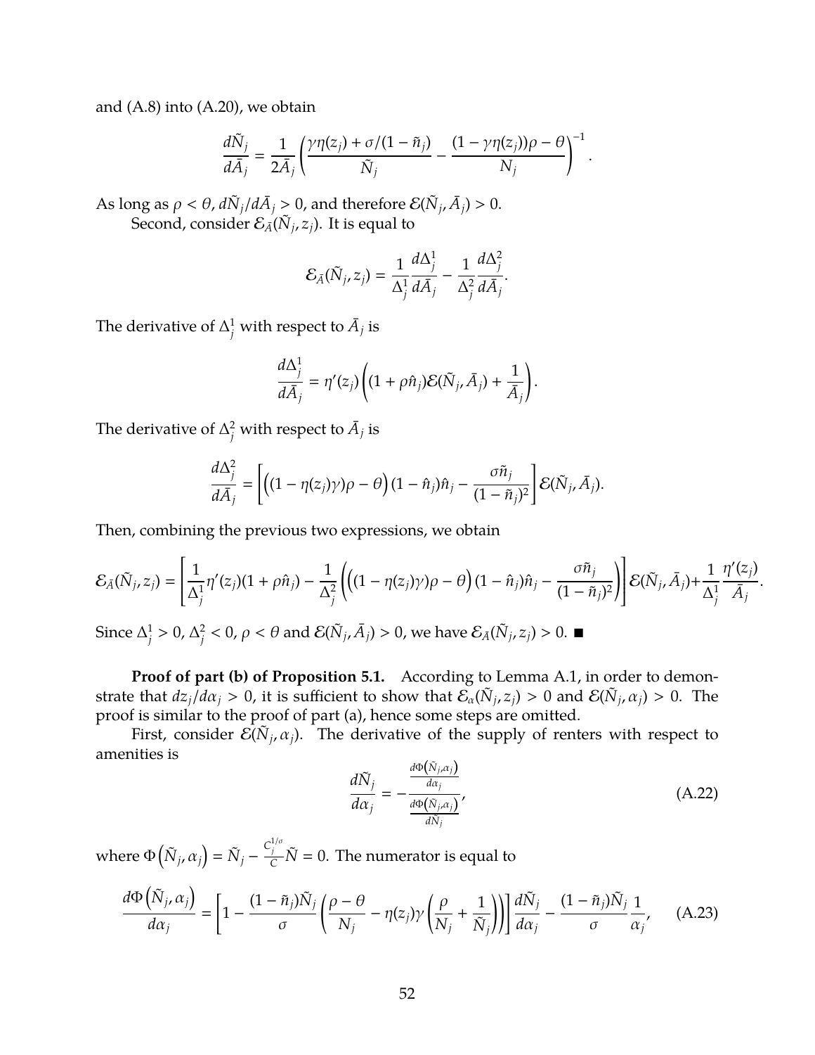and (A.8) into (A.20), we obtain

$$\frac{d\tilde{N}_j}{d\bar{A}_j} = \frac{1}{2\bar{A}_j}\left(\frac{\gamma\eta(z_j) + \sigma/(1-\tilde{n}_j)}{\tilde{N}_j} - \frac{(1-\gamma\eta(z_j))\rho - \theta}{N_j}\right)^{-1}.$$

As long as $\rho < \theta$, $d\tilde{N}_j/d\bar{A}_j > 0$, and therefore $\mathcal{E}(\tilde{N}_j, \bar{A}_j) > 0$.

Second, consider $\mathcal{E}_{\bar{A}}(\tilde{N}_j, z_j)$. It is equal to

$$\mathcal{E}_{\bar{A}}(\tilde{N}_j, z_j) = \frac{1}{\Delta_j^1}\frac{d\Delta_j^1}{d\bar{A}_j} - \frac{1}{\Delta_j^2}\frac{d\Delta_j^2}{d\bar{A}_j}.$$

The derivative of $\Delta_j^1$ with respect to $\bar{A}_j$ is

$$\frac{d\Delta_j^1}{d\bar{A}_j} = \eta'(z_j)\left((1+\rho\hat{n}_j)\mathcal{E}(\tilde{N}_j, \bar{A}_j) + \frac{1}{\bar{A}_j}\right).$$

The derivative of $\Delta_j^2$ with respect to $\bar{A}_j$ is

$$\frac{d\Delta_j^2}{d\bar{A}_j} = \left[\Big((1-\eta(z_j)\gamma)\rho - \theta\Big)(1-\hat{n}_j)\hat{n}_j - \frac{\sigma\tilde{n}_j}{(1-\tilde{n}_j)^2}\right]\mathcal{E}(\tilde{N}_j, \bar{A}_j).$$

Then, combining the previous two expressions, we obtain

$$\mathcal{E}_{\bar{A}}(\tilde{N}_j, z_j) = \left[\frac{1}{\Delta_j^1}\eta'(z_j)(1+\rho\hat{n}_j) - \frac{1}{\Delta_j^2}\left(\Big((1-\eta(z_j)\gamma)\rho - \theta\Big)(1-\hat{n}_j)\hat{n}_j - \frac{\sigma\tilde{n}_j}{(1-\tilde{n}_j)^2}\right)\right]\mathcal{E}(\tilde{N}_j, \bar{A}_j) + \frac{1}{\Delta_j^1}\frac{\eta'(z_j)}{\bar{A}_j}.$$

Since $\Delta_j^1 > 0$, $\Delta_j^2 < 0$, $\rho < \theta$ and $\mathcal{E}(\tilde{N}_j, \bar{A}_j) > 0$, we have $\mathcal{E}_{\bar{A}}(\tilde{N}_j, z_j) > 0$. ■

**Proof of part (b) of Proposition 5.1.** According to Lemma A.1, in order to demonstrate that $dz_j/d\alpha_j > 0$, it is sufficient to show that $\mathcal{E}_\alpha(\tilde{N}_j, z_j) > 0$ and $\mathcal{E}(\tilde{N}_j, \alpha_j) > 0$. The proof is similar to the proof of part (a), hence some steps are omitted.

First, consider $\mathcal{E}(\tilde{N}_j, \alpha_j)$. The derivative of the supply of renters with respect to amenities is

$$\frac{d\tilde{N}_j}{d\alpha_j} = -\frac{\frac{d\Phi(\tilde{N}_j, \alpha_j)}{d\alpha_j}}{\frac{d\Phi(\tilde{N}_j, \alpha_j)}{d\tilde{N}_j}}, \tag{A.22}$$

where $\Phi\left(\tilde{N}_j, \alpha_j\right) = \tilde{N}_j - \frac{C_j^{1/\sigma}}{C}\tilde{N} = 0$. The numerator is equal to

$$\frac{d\Phi\left(\tilde{N}_j, \alpha_j\right)}{d\alpha_j} = \left[1 - \frac{(1-\tilde{n}_j)\tilde{N}_j}{\sigma}\left(\frac{\rho-\theta}{N_j} - \eta(z_j)\gamma\left(\frac{\rho}{N_j} + \frac{1}{\tilde{N}_j}\right)\right)\right]\frac{d\tilde{N}_j}{d\alpha_j} - \frac{(1-\tilde{n}_j)\tilde{N}_j}{\sigma}\frac{1}{\alpha_j}, \tag{A.23}$$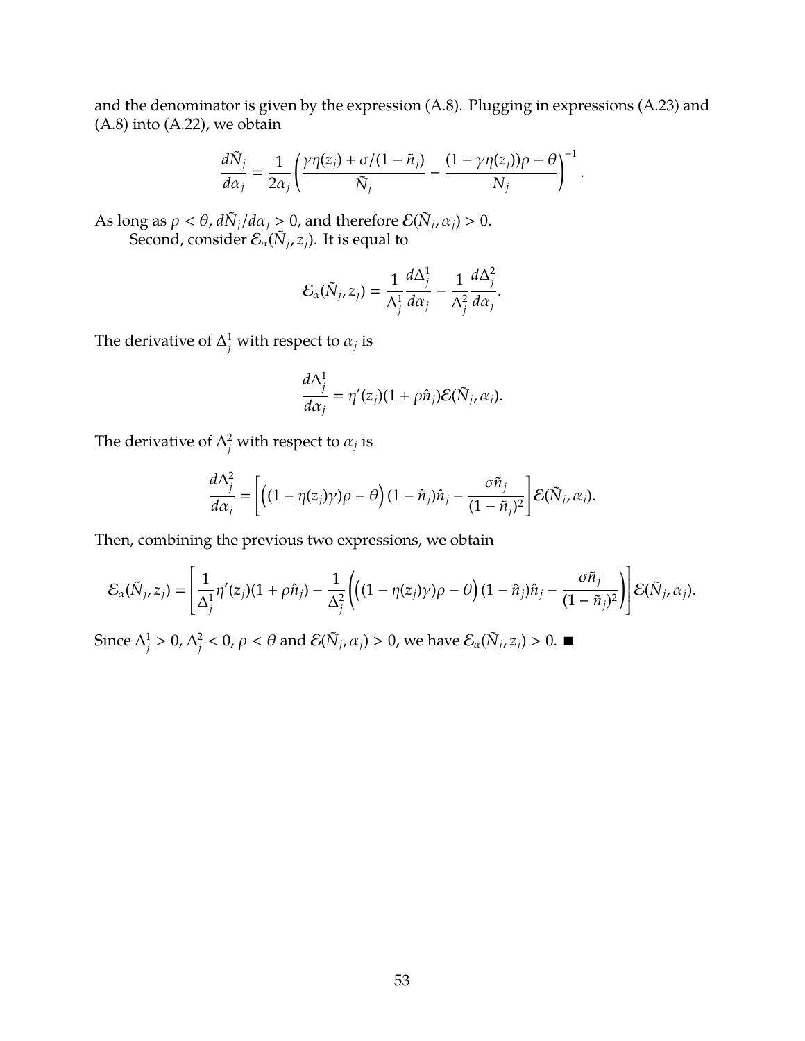and the denominator is given by the expression (A.8). Plugging in expressions (A.23) and (A.8) into (A.22), we obtain

$$\frac{d\tilde{N}_j}{d\alpha_j} = \frac{1}{2\alpha_j}\left(\frac{\gamma\eta(z_j) + \sigma/(1-\tilde{n}_j)}{\tilde{N}_j} - \frac{(1-\gamma\eta(z_j))\rho - \theta}{N_j}\right)^{-1}.$$

As long as $\rho < \theta$, $d\tilde{N}_j/d\alpha_j > 0$, and therefore $\mathcal{E}(\tilde{N}_j, \alpha_j) > 0$.

Second, consider $\mathcal{E}_\alpha(\tilde{N}_j, z_j)$. It is equal to

$$\mathcal{E}_\alpha(\tilde{N}_j, z_j) = \frac{1}{\Delta_j^1}\frac{d\Delta_j^1}{d\alpha_j} - \frac{1}{\Delta_j^2}\frac{d\Delta_j^2}{d\alpha_j}.$$

The derivative of $\Delta_j^1$ with respect to $\alpha_j$ is

$$\frac{d\Delta_j^1}{d\alpha_j} = \eta'(z_j)(1+\rho\hat{n}_j)\mathcal{E}(\tilde{N}_j, \alpha_j).$$

The derivative of $\Delta_j^2$ with respect to $\alpha_j$ is

$$\frac{d\Delta_j^2}{d\alpha_j} = \left[\Big((1-\eta(z_j)\gamma)\rho - \theta\Big)(1-\hat{n}_j)\hat{n}_j - \frac{\sigma\tilde{n}_j}{(1-\tilde{n}_j)^2}\right]\mathcal{E}(\tilde{N}_j, \alpha_j).$$

Then, combining the previous two expressions, we obtain

$$\mathcal{E}_\alpha(\tilde{N}_j, z_j) = \left[\frac{1}{\Delta_j^1}\eta'(z_j)(1+\rho\hat{n}_j) - \frac{1}{\Delta_j^2}\left(\Big((1-\eta(z_j)\gamma)\rho - \theta\Big)(1-\hat{n}_j)\hat{n}_j - \frac{\sigma\tilde{n}_j}{(1-\tilde{n}_j)^2}\right)\right]\mathcal{E}(\tilde{N}_j, \alpha_j).$$

Since $\Delta_j^1 > 0$, $\Delta_j^2 < 0$, $\rho < \theta$ and $\mathcal{E}(\tilde{N}_j, \alpha_j) > 0$, we have $\mathcal{E}_\alpha(\tilde{N}_j, z_j) > 0$. ■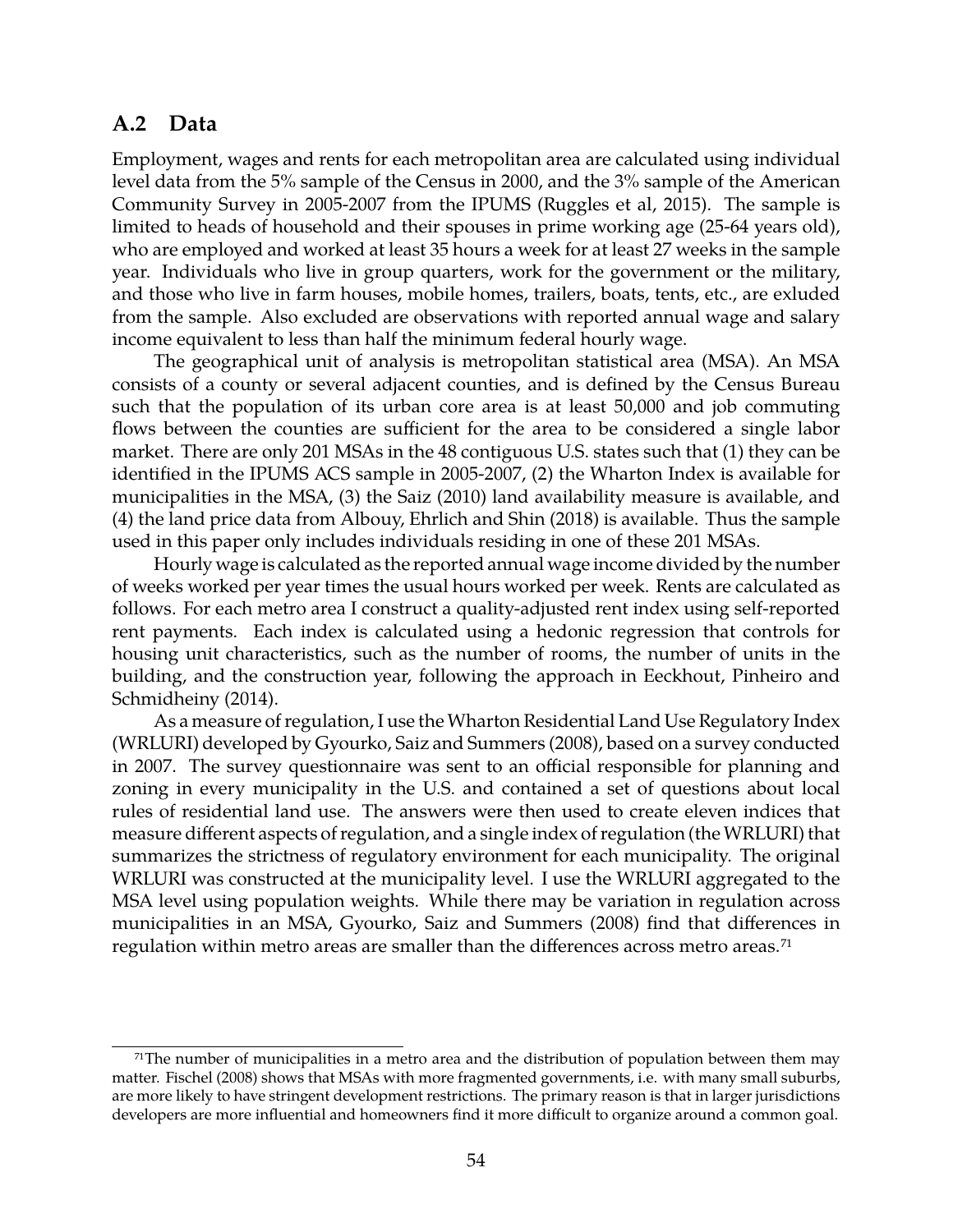## A.2 Data

Employment, wages and rents for each metropolitan area are calculated using individual level data from the 5% sample of the Census in 2000, and the 3% sample of the American Community Survey in 2005-2007 from the IPUMS (Ruggles et al, 2015). The sample is limited to heads of household and their spouses in prime working age (25-64 years old), who are employed and worked at least 35 hours a week for at least 27 weeks in the sample year. Individuals who live in group quarters, work for the government or the military, and those who live in farm houses, mobile homes, trailers, boats, tents, etc., are exluded from the sample. Also excluded are observations with reported annual wage and salary income equivalent to less than half the minimum federal hourly wage.

The geographical unit of analysis is metropolitan statistical area (MSA). An MSA consists of a county or several adjacent counties, and is defined by the Census Bureau such that the population of its urban core area is at least 50,000 and job commuting flows between the counties are sufficient for the area to be considered a single labor market. There are only 201 MSAs in the 48 contiguous U.S. states such that (1) they can be identified in the IPUMS ACS sample in 2005-2007, (2) the Wharton Index is available for municipalities in the MSA, (3) the Saiz (2010) land availability measure is available, and (4) the land price data from Albouy, Ehrlich and Shin (2018) is available. Thus the sample used in this paper only includes individuals residing in one of these 201 MSAs.

Hourly wage is calculated as the reported annual wage income divided by the number of weeks worked per year times the usual hours worked per week. Rents are calculated as follows. For each metro area I construct a quality-adjusted rent index using self-reported rent payments. Each index is calculated using a hedonic regression that controls for housing unit characteristics, such as the number of rooms, the number of units in the building, and the construction year, following the approach in Eeckhout, Pinheiro and Schmidheiny (2014).

As a measure of regulation, I use the Wharton Residential Land Use Regulatory Index (WRLURI) developed by Gyourko, Saiz and Summers (2008), based on a survey conducted in 2007. The survey questionnaire was sent to an official responsible for planning and zoning in every municipality in the U.S. and contained a set of questions about local rules of residential land use. The answers were then used to create eleven indices that measure different aspects of regulation, and a single index of regulation (the WRLURI) that summarizes the strictness of regulatory environment for each municipality. The original WRLURI was constructed at the municipality level. I use the WRLURI aggregated to the MSA level using population weights. While there may be variation in regulation across municipalities in an MSA, Gyourko, Saiz and Summers (2008) find that differences in regulation within metro areas are smaller than the differences across metro areas.[71]

[71] The number of municipalities in a metro area and the distribution of population between them may matter. Fischel (2008) shows that MSAs with more fragmented governments, i.e. with many small suburbs, are more likely to have stringent development restrictions. The primary reason is that in larger jurisdictions developers are more influential and homeowners find it more difficult to organize around a common goal.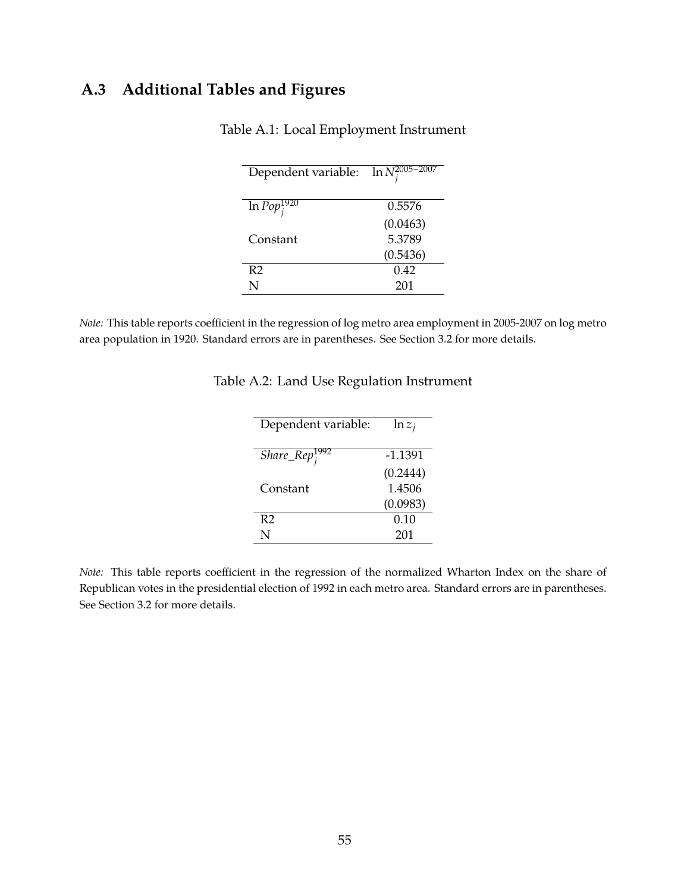## A.3 Additional Tables and Figures

Table A.1: Local Employment Instrument

| Dependent variable: | $\ln N_j^{2005-2007}$ |
|---|---|
| $\ln Pop_j^{1920}$ | 0.5576 |
| | (0.0463) |
| Constant | 5.3789 |
| | (0.5436) |
| R2 | 0.42 |
| N | 201 |

*Note:* This table reports coefficient in the regression of log metro area employment in 2005-2007 on log metro area population in 1920. Standard errors are in parentheses. See Section 3.2 for more details.

Table A.2: Land Use Regulation Instrument

| Dependent variable: | $\ln z_j$ |
|---|---|
| $Share\_Rep_j^{1992}$ | -1.1391 |
| | (0.2444) |
| Constant | 1.4506 |
| | (0.0983) |
| R2 | 0.10 |
| N | 201 |

*Note:* This table reports coefficient in the regression of the normalized Wharton Index on the share of Republican votes in the presidential election of 1992 in each metro area. Standard errors are in parentheses. See Section 3.2 for more details.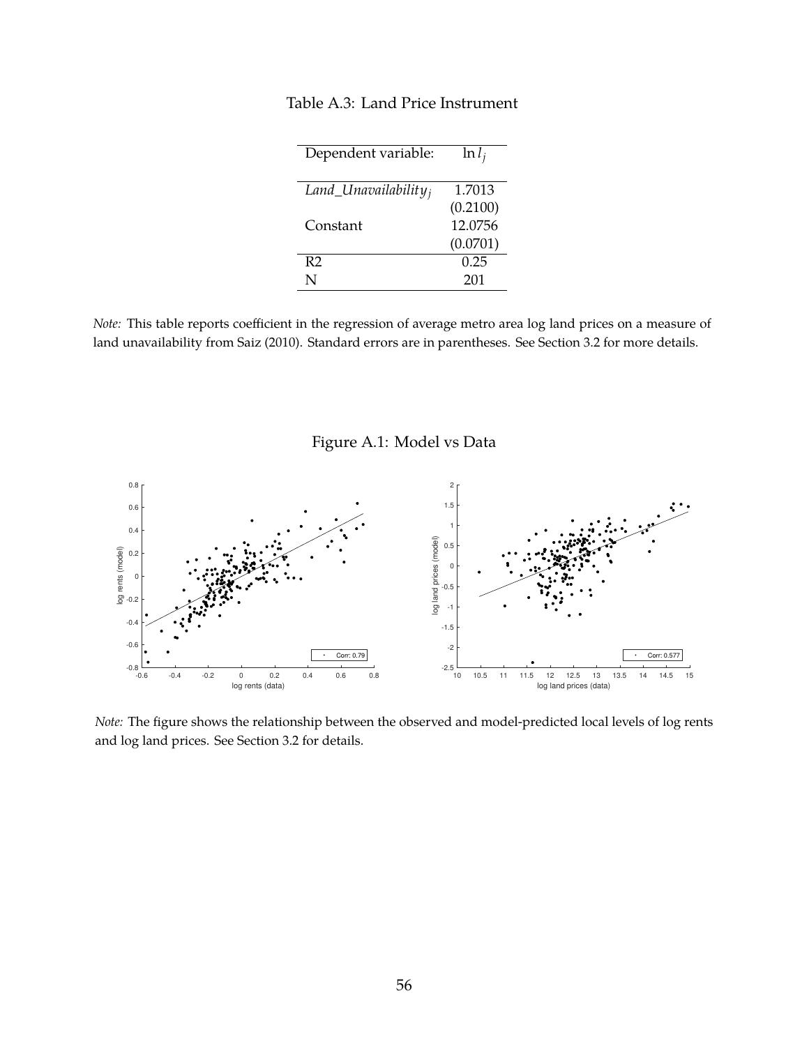Table A.3: Land Price Instrument

| Dependent variable: | $\ln l_j$ |
|---|---|
| $Land\_Unavailability_j$ | 1.7013 |
| | (0.2100) |
| Constant | 12.0756 |
| | (0.0701) |
| R2 | 0.25 |
| N | 201 |

*Note:* This table reports coefficient in the regression of average metro area log land prices on a measure of land unavailability from Saiz (2010). Standard errors are in parentheses. See Section 3.2 for more details.

Figure A.1: Model vs Data

*Note:* The figure shows the relationship between the observed and model-predicted local levels of log rents and log land prices. See Section 3.2 for details.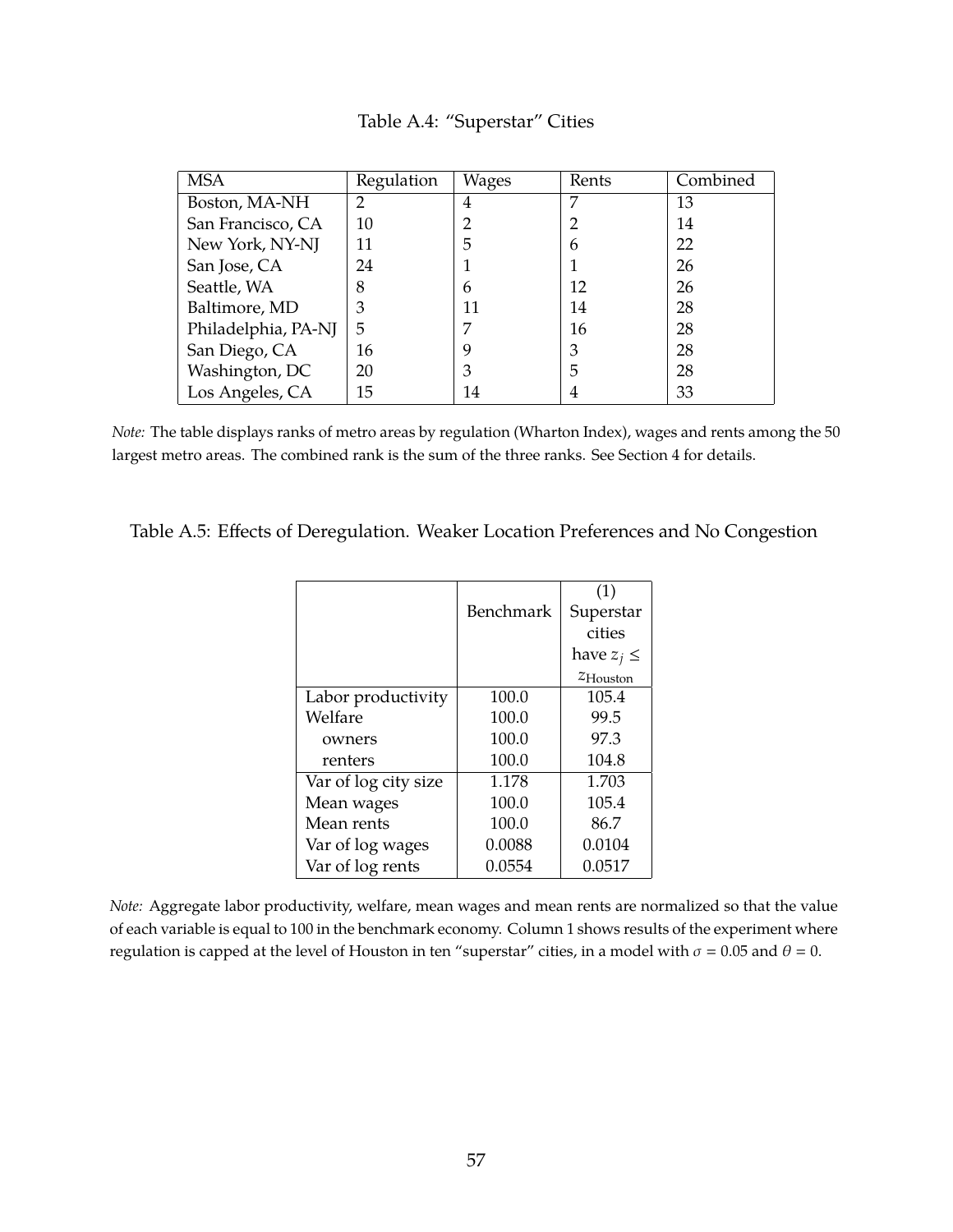Table A.4: "Superstar" Cities

| MSA | Regulation | Wages | Rents | Combined |
|---|---|---|---|---|
| Boston, MA-NH | 2 | 4 | 7 | 13 |
| San Francisco, CA | 10 | 2 | 2 | 14 |
| New York, NY-NJ | 11 | 5 | 6 | 22 |
| San Jose, CA | 24 | 1 | 1 | 26 |
| Seattle, WA | 8 | 6 | 12 | 26 |
| Baltimore, MD | 3 | 11 | 14 | 28 |
| Philadelphia, PA-NJ | 5 | 7 | 16 | 28 |
| San Diego, CA | 16 | 9 | 3 | 28 |
| Washington, DC | 20 | 3 | 5 | 28 |
| Los Angeles, CA | 15 | 14 | 4 | 33 |

*Note:* The table displays ranks of metro areas by regulation (Wharton Index), wages and rents among the 50 largest metro areas. The combined rank is the sum of the three ranks. See Section 4 for details.

Table A.5: Effects of Deregulation. Weaker Location Preferences and No Congestion

| | Benchmark | (1) Superstar cities have $z_j \leq z_{\text{Houston}}$ |
|---|---|---|
| Labor productivity | 100.0 | 105.4 |
| Welfare | 100.0 | 99.5 |
| owners | 100.0 | 97.3 |
| renters | 100.0 | 104.8 |
| Var of log city size | 1.178 | 1.703 |
| Mean wages | 100.0 | 105.4 |
| Mean rents | 100.0 | 86.7 |
| Var of log wages | 0.0088 | 0.0104 |
| Var of log rents | 0.0554 | 0.0517 |

*Note:* Aggregate labor productivity, welfare, mean wages and mean rents are normalized so that the value of each variable is equal to 100 in the benchmark economy. Column 1 shows results of the experiment where regulation is capped at the level of Houston in ten "superstar" cities, in a model with $\sigma = 0.05$ and $\theta = 0$.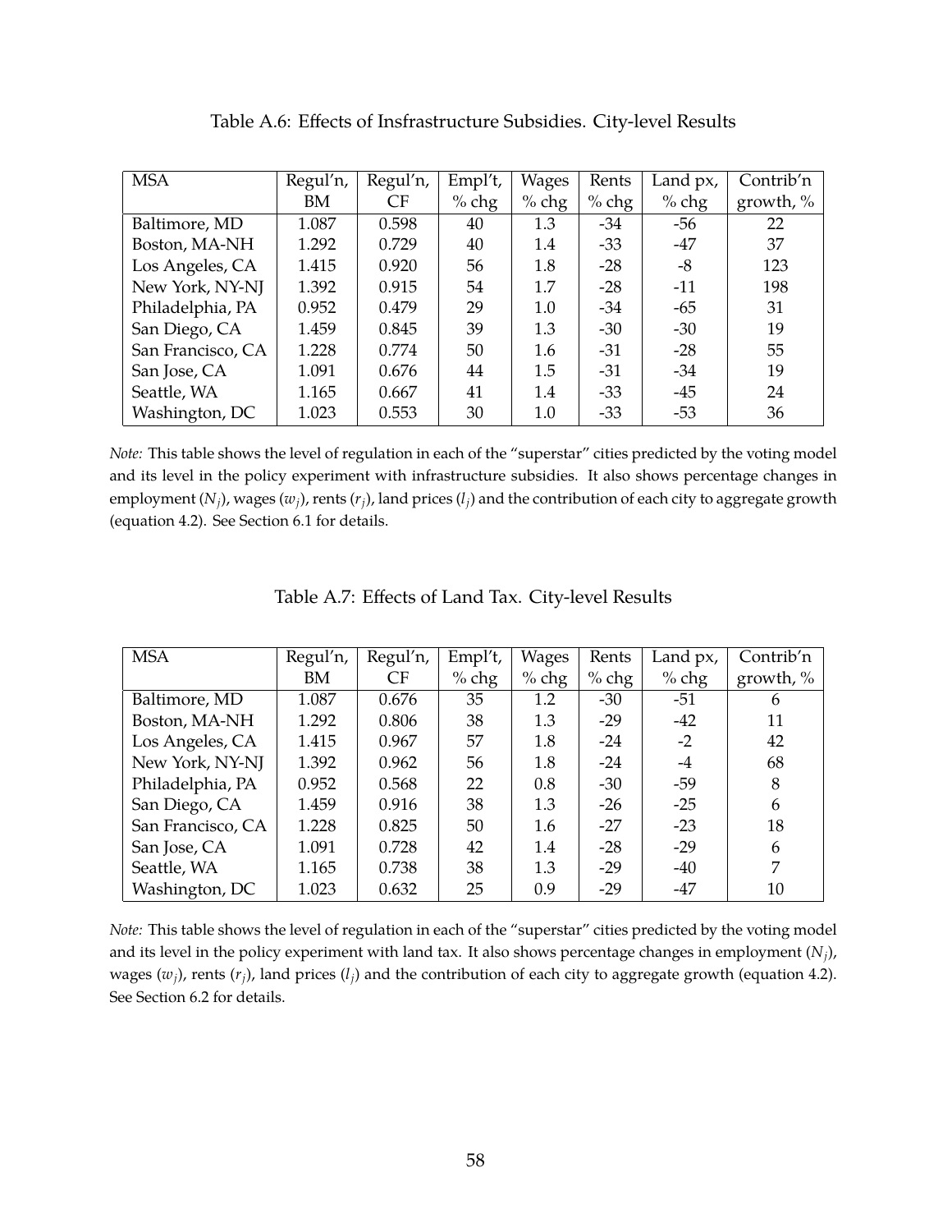Table A.6: Effects of Insfrastructure Subsidies. City-level Results

| MSA | Regul'n, BM | Regul'n, CF | Empl't, % chg | Wages % chg | Rents % chg | Land px, % chg | Contrib'n growth, % |
|---|---|---|---|---|---|---|---|
| Baltimore, MD | 1.087 | 0.598 | 40 | 1.3 | -34 | -56 | 22 |
| Boston, MA-NH | 1.292 | 0.729 | 40 | 1.4 | -33 | -47 | 37 |
| Los Angeles, CA | 1.415 | 0.920 | 56 | 1.8 | -28 | -8 | 123 |
| New York, NY-NJ | 1.392 | 0.915 | 54 | 1.7 | -28 | -11 | 198 |
| Philadelphia, PA | 0.952 | 0.479 | 29 | 1.0 | -34 | -65 | 31 |
| San Diego, CA | 1.459 | 0.845 | 39 | 1.3 | -30 | -30 | 19 |
| San Francisco, CA | 1.228 | 0.774 | 50 | 1.6 | -31 | -28 | 55 |
| San Jose, CA | 1.091 | 0.676 | 44 | 1.5 | -31 | -34 | 19 |
| Seattle, WA | 1.165 | 0.667 | 41 | 1.4 | -33 | -45 | 24 |
| Washington, DC | 1.023 | 0.553 | 30 | 1.0 | -33 | -53 | 36 |

*Note:* This table shows the level of regulation in each of the "superstar" cities predicted by the voting model and its level in the policy experiment with infrastructure subsidies. It also shows percentage changes in employment ($N_j$), wages ($w_j$), rents ($r_j$), land prices ($l_j$) and the contribution of each city to aggregate growth (equation 4.2). See Section 6.1 for details.

Table A.7: Effects of Land Tax. City-level Results

| MSA | Regul'n, BM | Regul'n, CF | Empl't, % chg | Wages % chg | Rents % chg | Land px, % chg | Contrib'n growth, % |
|---|---|---|---|---|---|---|---|
| Baltimore, MD | 1.087 | 0.676 | 35 | 1.2 | -30 | -51 | 6 |
| Boston, MA-NH | 1.292 | 0.806 | 38 | 1.3 | -29 | -42 | 11 |
| Los Angeles, CA | 1.415 | 0.967 | 57 | 1.8 | -24 | -2 | 42 |
| New York, NY-NJ | 1.392 | 0.962 | 56 | 1.8 | -24 | -4 | 68 |
| Philadelphia, PA | 0.952 | 0.568 | 22 | 0.8 | -30 | -59 | 8 |
| San Diego, CA | 1.459 | 0.916 | 38 | 1.3 | -26 | -25 | 6 |
| San Francisco, CA | 1.228 | 0.825 | 50 | 1.6 | -27 | -23 | 18 |
| San Jose, CA | 1.091 | 0.728 | 42 | 1.4 | -28 | -29 | 6 |
| Seattle, WA | 1.165 | 0.738 | 38 | 1.3 | -29 | -40 | 7 |
| Washington, DC | 1.023 | 0.632 | 25 | 0.9 | -29 | -47 | 10 |

*Note:* This table shows the level of regulation in each of the "superstar" cities predicted by the voting model and its level in the policy experiment with land tax. It also shows percentage changes in employment ($N_j$), wages ($w_j$), rents ($r_j$), land prices ($l_j$) and the contribution of each city to aggregate growth (equation 4.2). See Section 6.2 for details.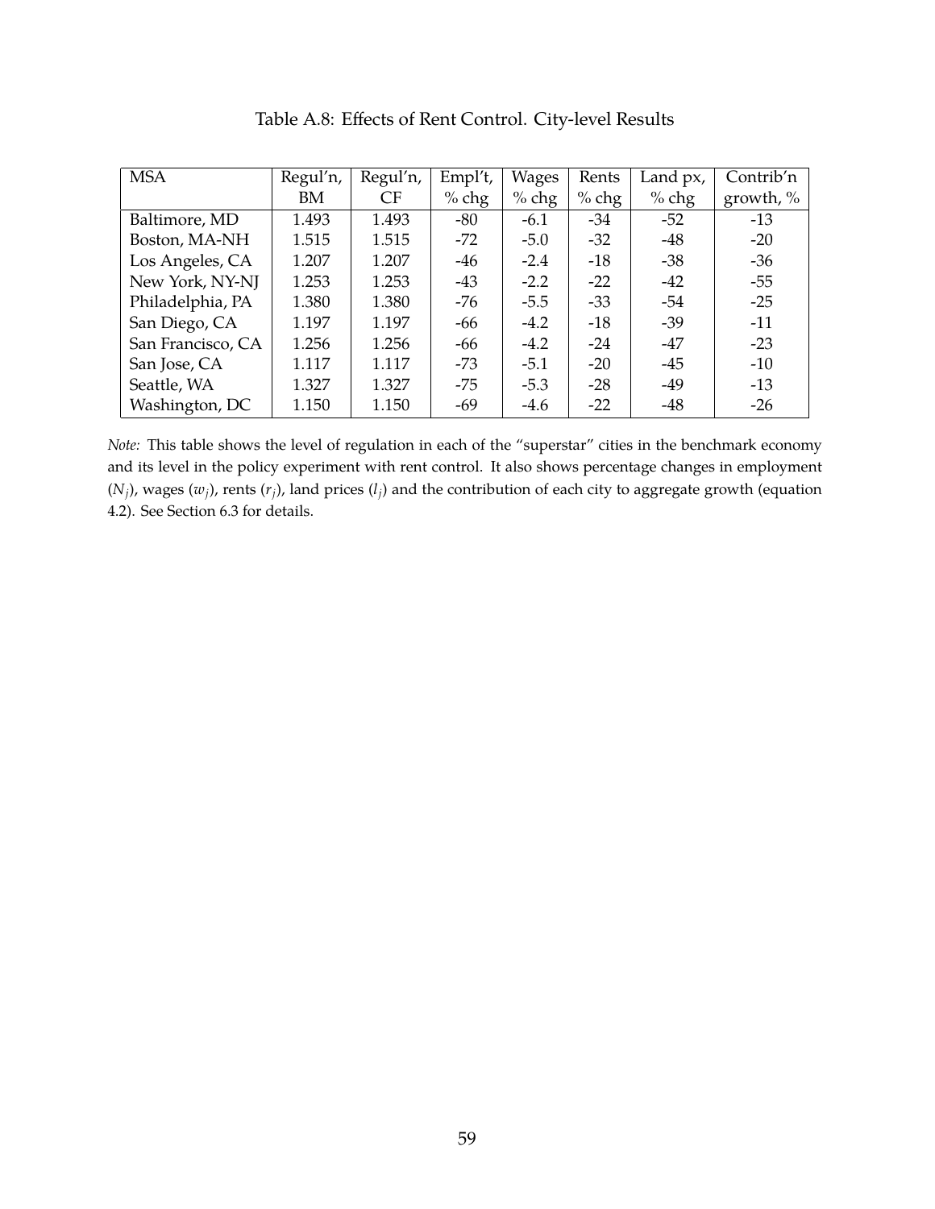Table A.8: Effects of Rent Control. City-level Results

| MSA | Regul'n, BM | Regul'n, CF | Empl't, % chg | Wages % chg | Rents % chg | Land px, % chg | Contrib'n growth, % |
|---|---|---|---|---|---|---|---|
| Baltimore, MD | 1.493 | 1.493 | -80 | -6.1 | -34 | -52 | -13 |
| Boston, MA-NH | 1.515 | 1.515 | -72 | -5.0 | -32 | -48 | -20 |
| Los Angeles, CA | 1.207 | 1.207 | -46 | -2.4 | -18 | -38 | -36 |
| New York, NY-NJ | 1.253 | 1.253 | -43 | -2.2 | -22 | -42 | -55 |
| Philadelphia, PA | 1.380 | 1.380 | -76 | -5.5 | -33 | -54 | -25 |
| San Diego, CA | 1.197 | 1.197 | -66 | -4.2 | -18 | -39 | -11 |
| San Francisco, CA | 1.256 | 1.256 | -66 | -4.2 | -24 | -47 | -23 |
| San Jose, CA | 1.117 | 1.117 | -73 | -5.1 | -20 | -45 | -10 |
| Seattle, WA | 1.327 | 1.327 | -75 | -5.3 | -28 | -49 | -13 |
| Washington, DC | 1.150 | 1.150 | -69 | -4.6 | -22 | -48 | -26 |

*Note:* This table shows the level of regulation in each of the "superstar" cities in the benchmark economy and its level in the policy experiment with rent control. It also shows percentage changes in employment ($N_j$), wages ($w_j$), rents ($r_j$), land prices ($l_j$) and the contribution of each city to aggregate growth (equation 4.2). See Section 6.3 for details.